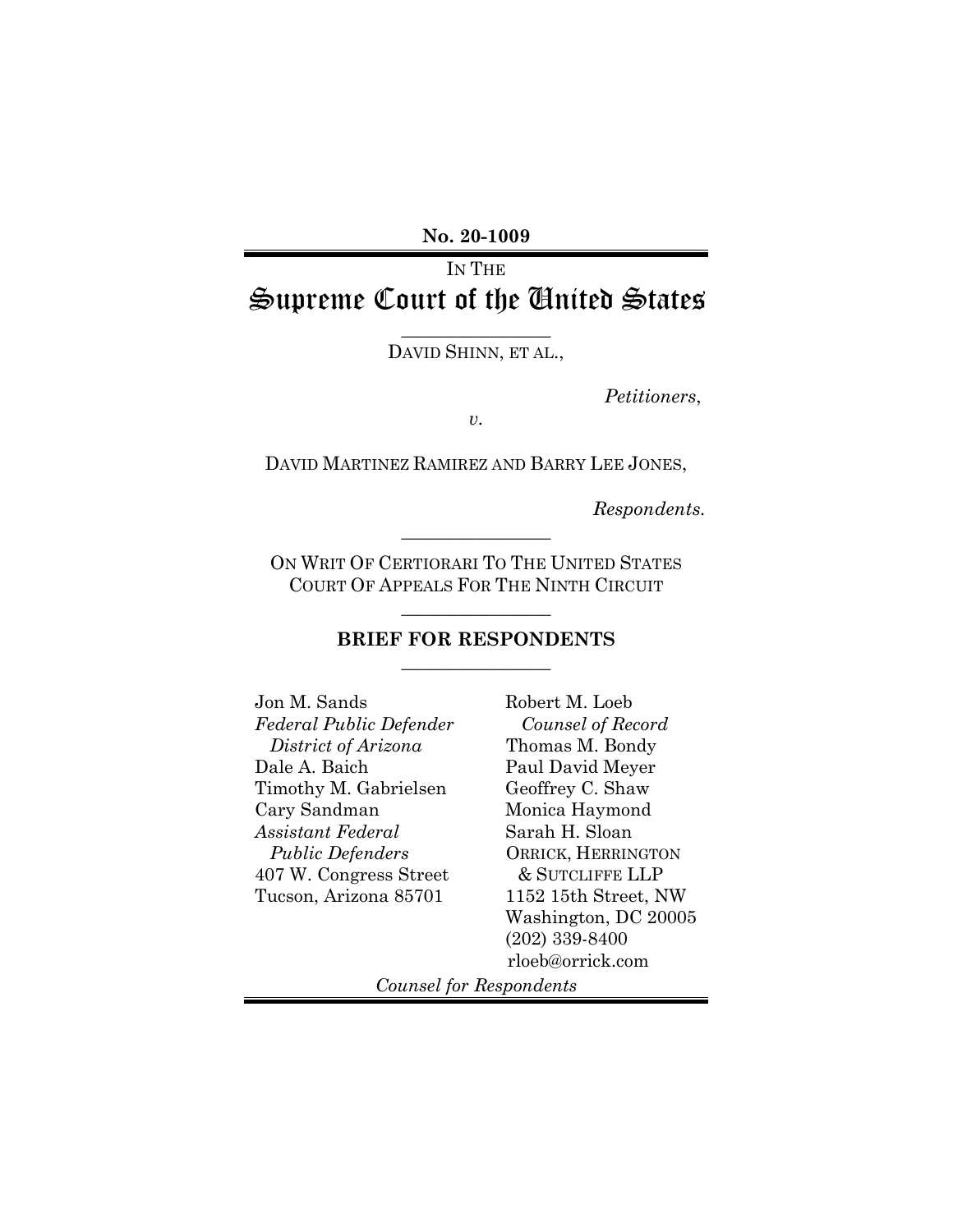**No. 20-1009**

IN THE

# Supreme Court of the United States

DAVID SHINN, ET AL.,

*Petitioners*,

*v.*

DAVID MARTINEZ RAMIREZ AND BARRY LEE JONES,

*Respondents.*

ON WRIT OF CERTIORARI TO THE UNITED STATES COURT OF APPEALS FOR THE NINTH CIRCUIT

## BRIEF FOR RESPONDENTS

Jon M. Sands
*Federal Public Defender*
*District of Arizona*
Dale A. Baich
Timothy M. Gabrielsen
Cary Sandman
*Assistant Federal Public Defenders*
407 W. Congress Street
Tucson, Arizona 85701

Robert M. Loeb
*Counsel of Record*
Thomas M. Bondy
Paul David Meyer
Geoffrey C. Shaw
Monica Haymond
Sarah H. Sloan
ORRICK, HERRINGTON & SUTCLIFFE LLP
1152 15th Street, NW
Washington, DC 20005
(202) 339-8400
rloeb@orrick.com

*Counsel for Respondents*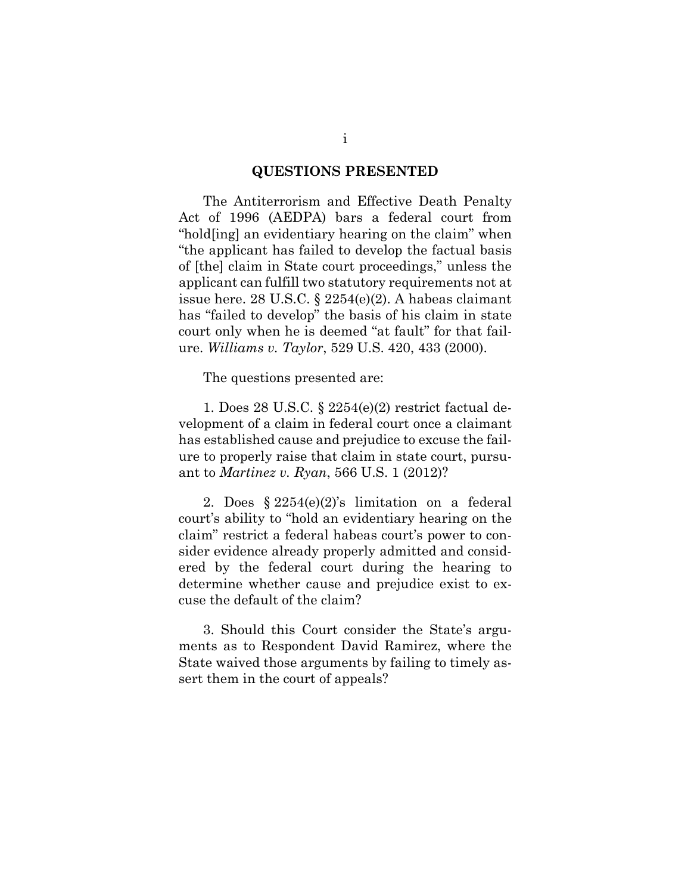## QUESTIONS PRESENTED

The Antiterrorism and Effective Death Penalty Act of 1996 (AEDPA) bars a federal court from "hold[ing] an evidentiary hearing on the claim" when "the applicant has failed to develop the factual basis of [the] claim in State court proceedings," unless the applicant can fulfill two statutory requirements not at issue here. 28 U.S.C. § 2254(e)(2). A habeas claimant has "failed to develop" the basis of his claim in state court only when he is deemed "at fault" for that failure. *Williams v. Taylor*, 529 U.S. 420, 433 (2000).

The questions presented are:

1. Does 28 U.S.C. § 2254(e)(2) restrict factual development of a claim in federal court once a claimant has established cause and prejudice to excuse the failure to properly raise that claim in state court, pursuant to *Martinez v. Ryan*, 566 U.S. 1 (2012)?

2. Does § 2254(e)(2)'s limitation on a federal court's ability to "hold an evidentiary hearing on the claim" restrict a federal habeas court's power to consider evidence already properly admitted and considered by the federal court during the hearing to determine whether cause and prejudice exist to excuse the default of the claim?

3. Should this Court consider the State's arguments as to Respondent David Ramirez, where the State waived those arguments by failing to timely assert them in the court of appeals?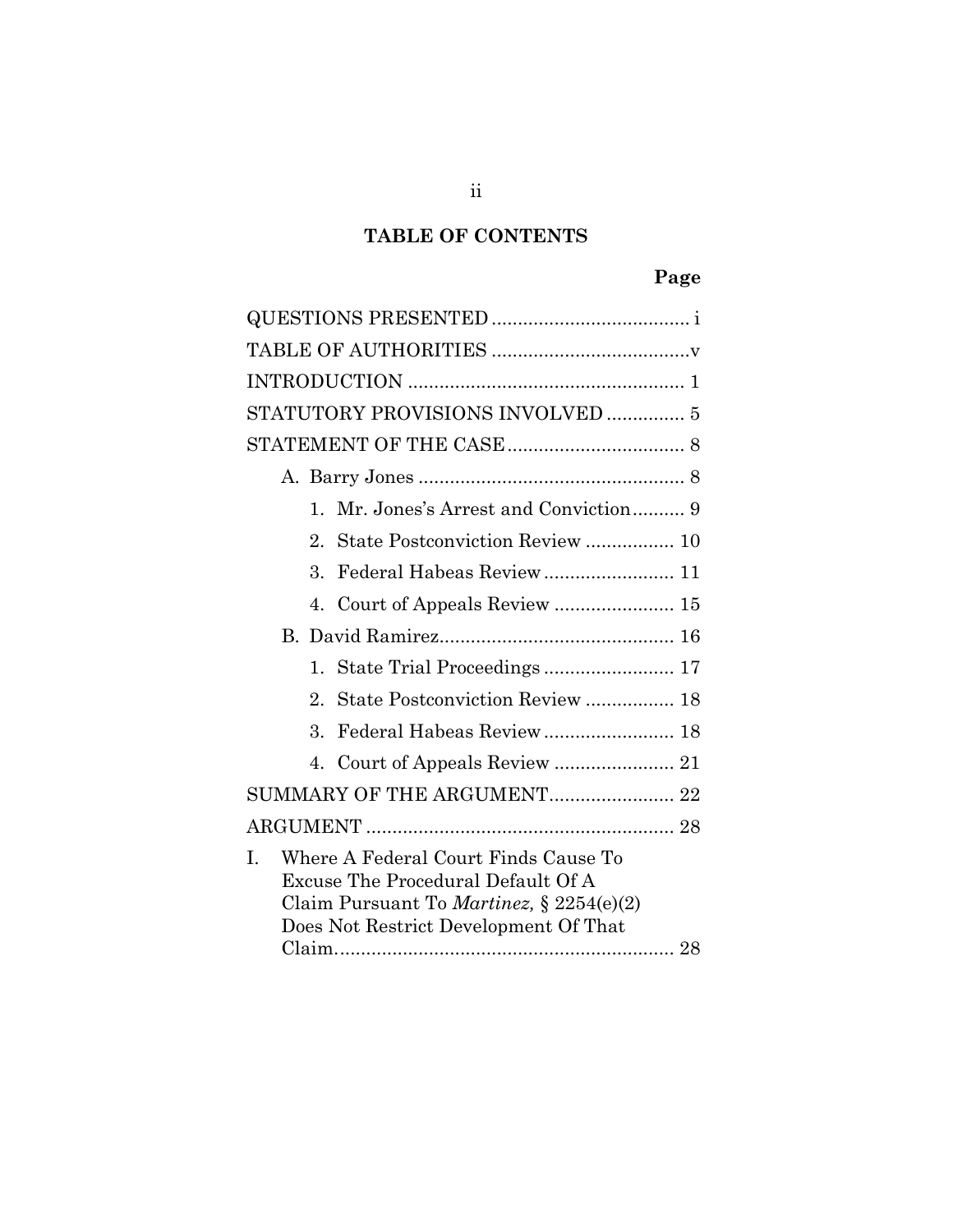## TABLE OF CONTENTS

**Page**

QUESTIONS PRESENTED ...................................... i

TABLE OF AUTHORITIES ......................................v

INTRODUCTION ..................................................... 1

STATUTORY PROVISIONS INVOLVED ............... 5

STATEMENT OF THE CASE .................................. 8

- A. Barry Jones .................................................... 8
  1. Mr. Jones's Arrest and Conviction .......... 9
  2. State Postconviction Review ................. 10
  3. Federal Habeas Review ......................... 11
  4. Court of Appeals Review ....................... 15
- B. David Ramirez............................................. 16
  1. State Trial Proceedings ......................... 17
  2. State Postconviction Review ................. 18
  3. Federal Habeas Review ......................... 18
  4. Court of Appeals Review ....................... 21

SUMMARY OF THE ARGUMENT........................ 22

ARGUMENT .......................................................... 28

I. Where A Federal Court Finds Cause To Excuse The Procedural Default Of A Claim Pursuant To *Martinez,* § 2254(e)(2) Does Not Restrict Development Of That Claim................................................................. 28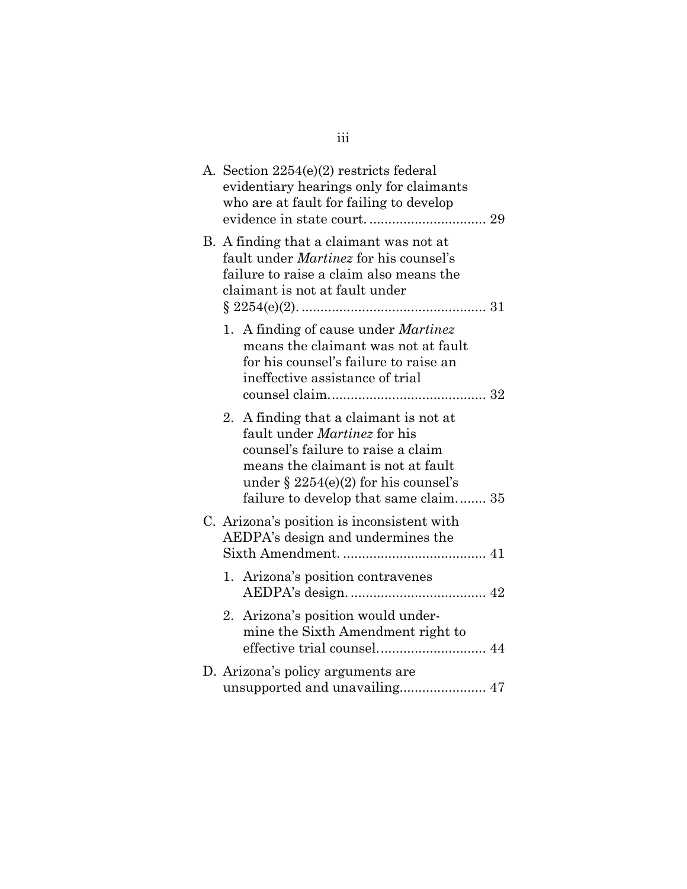A. Section 2254(e)(2) restricts federal evidentiary hearings only for claimants who are at fault for failing to develop evidence in state court. ............................... 29

B. A finding that a claimant was not at fault under *Martinez* for his counsel's failure to raise a claim also means the claimant is not at fault under § 2254(e)(2). ................................................ 31

   1. A finding of cause under *Martinez* means the claimant was not at fault for his counsel's failure to raise an ineffective assistance of trial counsel claim......................................... 32

   2. A finding that a claimant is not at fault under *Martinez* for his counsel's failure to raise a claim means the claimant is not at fault under § 2254(e)(2) for his counsel's failure to develop that same claim........ 35

C. Arizona's position is inconsistent with AEDPA's design and undermines the Sixth Amendment. ..................................... 41

   1. Arizona's position contravenes AEDPA's design. ................................... 42

   2. Arizona's position would undermine the Sixth Amendment right to effective trial counsel............................ 44

D. Arizona's policy arguments are unsupported and unavailing....................... 47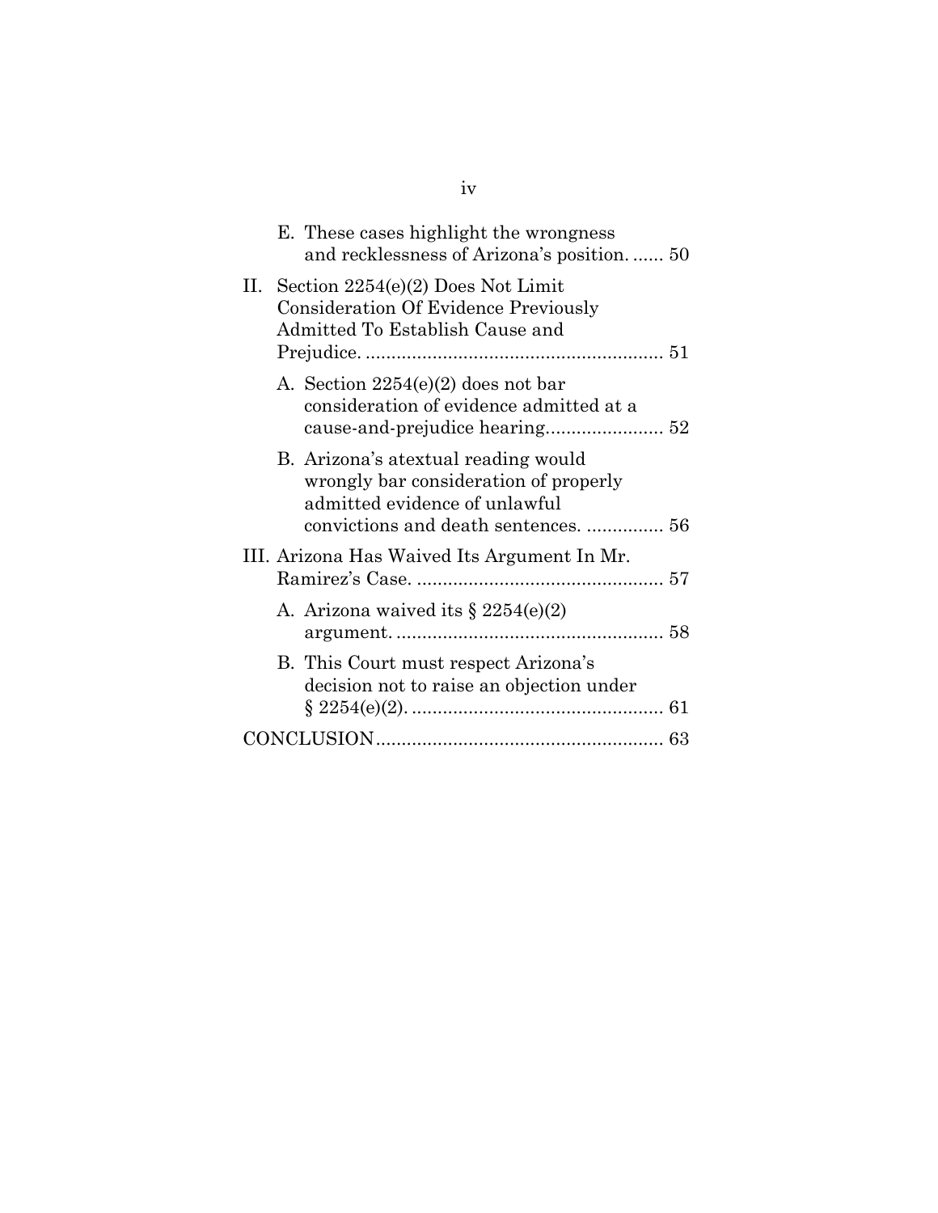- E. These cases highlight the wrongness and recklessness of Arizona's position. ...... 50

II. Section 2254(e)(2) Does Not Limit Consideration Of Evidence Previously Admitted To Establish Cause and Prejudice. .......................................................... 51

- A. Section 2254(e)(2) does not bar consideration of evidence admitted at a cause-and-prejudice hearing....................... 52
- B. Arizona's atextual reading would wrongly bar consideration of properly admitted evidence of unlawful convictions and death sentences. ............... 56

III. Arizona Has Waived Its Argument In Mr. Ramirez's Case. ................................................ 57

- A. Arizona waived its § 2254(e)(2) argument. .................................................... 58
- B. This Court must respect Arizona's decision not to raise an objection under § 2254(e)(2). ................................................. 61

CONCLUSION....................................................... 63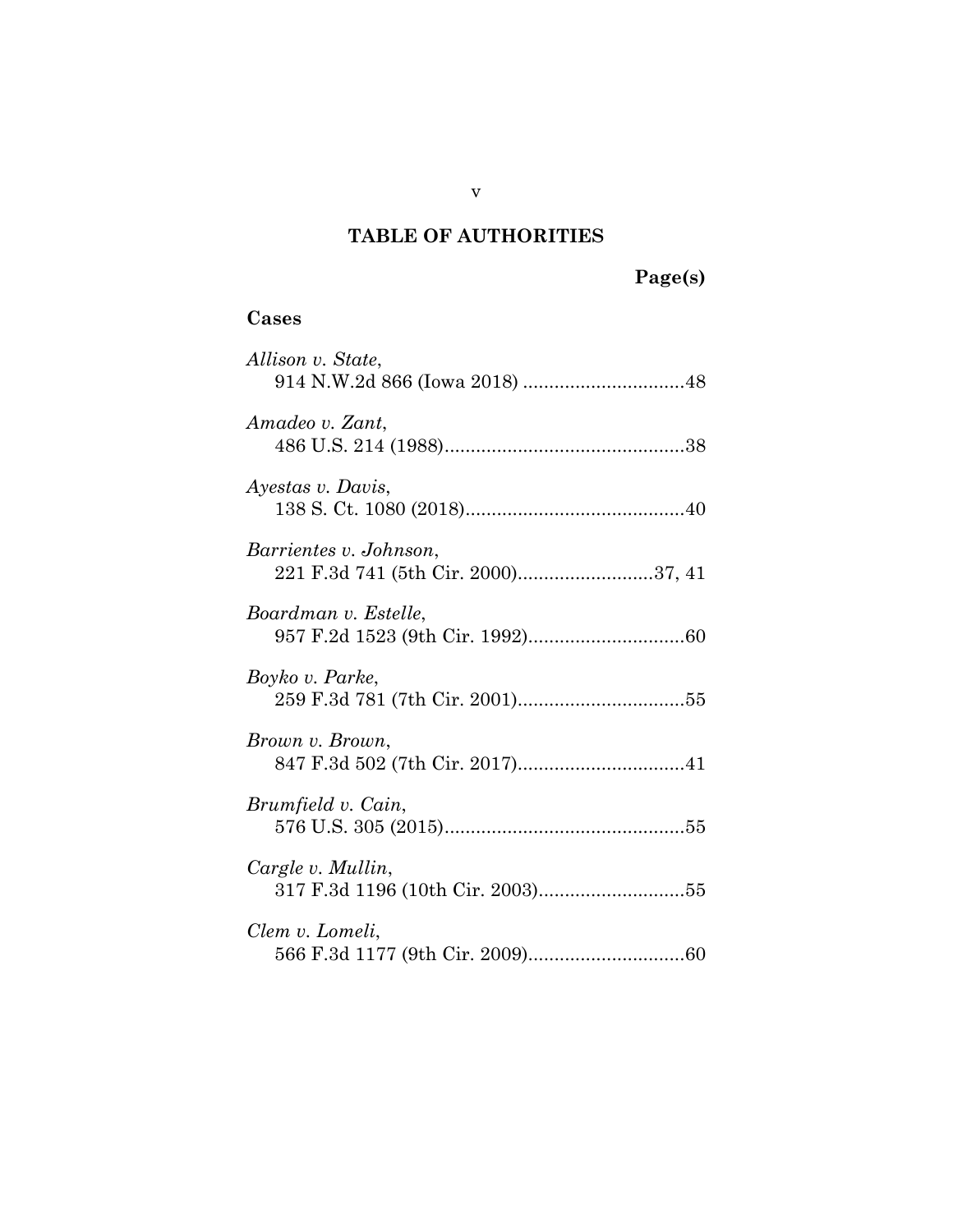# TABLE OF AUTHORITIES

**Page(s)**

## Cases

*Allison v. State*,
914 N.W.2d 866 (Iowa 2018) ...............................48

*Amadeo v. Zant*,
486 U.S. 214 (1988)..............................................38

*Ayestas v. Davis*,
138 S. Ct. 1080 (2018)..........................................40

*Barrientes v. Johnson*,
221 F.3d 741 (5th Cir. 2000)..........................37, 41

*Boardman v. Estelle*,
957 F.2d 1523 (9th Cir. 1992)..............................60

*Boyko v. Parke*,
259 F.3d 781 (7th Cir. 2001)................................55

*Brown v. Brown*,
847 F.3d 502 (7th Cir. 2017)................................41

*Brumfield v. Cain*,
576 U.S. 305 (2015)..............................................55

*Cargle v. Mullin*,
317 F.3d 1196 (10th Cir. 2003)............................55

*Clem v. Lomeli*,
566 F.3d 1177 (9th Cir. 2009)..............................60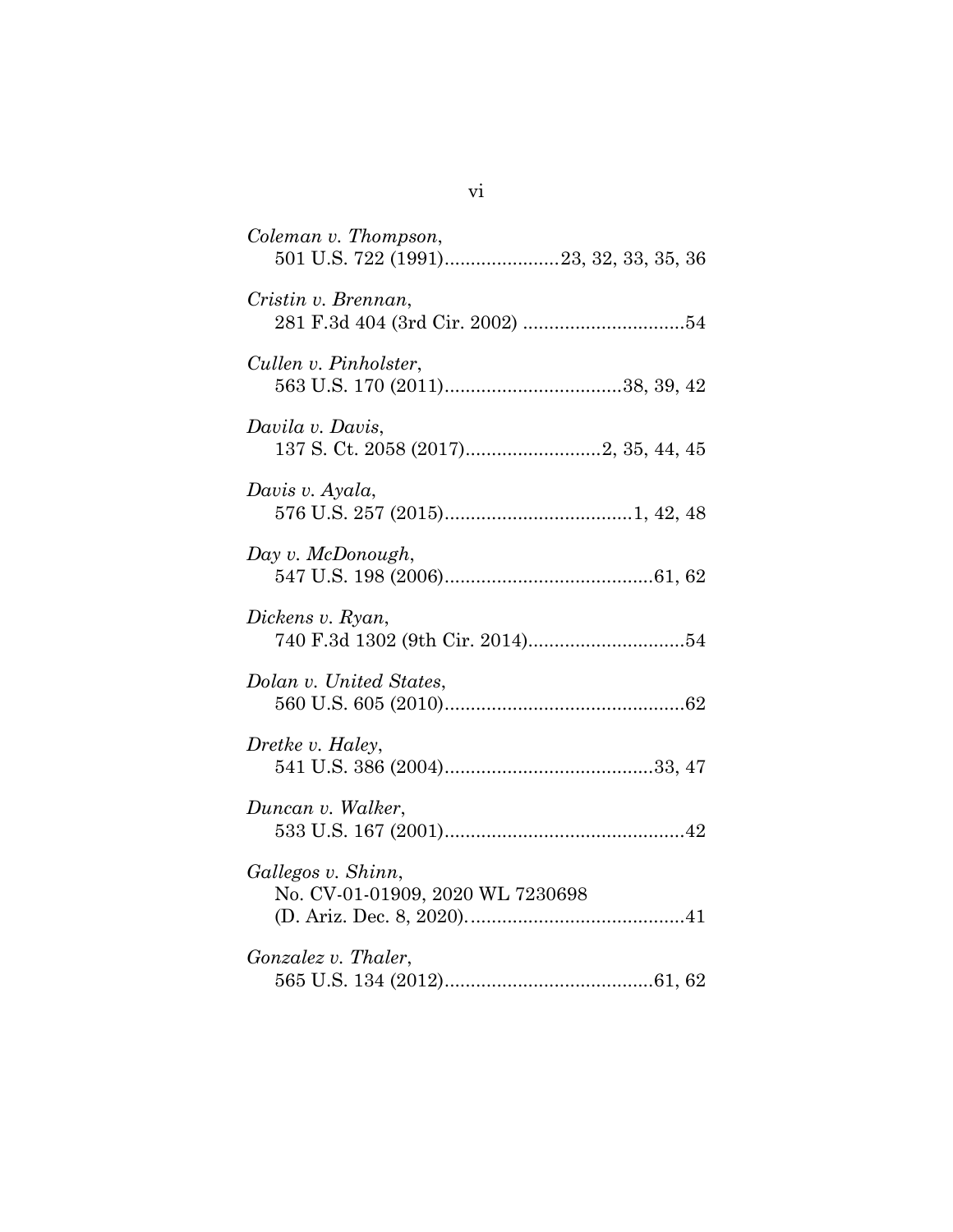*Coleman v. Thompson*,
501 U.S. 722 (1991)......................23, 32, 33, 35, 36

*Cristin v. Brennan*,
281 F.3d 404 (3rd Cir. 2002) ...............................54

*Cullen v. Pinholster*,
563 U.S. 170 (2011)..................................38, 39, 42

*Davila v. Davis*,
137 S. Ct. 2058 (2017)..........................2, 35, 44, 45

*Davis v. Ayala*,
576 U.S. 257 (2015)....................................1, 42, 48

*Day v. McDonough*,
547 U.S. 198 (2006)........................................61, 62

*Dickens v. Ryan*,
740 F.3d 1302 (9th Cir. 2014)..............................54

*Dolan v. United States*,
560 U.S. 605 (2010)..............................................62

*Dretke v. Haley*,
541 U.S. 386 (2004)........................................33, 47

*Duncan v. Walker*,
533 U.S. 167 (2001)..............................................42

*Gallegos v. Shinn*,
No. CV-01-01909, 2020 WL 7230698
(D. Ariz. Dec. 8, 2020)..........................................41

*Gonzalez v. Thaler*,
565 U.S. 134 (2012)........................................61, 62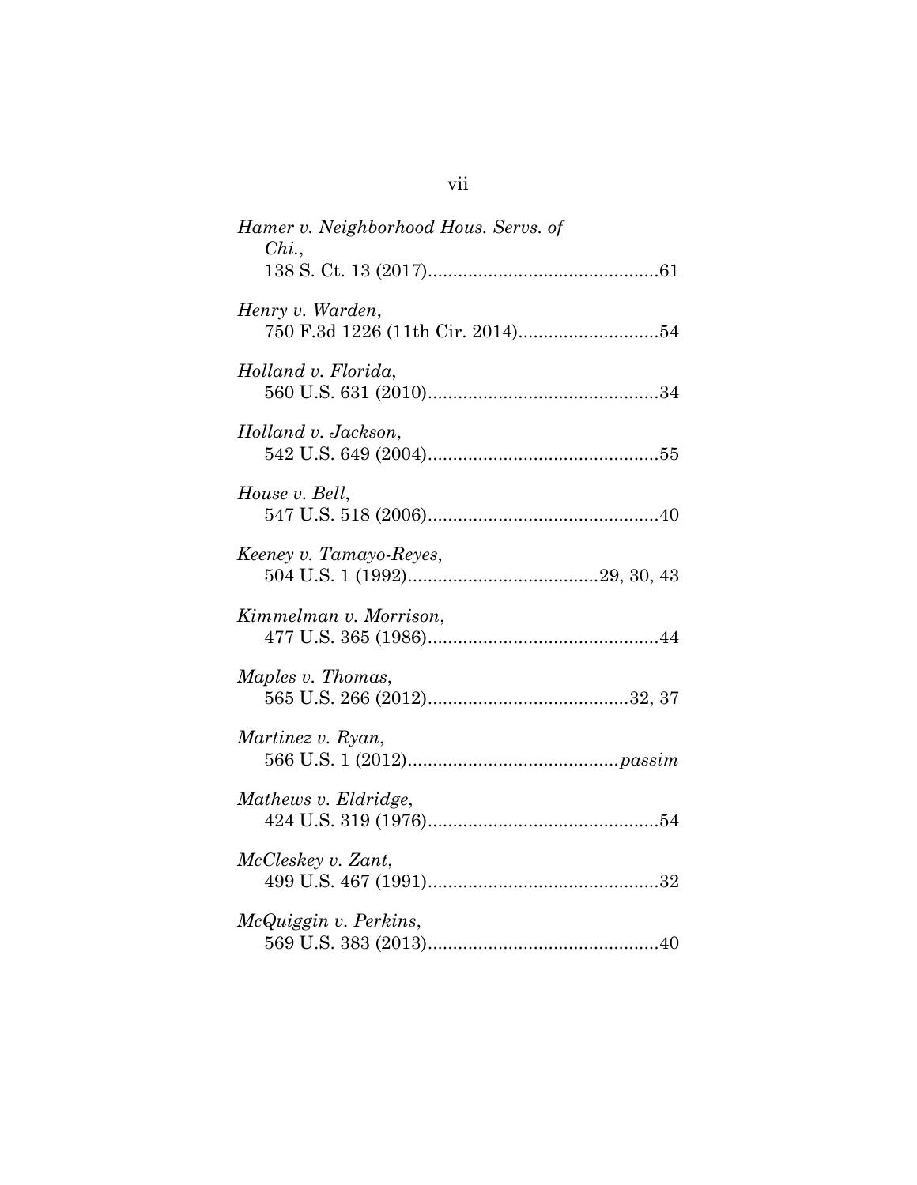*Hamer v. Neighborhood Hous. Servs. of Chi.*,
138 S. Ct. 13 (2017)..............................................61

*Henry v. Warden*,
750 F.3d 1226 (11th Cir. 2014)............................54

*Holland v. Florida*,
560 U.S. 631 (2010)..............................................34

*Holland v. Jackson*,
542 U.S. 649 (2004)..............................................55

*House v. Bell*,
547 U.S. 518 (2006)..............................................40

*Keeney v. Tamayo-Reyes*,
504 U.S. 1 (1992)......................................29, 30, 43

*Kimmelman v. Morrison*,
477 U.S. 365 (1986)..............................................44

*Maples v. Thomas*,
565 U.S. 266 (2012)........................................32, 37

*Martinez v. Ryan*,
566 U.S. 1 (2012)..........................................*passim*

*Mathews v. Eldridge*,
424 U.S. 319 (1976)..............................................54

*McCleskey v. Zant*,
499 U.S. 467 (1991)..............................................32

*McQuiggin v. Perkins*,
569 U.S. 383 (2013)..............................................40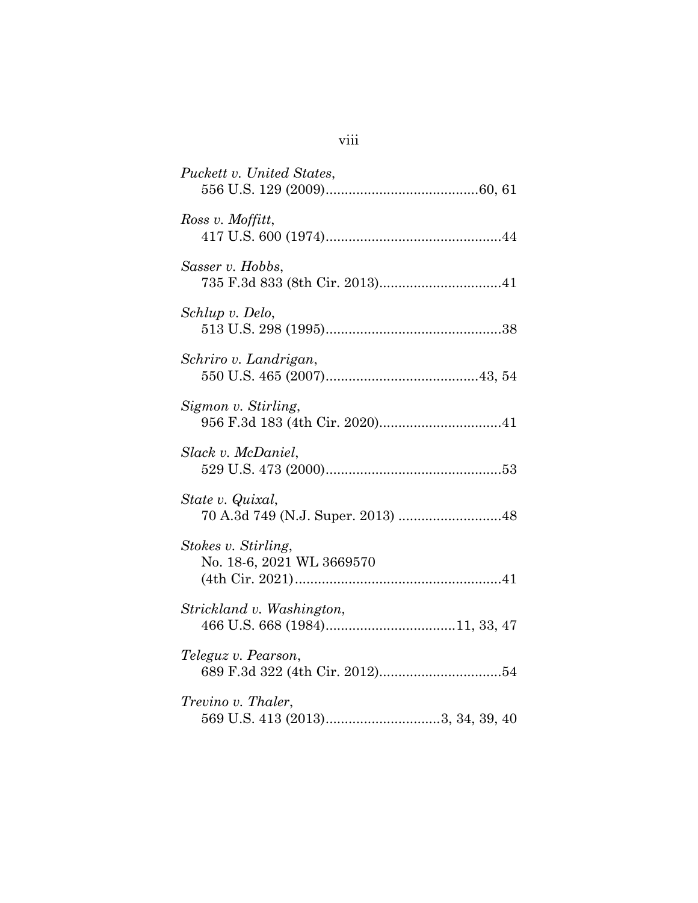*Puckett v. United States*,
556 U.S. 129 (2009)........................................60, 61

*Ross v. Moffitt*,
417 U.S. 600 (1974)..............................................44

*Sasser v. Hobbs*,
735 F.3d 833 (8th Cir. 2013)................................41

*Schlup v. Delo*,
513 U.S. 298 (1995)..............................................38

*Schriro v. Landrigan*,
550 U.S. 465 (2007)........................................43, 54

*Sigmon v. Stirling*,
956 F.3d 183 (4th Cir. 2020)................................41

*Slack v. McDaniel*,
529 U.S. 473 (2000)..............................................53

*State v. Quixal*,
70 A.3d 749 (N.J. Super. 2013) ...........................48

*Stokes v. Stirling*,
No. 18-6, 2021 WL 3669570
(4th Cir. 2021)......................................................41

*Strickland v. Washington*,
466 U.S. 668 (1984)..................................11, 33, 47

*Teleguz v. Pearson*,
689 F.3d 322 (4th Cir. 2012)................................54

*Trevino v. Thaler*,
569 U.S. 413 (2013)..............................3, 34, 39, 40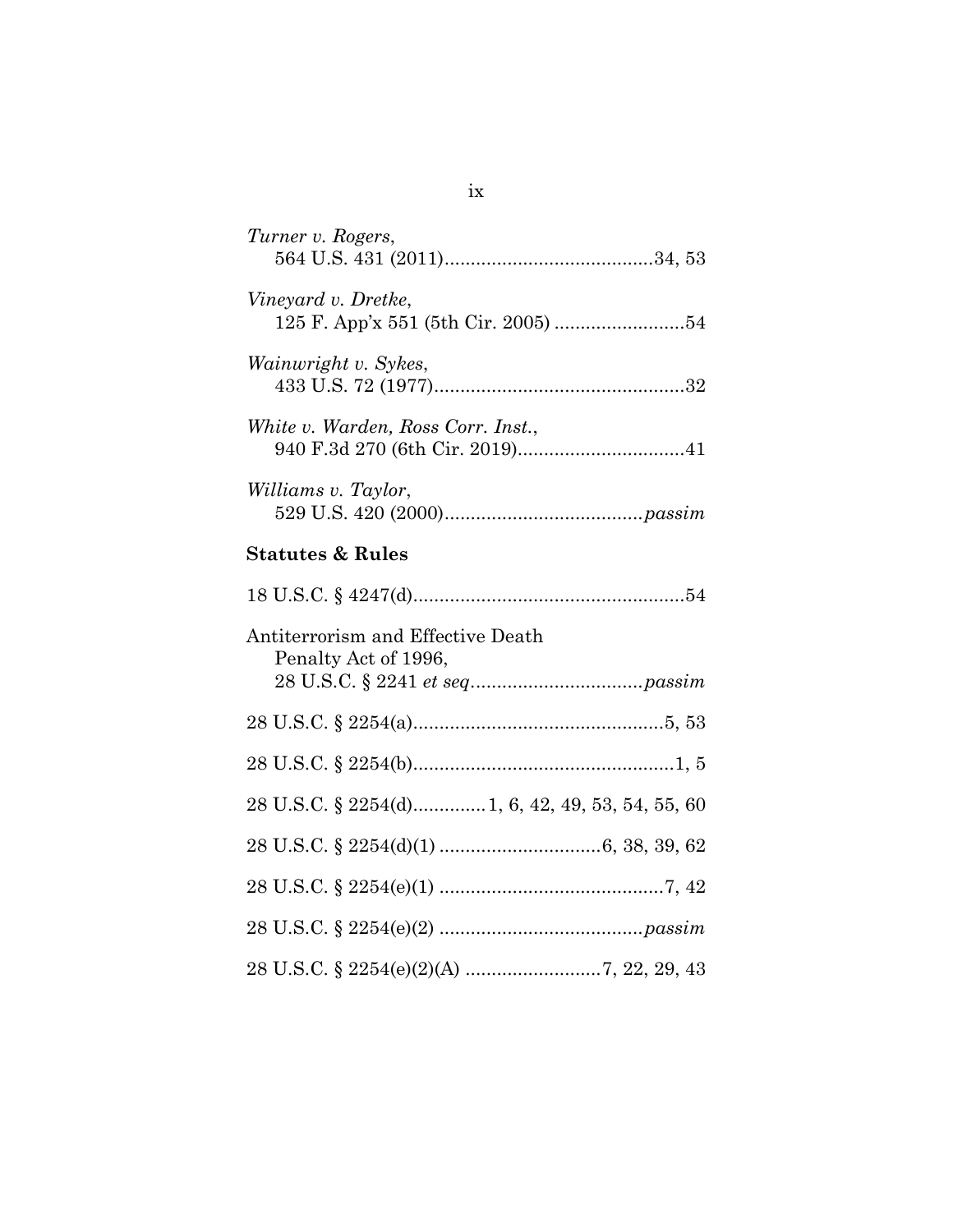*Turner v. Rogers*,
564 U.S. 431 (2011)........................................34, 53

*Vineyard v. Dretke*,
125 F. App'x 551 (5th Cir. 2005) .........................54

*Wainwright v. Sykes*,
433 U.S. 72 (1977)................................................32

*White v. Warden, Ross Corr. Inst.*,
940 F.3d 270 (6th Cir. 2019)................................41

*Williams v. Taylor*,
529 U.S. 420 (2000)......................................*passim*

**Statutes & Rules**

18 U.S.C. § 4247(d)....................................................54

Antiterrorism and Effective Death
Penalty Act of 1996,
28 U.S.C. § 2241 *et seq*.................................*passim*

28 U.S.C. § 2254(a)................................................5, 53

28 U.S.C. § 2254(b)..................................................1, 5

28 U.S.C. § 2254(d).............1, 6, 42, 49, 53, 54, 55, 60

28 U.S.C. § 2254(d)(1) ...............................6, 38, 39, 62

28 U.S.C. § 2254(e)(1) ...........................................7, 42

28 U.S.C. § 2254(e)(2) .......................................*passim*

28 U.S.C. § 2254(e)(2)(A) ..........................7, 22, 29, 43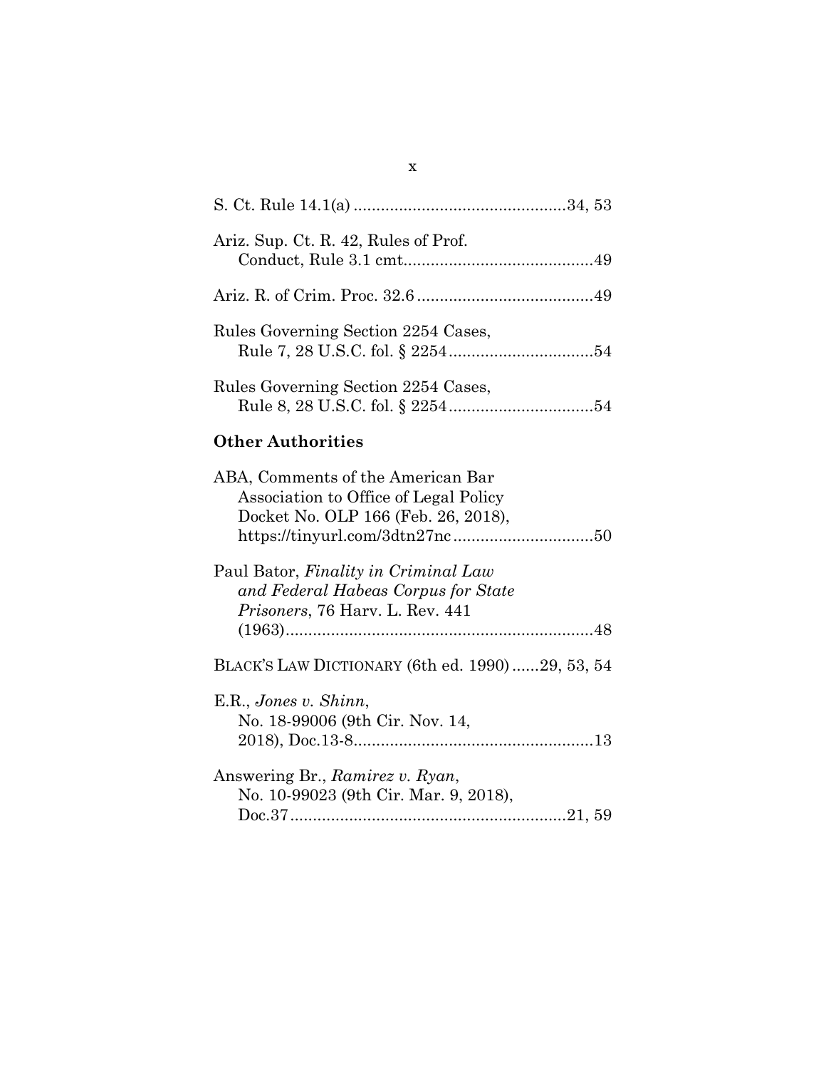S. Ct. Rule 14.1(a) ............................................34, 53

Ariz. Sup. Ct. R. 42, Rules of Prof. Conduct, Rule 3.1 cmt.........................................49

Ariz. R. of Crim. Proc. 32.6 .......................................49

Rules Governing Section 2254 Cases, Rule 7, 28 U.S.C. fol. § 2254................................54

Rules Governing Section 2254 Cases, Rule 8, 28 U.S.C. fol. § 2254................................54

**Other Authorities**

ABA, Comments of the American Bar Association to Office of Legal Policy Docket No. OLP 166 (Feb. 26, 2018), https://tinyurl.com/3dtn27nc..............................50

Paul Bator, *Finality in Criminal Law and Federal Habeas Corpus for State Prisoners*, 76 Harv. L. Rev. 441 (1963)...................................................................48

BLACK'S LAW DICTIONARY (6th ed. 1990)......29, 53, 54

E.R., *Jones v. Shinn*, No. 18-99006 (9th Cir. Nov. 14, 2018), Doc.13-8....................................................13

Answering Br., *Ramirez v. Ryan*, No. 10-99023 (9th Cir. Mar. 9, 2018), Doc.37............................................................21, 59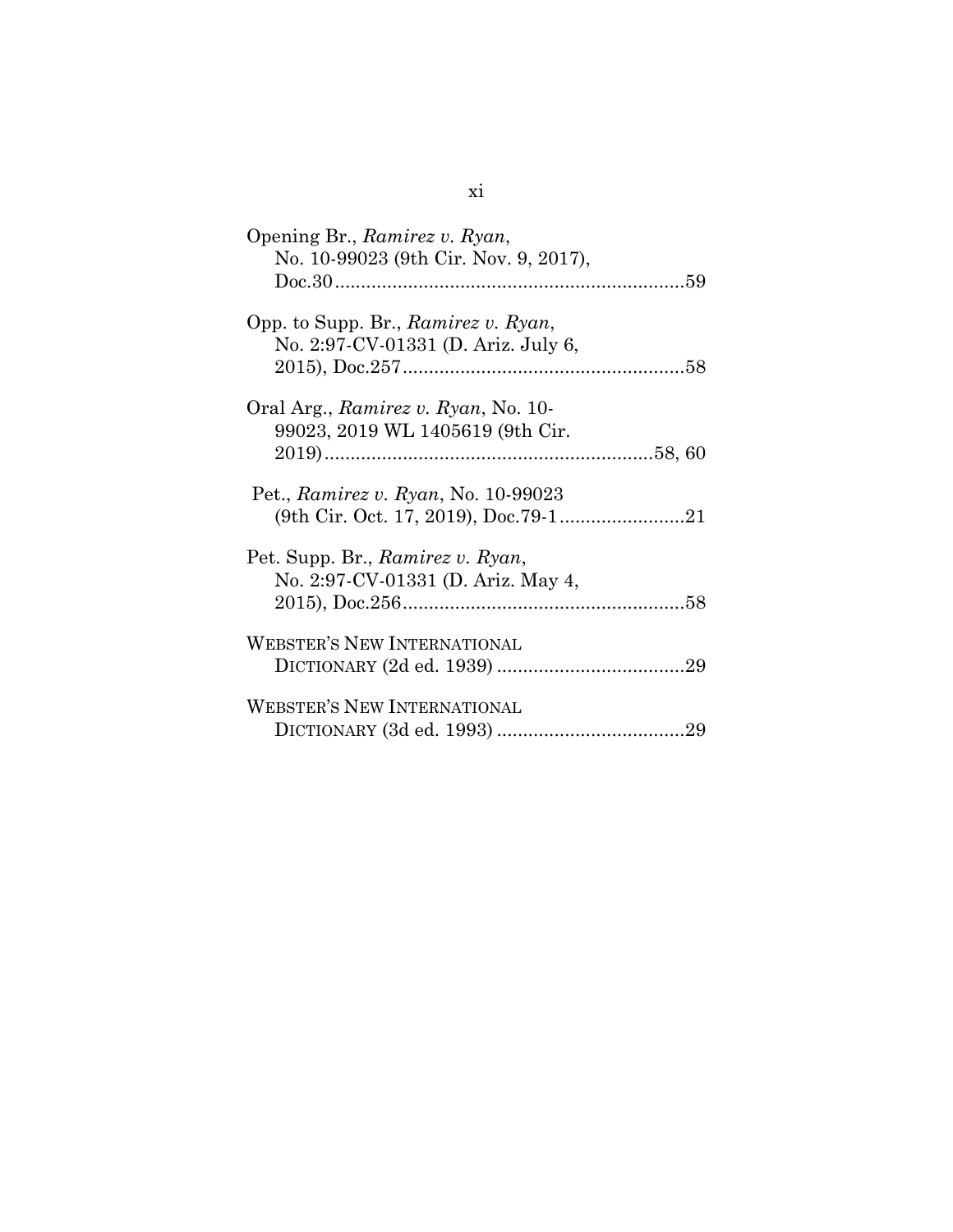Opening Br., *Ramirez v. Ryan*,
No. 10-99023 (9th Cir. Nov. 9, 2017),
Doc.30....................................................................59

Opp. to Supp. Br., *Ramirez v. Ryan*,
No. 2:97-CV-01331 (D. Ariz. July 6,
2015), Doc.257.......................................................58

Oral Arg., *Ramirez v. Ryan*, No. 10-
99023, 2019 WL 1405619 (9th Cir.
2019)...............................................................58, 60

Pet., *Ramirez v. Ryan*, No. 10-99023
(9th Cir. Oct. 17, 2019), Doc.79-1........................21

Pet. Supp. Br., *Ramirez v. Ryan*,
No. 2:97-CV-01331 (D. Ariz. May 4,
2015), Doc.256.......................................................58

WEBSTER'S NEW INTERNATIONAL
DICTIONARY (2d ed. 1939) ....................................29

WEBSTER'S NEW INTERNATIONAL
DICTIONARY (3d ed. 1993) ....................................29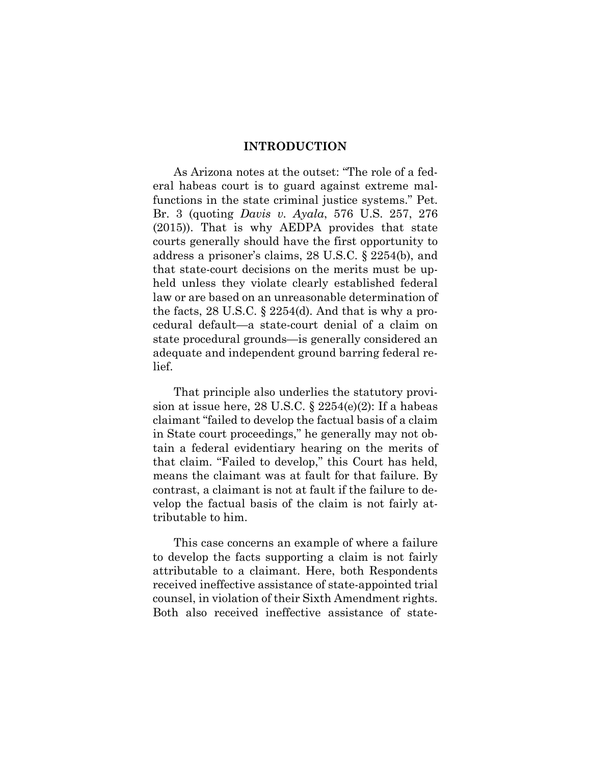## INTRODUCTION

As Arizona notes at the outset: "The role of a federal habeas court is to guard against extreme malfunctions in the state criminal justice systems." Pet. Br. 3 (quoting *Davis v. Ayala*, 576 U.S. 257, 276 (2015)). That is why AEDPA provides that state courts generally should have the first opportunity to address a prisoner's claims, 28 U.S.C. § 2254(b), and that state-court decisions on the merits must be upheld unless they violate clearly established federal law or are based on an unreasonable determination of the facts, 28 U.S.C. § 2254(d). And that is why a procedural default—a state-court denial of a claim on state procedural grounds—is generally considered an adequate and independent ground barring federal relief.

That principle also underlies the statutory provision at issue here, 28 U.S.C. § 2254(e)(2): If a habeas claimant "failed to develop the factual basis of a claim in State court proceedings," he generally may not obtain a federal evidentiary hearing on the merits of that claim. "Failed to develop," this Court has held, means the claimant was at fault for that failure. By contrast, a claimant is not at fault if the failure to develop the factual basis of the claim is not fairly attributable to him.

This case concerns an example of where a failure to develop the facts supporting a claim is not fairly attributable to a claimant. Here, both Respondents received ineffective assistance of state-appointed trial counsel, in violation of their Sixth Amendment rights. Both also received ineffective assistance of state-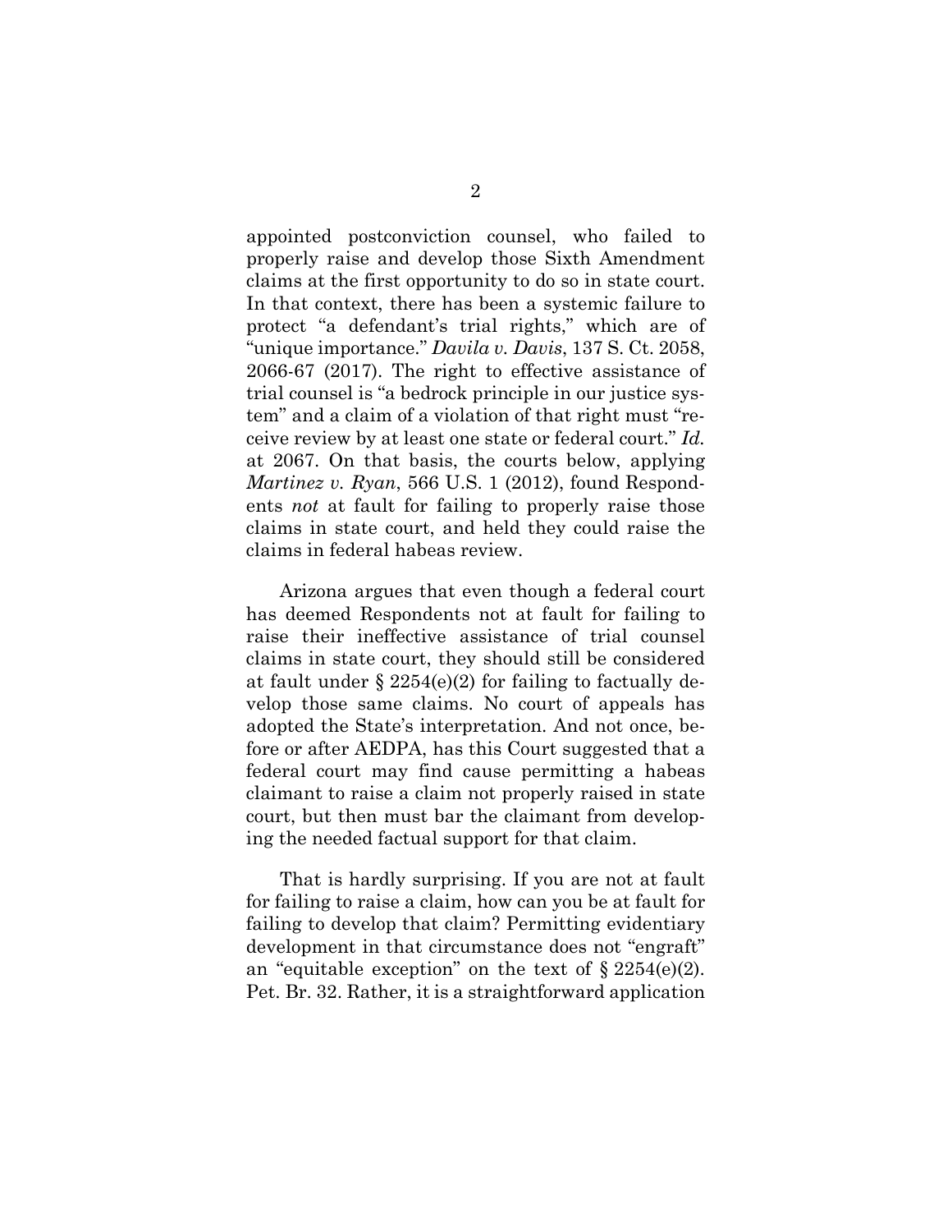appointed postconviction counsel, who failed to properly raise and develop those Sixth Amendment claims at the first opportunity to do so in state court. In that context, there has been a systemic failure to protect "a defendant's trial rights," which are of "unique importance." *Davila v. Davis*, 137 S. Ct. 2058, 2066-67 (2017). The right to effective assistance of trial counsel is "a bedrock principle in our justice system" and a claim of a violation of that right must "receive review by at least one state or federal court." *Id.* at 2067. On that basis, the courts below, applying *Martinez v. Ryan*, 566 U.S. 1 (2012), found Respondents *not* at fault for failing to properly raise those claims in state court, and held they could raise the claims in federal habeas review.

Arizona argues that even though a federal court has deemed Respondents not at fault for failing to raise their ineffective assistance of trial counsel claims in state court, they should still be considered at fault under § 2254(e)(2) for failing to factually develop those same claims. No court of appeals has adopted the State's interpretation. And not once, before or after AEDPA, has this Court suggested that a federal court may find cause permitting a habeas claimant to raise a claim not properly raised in state court, but then must bar the claimant from developing the needed factual support for that claim.

That is hardly surprising. If you are not at fault for failing to raise a claim, how can you be at fault for failing to develop that claim? Permitting evidentiary development in that circumstance does not "engraft" an "equitable exception" on the text of § 2254(e)(2). Pet. Br. 32. Rather, it is a straightforward application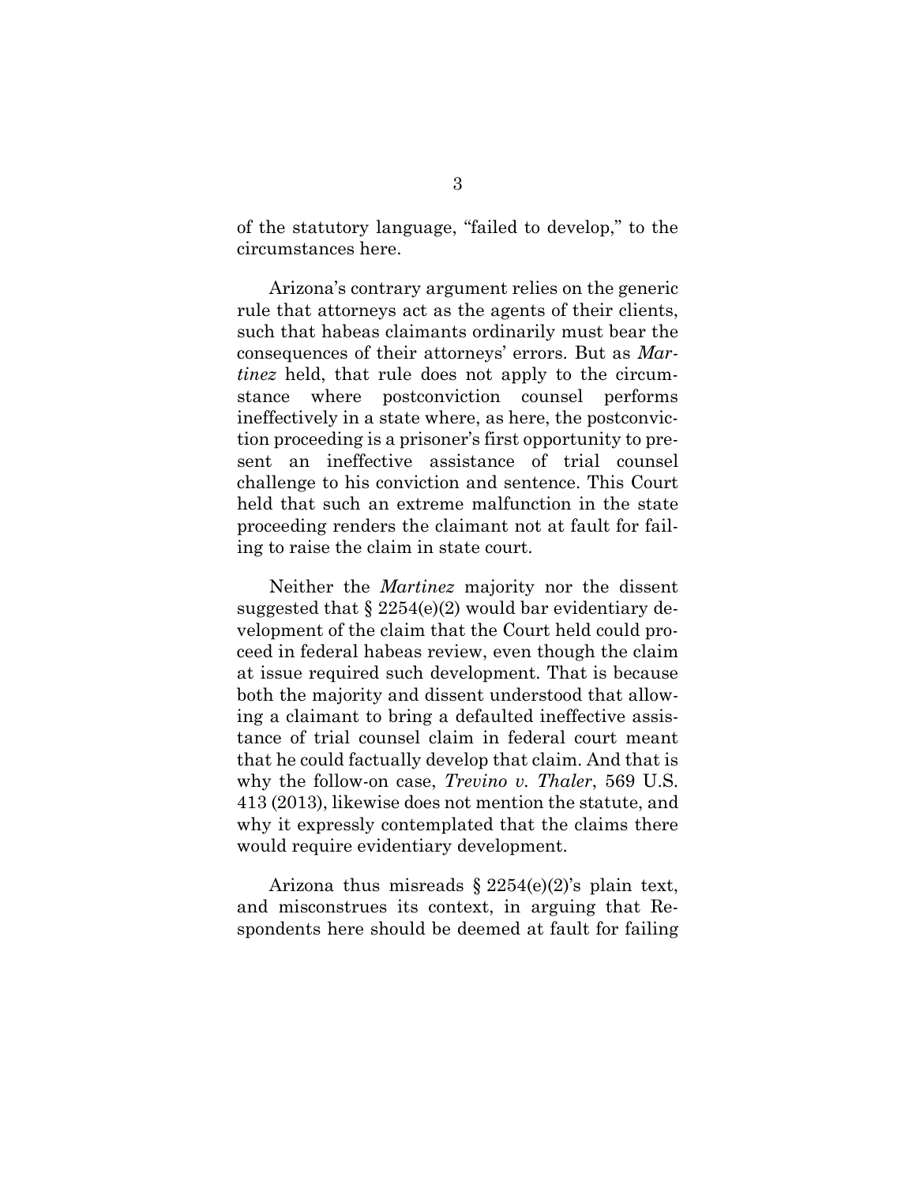of the statutory language, "failed to develop," to the circumstances here.

Arizona's contrary argument relies on the generic rule that attorneys act as the agents of their clients, such that habeas claimants ordinarily must bear the consequences of their attorneys' errors. But as *Martinez* held, that rule does not apply to the circumstance where postconviction counsel performs ineffectively in a state where, as here, the postconviction proceeding is a prisoner's first opportunity to present an ineffective assistance of trial counsel challenge to his conviction and sentence. This Court held that such an extreme malfunction in the state proceeding renders the claimant not at fault for failing to raise the claim in state court.

Neither the *Martinez* majority nor the dissent suggested that § 2254(e)(2) would bar evidentiary development of the claim that the Court held could proceed in federal habeas review, even though the claim at issue required such development. That is because both the majority and dissent understood that allowing a claimant to bring a defaulted ineffective assistance of trial counsel claim in federal court meant that he could factually develop that claim. And that is why the follow-on case, *Trevino v. Thaler*, 569 U.S. 413 (2013), likewise does not mention the statute, and why it expressly contemplated that the claims there would require evidentiary development.

Arizona thus misreads § 2254(e)(2)'s plain text, and misconstrues its context, in arguing that Respondents here should be deemed at fault for failing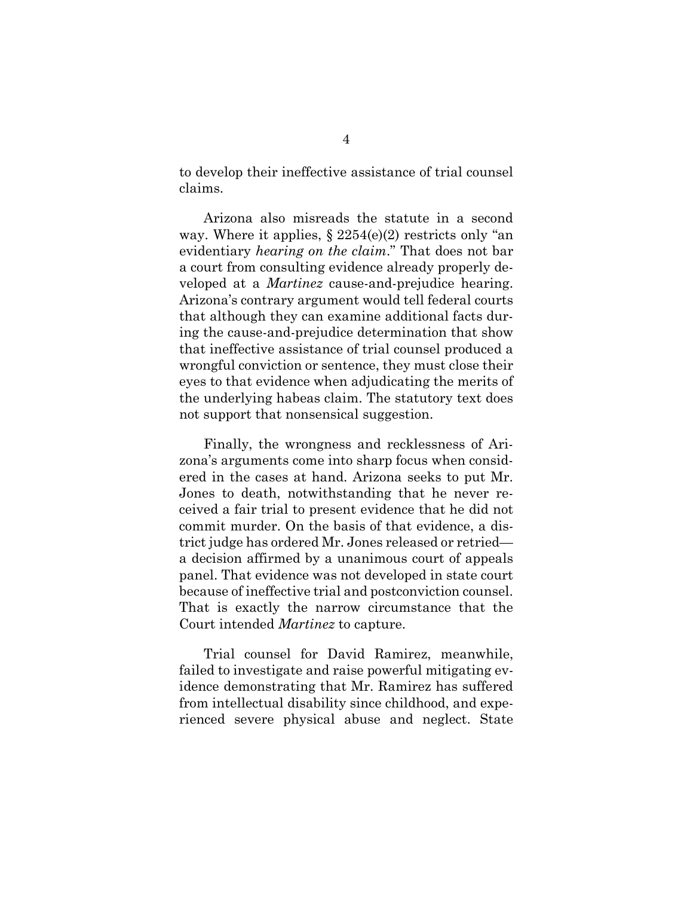to develop their ineffective assistance of trial counsel claims.

Arizona also misreads the statute in a second way. Where it applies, § 2254(e)(2) restricts only "an evidentiary *hearing on the claim*." That does not bar a court from consulting evidence already properly developed at a *Martinez* cause-and-prejudice hearing. Arizona's contrary argument would tell federal courts that although they can examine additional facts during the cause-and-prejudice determination that show that ineffective assistance of trial counsel produced a wrongful conviction or sentence, they must close their eyes to that evidence when adjudicating the merits of the underlying habeas claim. The statutory text does not support that nonsensical suggestion.

Finally, the wrongness and recklessness of Arizona's arguments come into sharp focus when considered in the cases at hand. Arizona seeks to put Mr. Jones to death, notwithstanding that he never received a fair trial to present evidence that he did not commit murder. On the basis of that evidence, a district judge has ordered Mr. Jones released or retried—a decision affirmed by a unanimous court of appeals panel. That evidence was not developed in state court because of ineffective trial and postconviction counsel. That is exactly the narrow circumstance that the Court intended *Martinez* to capture.

Trial counsel for David Ramirez, meanwhile, failed to investigate and raise powerful mitigating evidence demonstrating that Mr. Ramirez has suffered from intellectual disability since childhood, and experienced severe physical abuse and neglect. State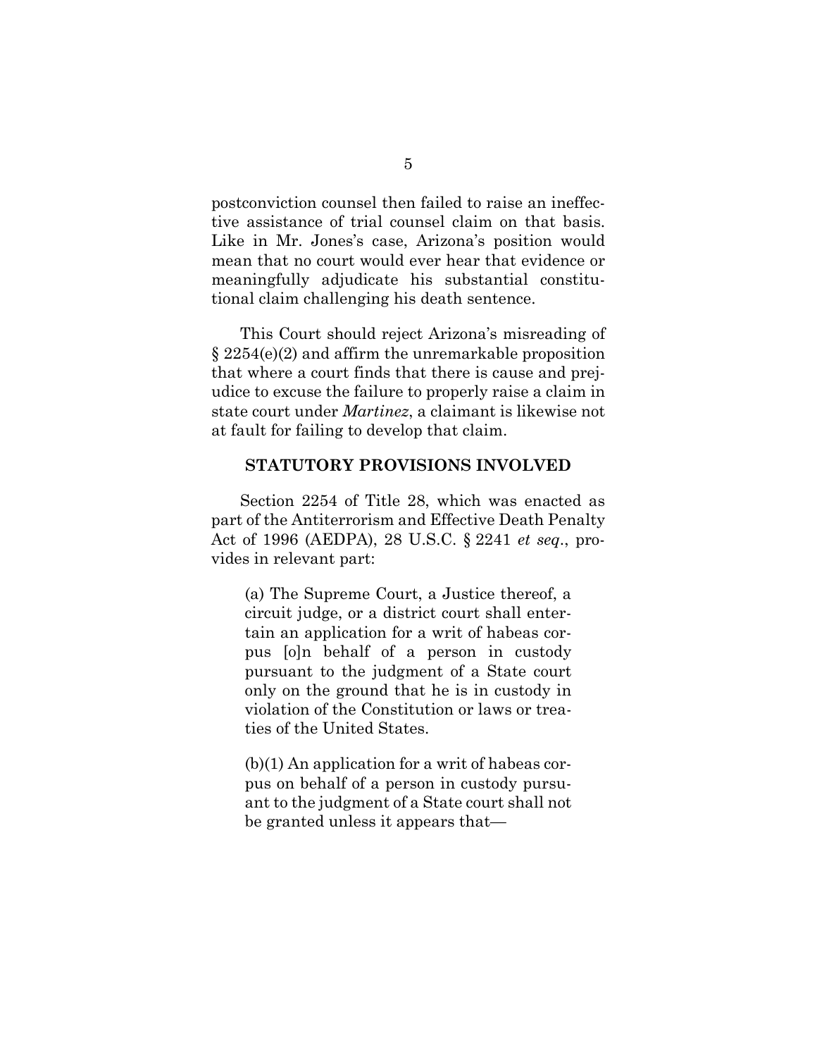postconviction counsel then failed to raise an ineffective assistance of trial counsel claim on that basis. Like in Mr. Jones's case, Arizona's position would mean that no court would ever hear that evidence or meaningfully adjudicate his substantial constitutional claim challenging his death sentence.

This Court should reject Arizona's misreading of § 2254(e)(2) and affirm the unremarkable proposition that where a court finds that there is cause and prejudice to excuse the failure to properly raise a claim in state court under *Martinez*, a claimant is likewise not at fault for failing to develop that claim.

## STATUTORY PROVISIONS INVOLVED

Section 2254 of Title 28, which was enacted as part of the Antiterrorism and Effective Death Penalty Act of 1996 (AEDPA), 28 U.S.C. § 2241 *et seq*., provides in relevant part:

> (a) The Supreme Court, a Justice thereof, a circuit judge, or a district court shall entertain an application for a writ of habeas corpus [o]n behalf of a person in custody pursuant to the judgment of a State court only on the ground that he is in custody in violation of the Constitution or laws or treaties of the United States.
>
> (b)(1) An application for a writ of habeas corpus on behalf of a person in custody pursuant to the judgment of a State court shall not be granted unless it appears that—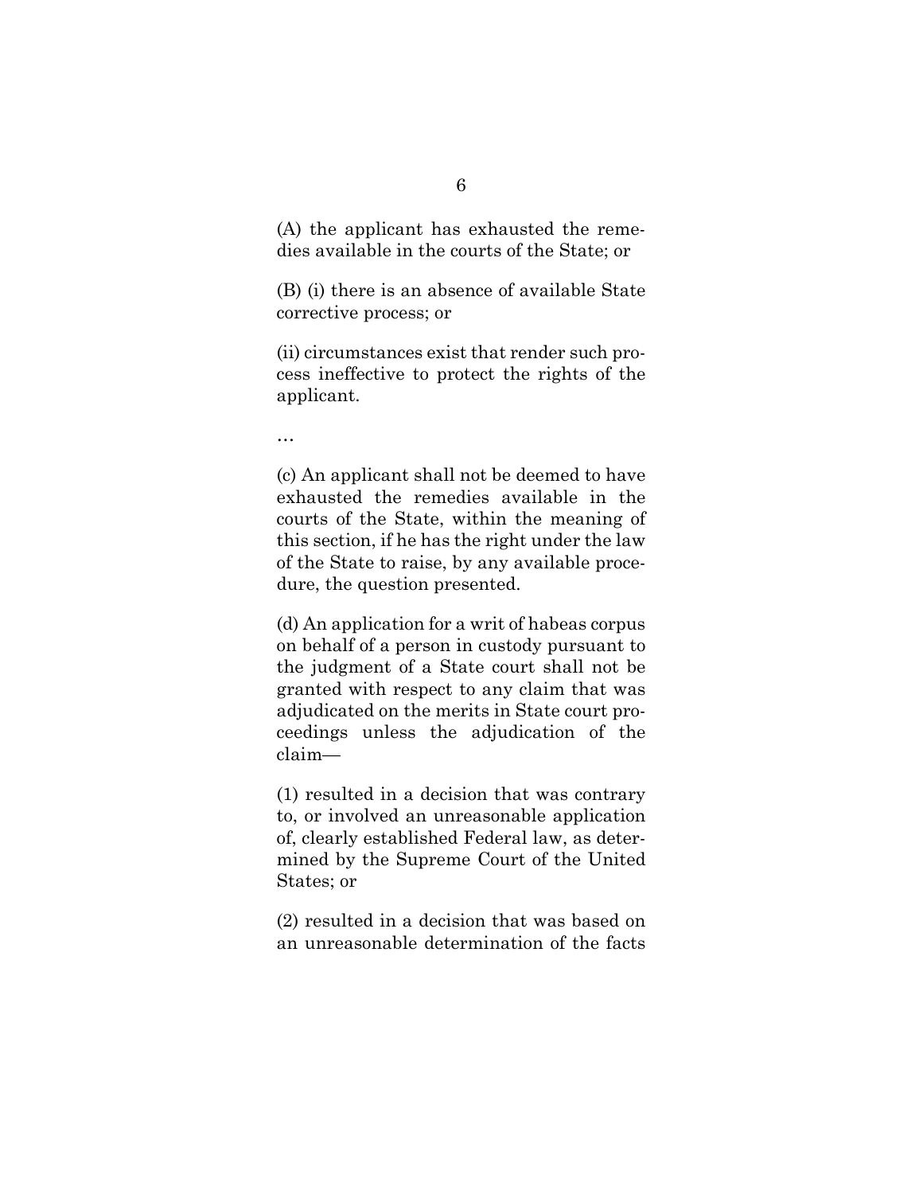(A) the applicant has exhausted the remedies available in the courts of the State; or

(B) (i) there is an absence of available State corrective process; or

(ii) circumstances exist that render such process ineffective to protect the rights of the applicant.

…

(c) An applicant shall not be deemed to have exhausted the remedies available in the courts of the State, within the meaning of this section, if he has the right under the law of the State to raise, by any available procedure, the question presented.

(d) An application for a writ of habeas corpus on behalf of a person in custody pursuant to the judgment of a State court shall not be granted with respect to any claim that was adjudicated on the merits in State court proceedings unless the adjudication of the claim—

(1) resulted in a decision that was contrary to, or involved an unreasonable application of, clearly established Federal law, as determined by the Supreme Court of the United States; or

(2) resulted in a decision that was based on an unreasonable determination of the facts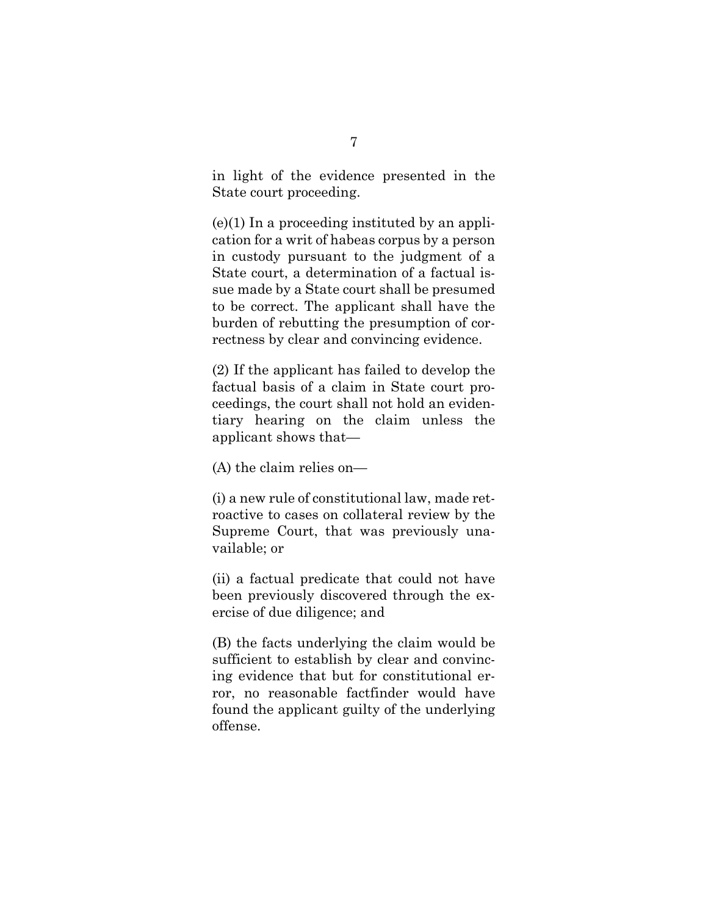in light of the evidence presented in the State court proceeding.

(e)(1) In a proceeding instituted by an application for a writ of habeas corpus by a person in custody pursuant to the judgment of a State court, a determination of a factual issue made by a State court shall be presumed to be correct. The applicant shall have the burden of rebutting the presumption of correctness by clear and convincing evidence.

(2) If the applicant has failed to develop the factual basis of a claim in State court proceedings, the court shall not hold an evidentiary hearing on the claim unless the applicant shows that—

(A) the claim relies on—

(i) a new rule of constitutional law, made retroactive to cases on collateral review by the Supreme Court, that was previously unavailable; or

(ii) a factual predicate that could not have been previously discovered through the exercise of due diligence; and

(B) the facts underlying the claim would be sufficient to establish by clear and convincing evidence that but for constitutional error, no reasonable factfinder would have found the applicant guilty of the underlying offense.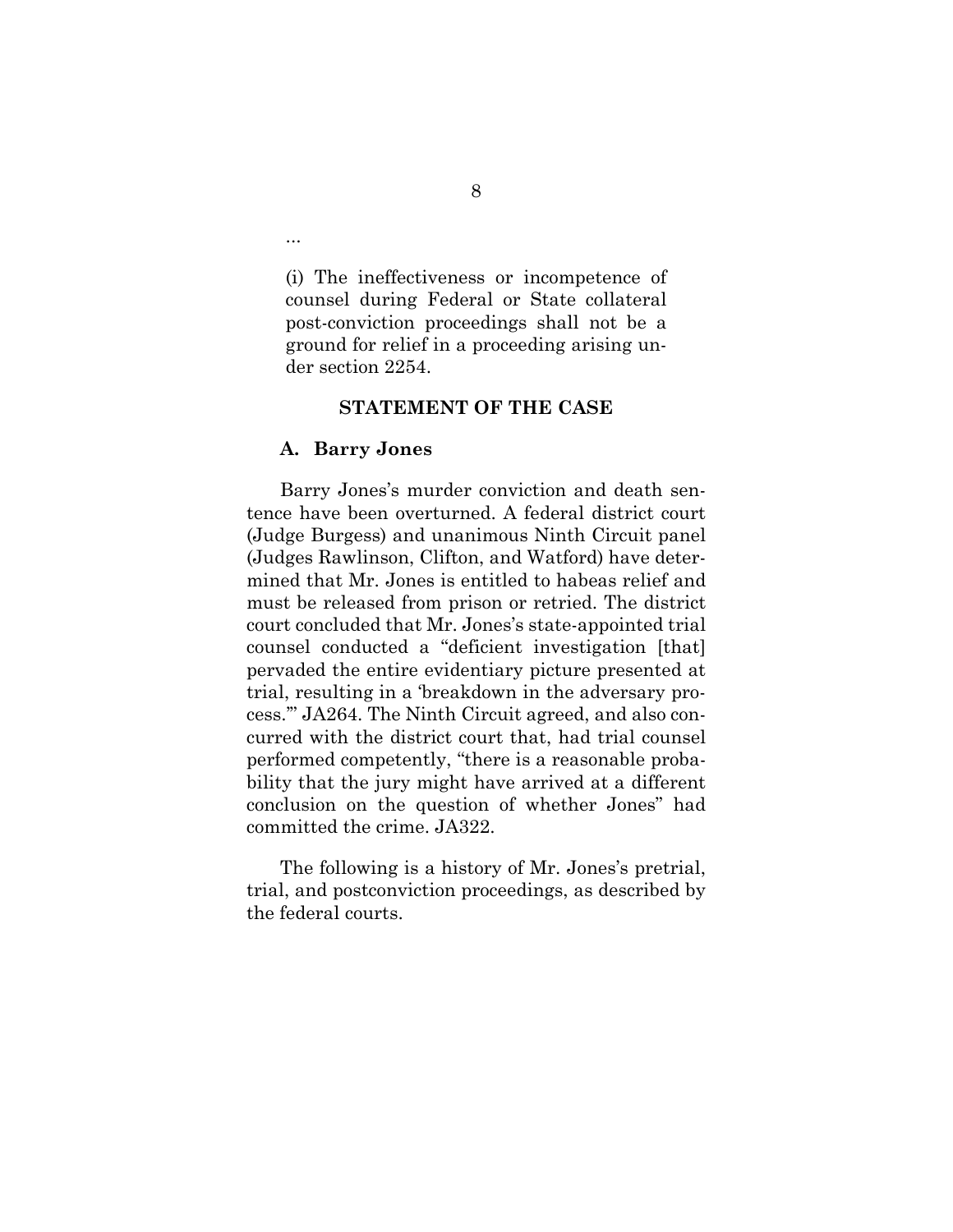…

> (i) The ineffectiveness or incompetence of counsel during Federal or State collateral post-conviction proceedings shall not be a ground for relief in a proceeding arising under section 2254.

## STATEMENT OF THE CASE

### A. Barry Jones

Barry Jones's murder conviction and death sentence have been overturned. A federal district court (Judge Burgess) and unanimous Ninth Circuit panel (Judges Rawlinson, Clifton, and Watford) have determined that Mr. Jones is entitled to habeas relief and must be released from prison or retried. The district court concluded that Mr. Jones's state-appointed trial counsel conducted a "deficient investigation [that] pervaded the entire evidentiary picture presented at trial, resulting in a 'breakdown in the adversary process.'" JA264. The Ninth Circuit agreed, and also concurred with the district court that, had trial counsel performed competently, "there is a reasonable probability that the jury might have arrived at a different conclusion on the question of whether Jones" had committed the crime. JA322.

The following is a history of Mr. Jones's pretrial, trial, and postconviction proceedings, as described by the federal courts.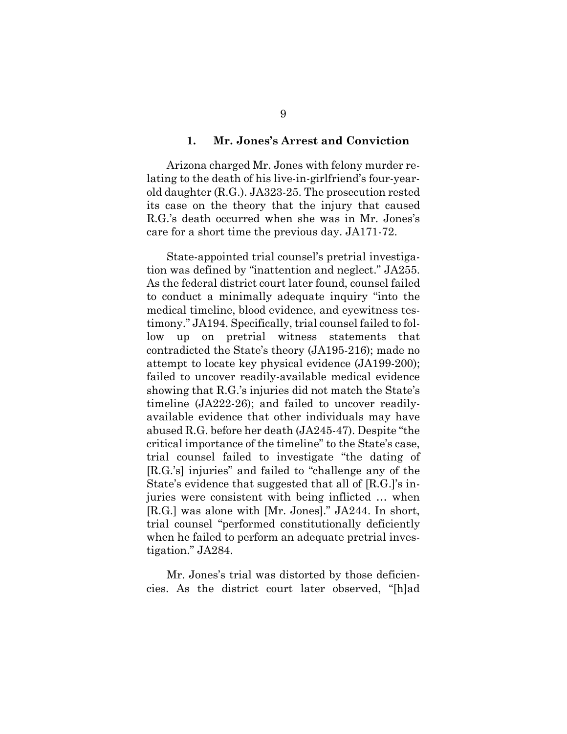### 1. Mr. Jones's Arrest and Conviction

Arizona charged Mr. Jones with felony murder relating to the death of his live-in-girlfriend's four-year-old daughter (R.G.). JA323-25. The prosecution rested its case on the theory that the injury that caused R.G.'s death occurred when she was in Mr. Jones's care for a short time the previous day. JA171-72.

State-appointed trial counsel's pretrial investigation was defined by "inattention and neglect." JA255. As the federal district court later found, counsel failed to conduct a minimally adequate inquiry "into the medical timeline, blood evidence, and eyewitness testimony." JA194. Specifically, trial counsel failed to follow up on pretrial witness statements that contradicted the State's theory (JA195-216); made no attempt to locate key physical evidence (JA199-200); failed to uncover readily-available medical evidence showing that R.G.'s injuries did not match the State's timeline (JA222-26); and failed to uncover readily-available evidence that other individuals may have abused R.G. before her death (JA245-47). Despite "the critical importance of the timeline" to the State's case, trial counsel failed to investigate "the dating of [R.G.'s] injuries" and failed to "challenge any of the State's evidence that suggested that all of [R.G.]'s injuries were consistent with being inflicted … when [R.G.] was alone with [Mr. Jones]." JA244. In short, trial counsel "performed constitutionally deficiently when he failed to perform an adequate pretrial investigation." JA284.

Mr. Jones's trial was distorted by those deficiencies. As the district court later observed, "[h]ad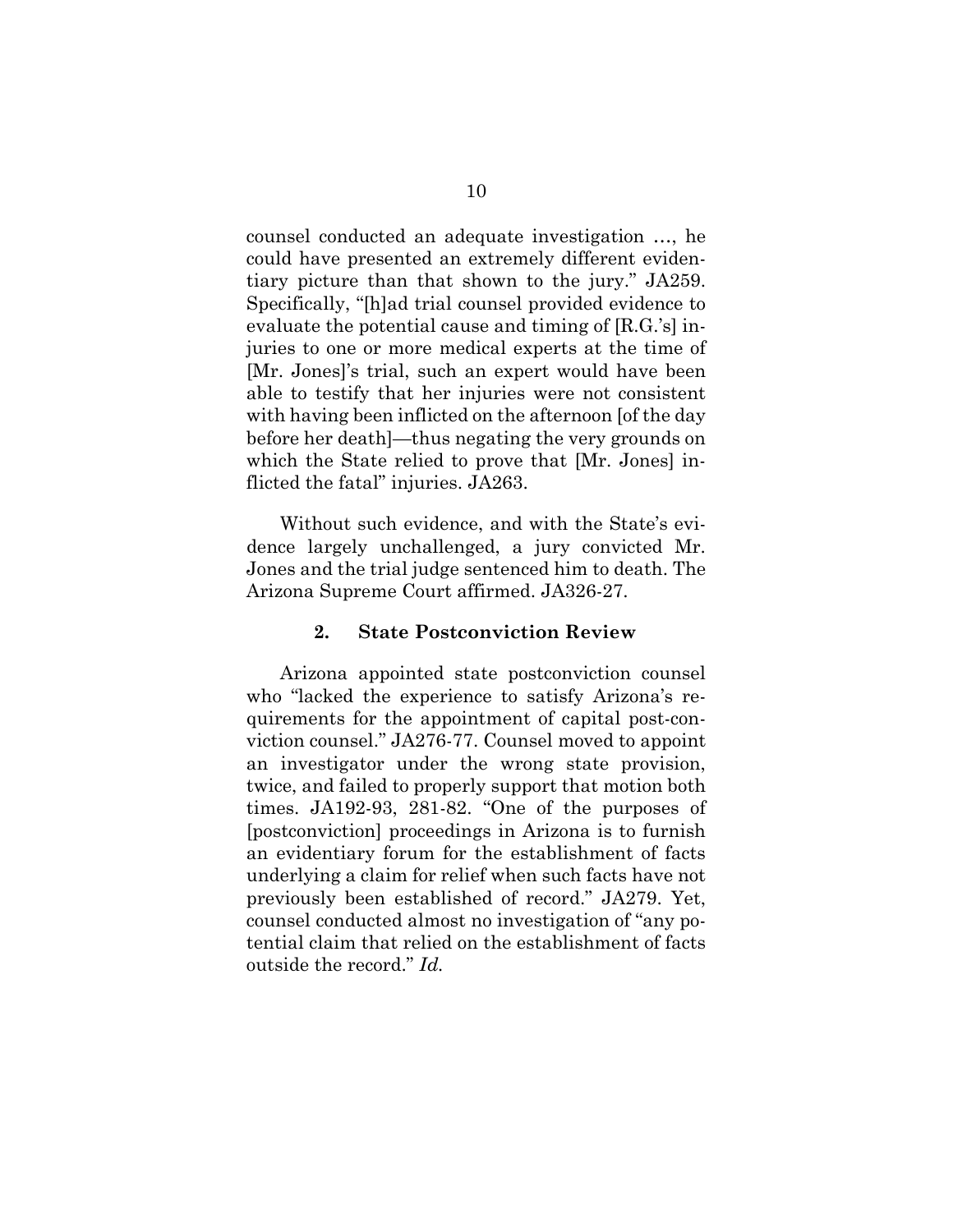counsel conducted an adequate investigation …, he could have presented an extremely different evidentiary picture than that shown to the jury." JA259. Specifically, "[h]ad trial counsel provided evidence to evaluate the potential cause and timing of [R.G.'s] injuries to one or more medical experts at the time of [Mr. Jones]'s trial, such an expert would have been able to testify that her injuries were not consistent with having been inflicted on the afternoon [of the day before her death]—thus negating the very grounds on which the State relied to prove that [Mr. Jones] inflicted the fatal" injuries. JA263.

Without such evidence, and with the State's evidence largely unchallenged, a jury convicted Mr. Jones and the trial judge sentenced him to death. The Arizona Supreme Court affirmed. JA326-27.

### 2. State Postconviction Review

Arizona appointed state postconviction counsel who "lacked the experience to satisfy Arizona's requirements for the appointment of capital post-conviction counsel." JA276-77. Counsel moved to appoint an investigator under the wrong state provision, twice, and failed to properly support that motion both times. JA192-93, 281-82. "One of the purposes of [postconviction] proceedings in Arizona is to furnish an evidentiary forum for the establishment of facts underlying a claim for relief when such facts have not previously been established of record." JA279. Yet, counsel conducted almost no investigation of "any potential claim that relied on the establishment of facts outside the record." *Id.*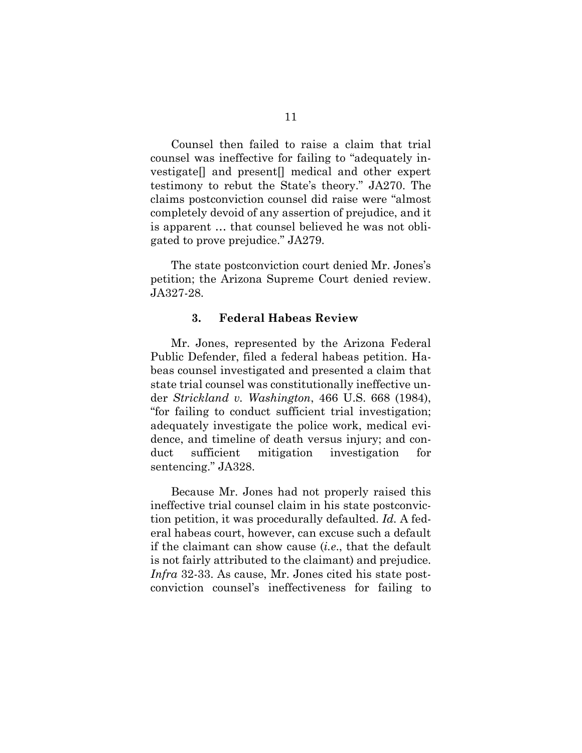Counsel then failed to raise a claim that trial counsel was ineffective for failing to "adequately investigate[] and present[] medical and other expert testimony to rebut the State's theory." JA270. The claims postconviction counsel did raise were "almost completely devoid of any assertion of prejudice, and it is apparent … that counsel believed he was not obligated to prove prejudice." JA279.

The state postconviction court denied Mr. Jones's petition; the Arizona Supreme Court denied review. JA327-28.

### 3. Federal Habeas Review

Mr. Jones, represented by the Arizona Federal Public Defender, filed a federal habeas petition. Habeas counsel investigated and presented a claim that state trial counsel was constitutionally ineffective under *Strickland v. Washington*, 466 U.S. 668 (1984), "for failing to conduct sufficient trial investigation; adequately investigate the police work, medical evidence, and timeline of death versus injury; and conduct sufficient mitigation investigation for sentencing." JA328.

Because Mr. Jones had not properly raised this ineffective trial counsel claim in his state postconviction petition, it was procedurally defaulted. *Id.* A federal habeas court, however, can excuse such a default if the claimant can show cause (*i.e.*, that the default is not fairly attributed to the claimant) and prejudice. *Infra* 32-33. As cause, Mr. Jones cited his state postconviction counsel's ineffectiveness for failing to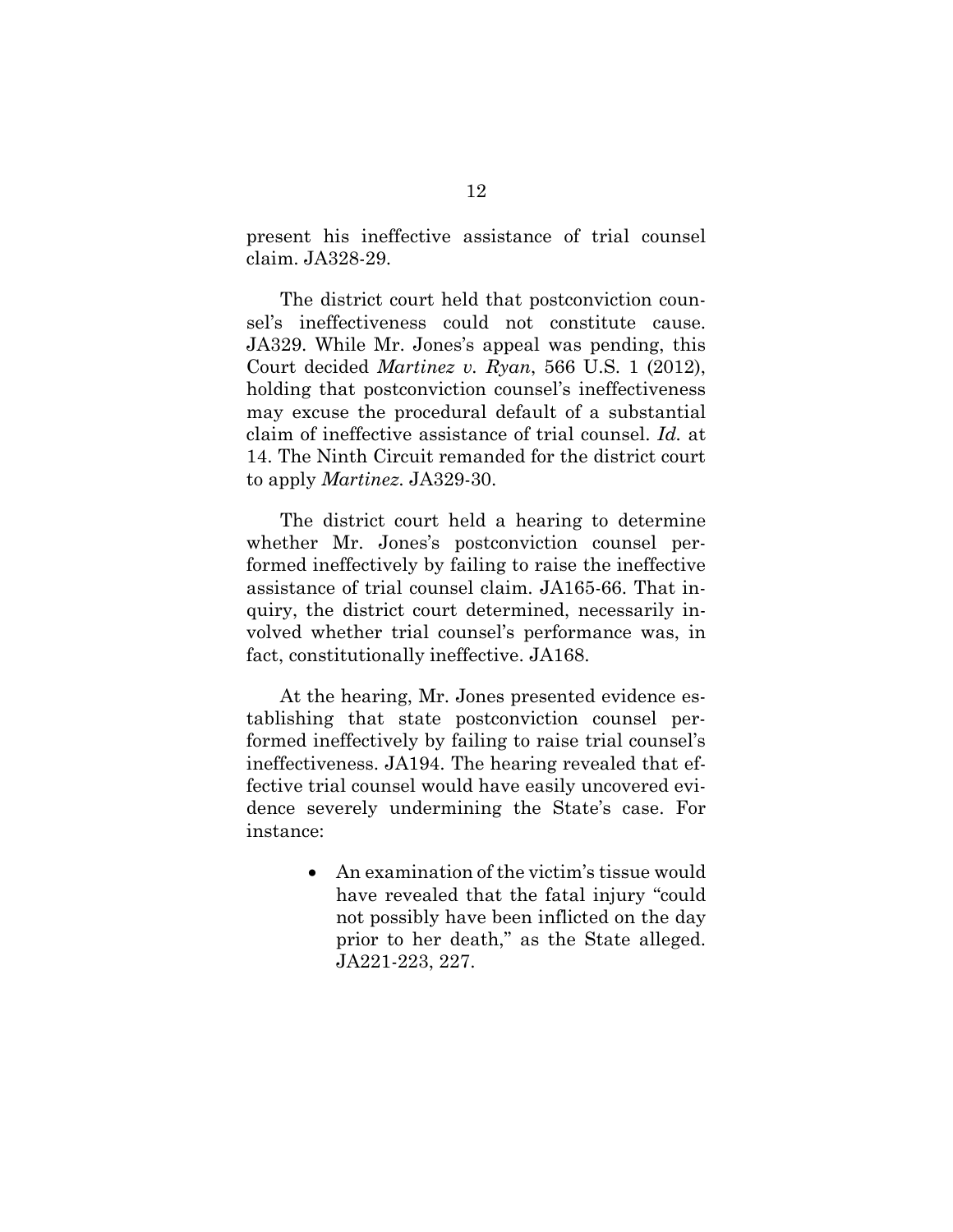present his ineffective assistance of trial counsel claim. JA328-29.

The district court held that postconviction counsel's ineffectiveness could not constitute cause. JA329. While Mr. Jones's appeal was pending, this Court decided *Martinez v. Ryan*, 566 U.S. 1 (2012), holding that postconviction counsel's ineffectiveness may excuse the procedural default of a substantial claim of ineffective assistance of trial counsel. *Id.* at 14. The Ninth Circuit remanded for the district court to apply *Martinez*. JA329-30.

The district court held a hearing to determine whether Mr. Jones's postconviction counsel performed ineffectively by failing to raise the ineffective assistance of trial counsel claim. JA165-66. That inquiry, the district court determined, necessarily involved whether trial counsel's performance was, in fact, constitutionally ineffective. JA168.

At the hearing, Mr. Jones presented evidence establishing that state postconviction counsel performed ineffectively by failing to raise trial counsel's ineffectiveness. JA194. The hearing revealed that effective trial counsel would have easily uncovered evidence severely undermining the State's case. For instance:

- An examination of the victim's tissue would have revealed that the fatal injury "could not possibly have been inflicted on the day prior to her death," as the State alleged. JA221-223, 227.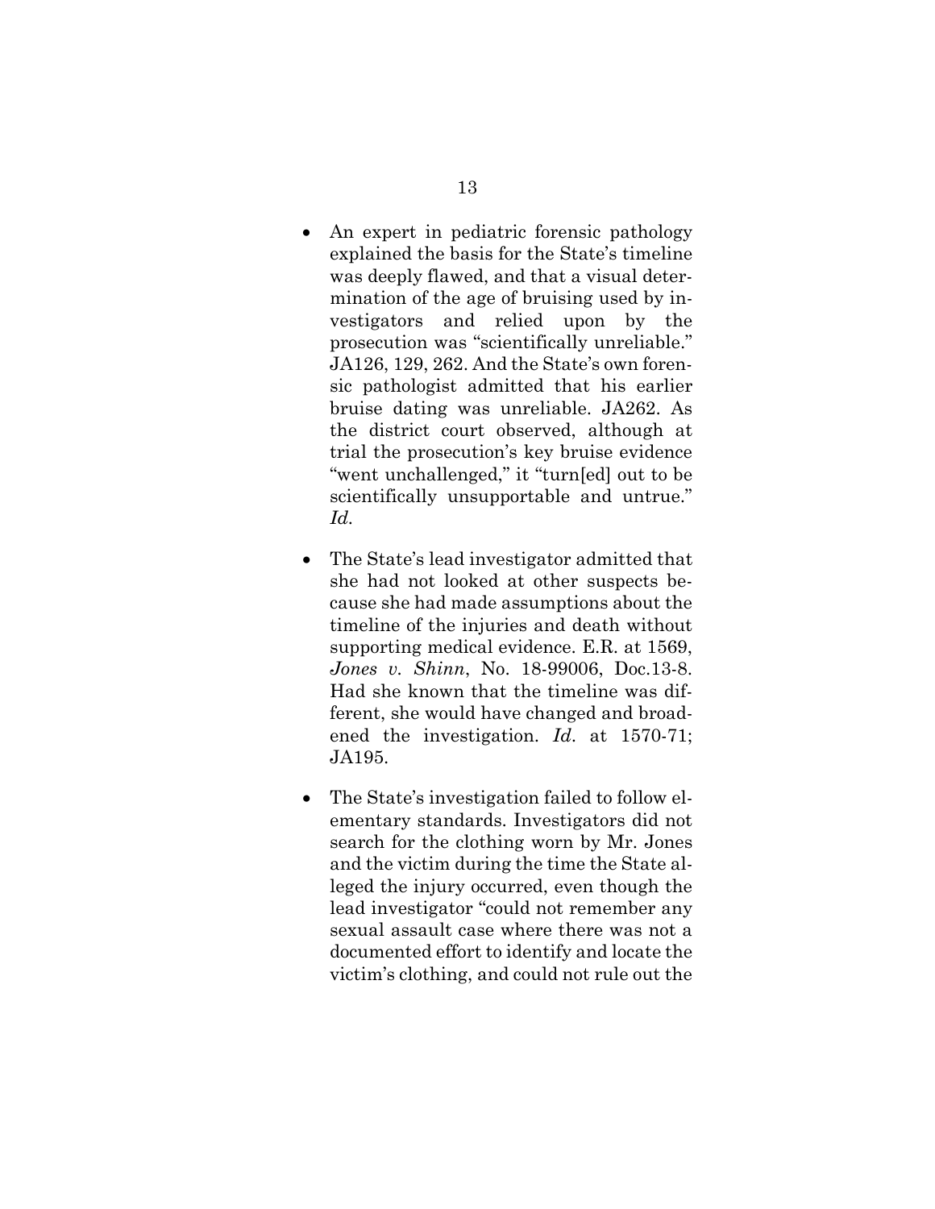- An expert in pediatric forensic pathology explained the basis for the State's timeline was deeply flawed, and that a visual determination of the age of bruising used by investigators and relied upon by the prosecution was "scientifically unreliable." JA126, 129, 262. And the State's own forensic pathologist admitted that his earlier bruise dating was unreliable. JA262. As the district court observed, although at trial the prosecution's key bruise evidence "went unchallenged," it "turn[ed] out to be scientifically unsupportable and untrue." *Id.*

- The State's lead investigator admitted that she had not looked at other suspects because she had made assumptions about the timeline of the injuries and death without supporting medical evidence. E.R. at 1569, *Jones v. Shinn*, No. 18-99006, Doc.13-8. Had she known that the timeline was different, she would have changed and broadened the investigation. *Id.* at 1570-71; JA195.

- The State's investigation failed to follow elementary standards. Investigators did not search for the clothing worn by Mr. Jones and the victim during the time the State alleged the injury occurred, even though the lead investigator "could not remember any sexual assault case where there was not a documented effort to identify and locate the victim's clothing, and could not rule out the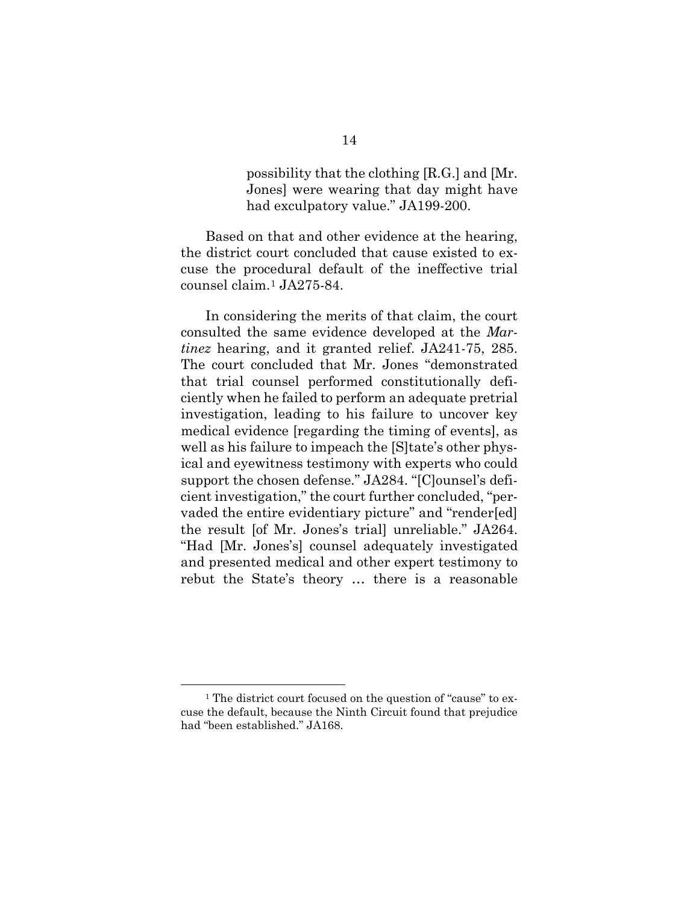> possibility that the clothing [R.G.] and [Mr. Jones] were wearing that day might have had exculpatory value." JA199-200.

Based on that and other evidence at the hearing, the district court concluded that cause existed to excuse the procedural default of the ineffective trial counsel claim.[1] JA275-84.

In considering the merits of that claim, the court consulted the same evidence developed at the *Martinez* hearing, and it granted relief. JA241-75, 285. The court concluded that Mr. Jones "demonstrated that trial counsel performed constitutionally deficiently when he failed to perform an adequate pretrial investigation, leading to his failure to uncover key medical evidence [regarding the timing of events], as well as his failure to impeach the [S]tate's other physical and eyewitness testimony with experts who could support the chosen defense." JA284. "[C]ounsel's deficient investigation," the court further concluded, "pervaded the entire evidentiary picture" and "render[ed] the result [of Mr. Jones's trial] unreliable." JA264. "Had [Mr. Jones's] counsel adequately investigated and presented medical and other expert testimony to rebut the State's theory … there is a reasonable

---

[1] The district court focused on the question of "cause" to excuse the default, because the Ninth Circuit found that prejudice had "been established." JA168.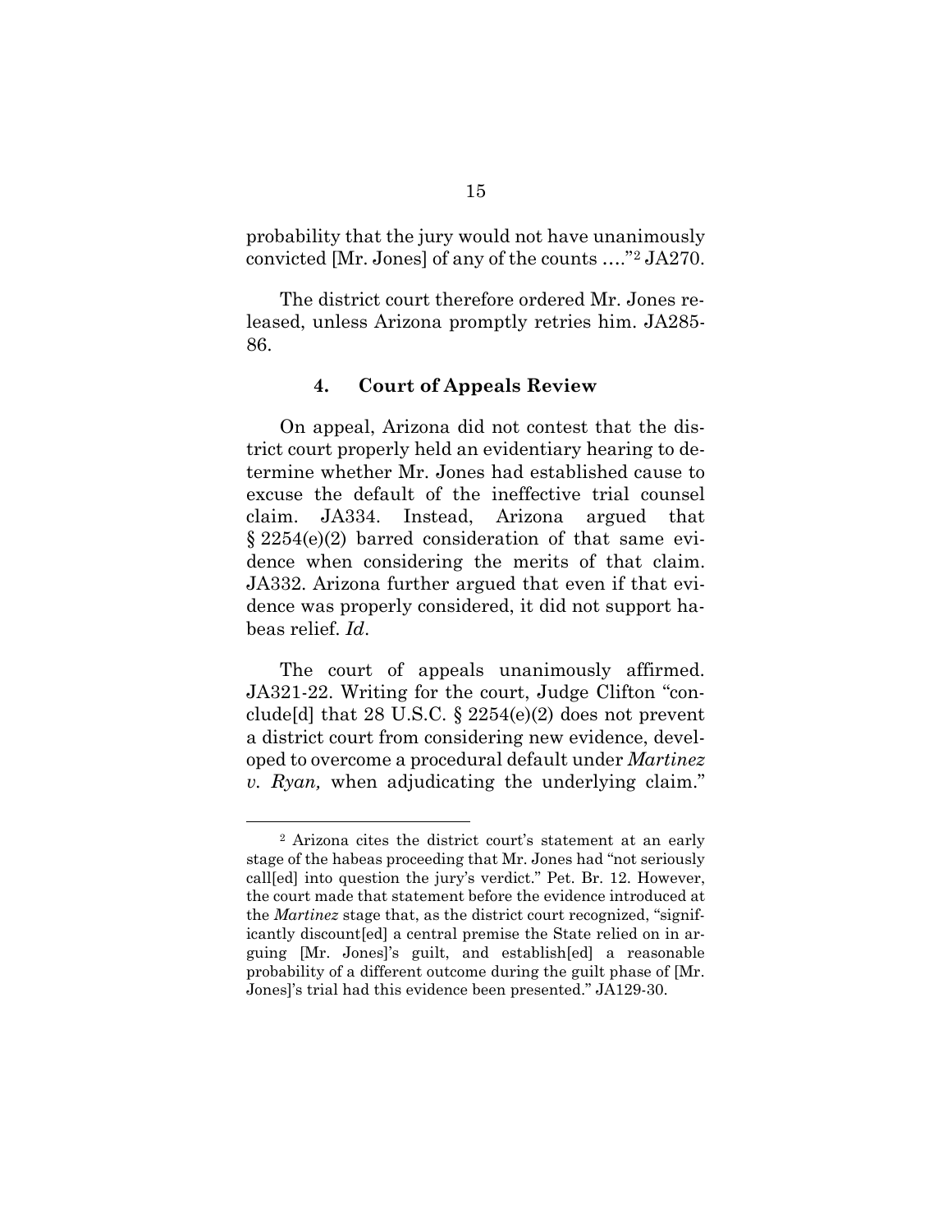probability that the jury would not have unanimously convicted [Mr. Jones] of any of the counts …."[2] JA270.

The district court therefore ordered Mr. Jones released, unless Arizona promptly retries him. JA285-86.

### 4. Court of Appeals Review

On appeal, Arizona did not contest that the district court properly held an evidentiary hearing to determine whether Mr. Jones had established cause to excuse the default of the ineffective trial counsel claim. JA334. Instead, Arizona argued that § 2254(e)(2) barred consideration of that same evidence when considering the merits of that claim. JA332. Arizona further argued that even if that evidence was properly considered, it did not support habeas relief. *Id*.

The court of appeals unanimously affirmed. JA321-22. Writing for the court, Judge Clifton "conclude[d] that 28 U.S.C. § 2254(e)(2) does not prevent a district court from considering new evidence, developed to overcome a procedural default under *Martinez v. Ryan,* when adjudicating the underlying claim."

---

[2] Arizona cites the district court's statement at an early stage of the habeas proceeding that Mr. Jones had "not seriously call[ed] into question the jury's verdict." Pet. Br. 12. However, the court made that statement before the evidence introduced at the *Martinez* stage that, as the district court recognized, "significantly discount[ed] a central premise the State relied on in arguing [Mr. Jones]'s guilt, and establish[ed] a reasonable probability of a different outcome during the guilt phase of [Mr. Jones]'s trial had this evidence been presented." JA129-30.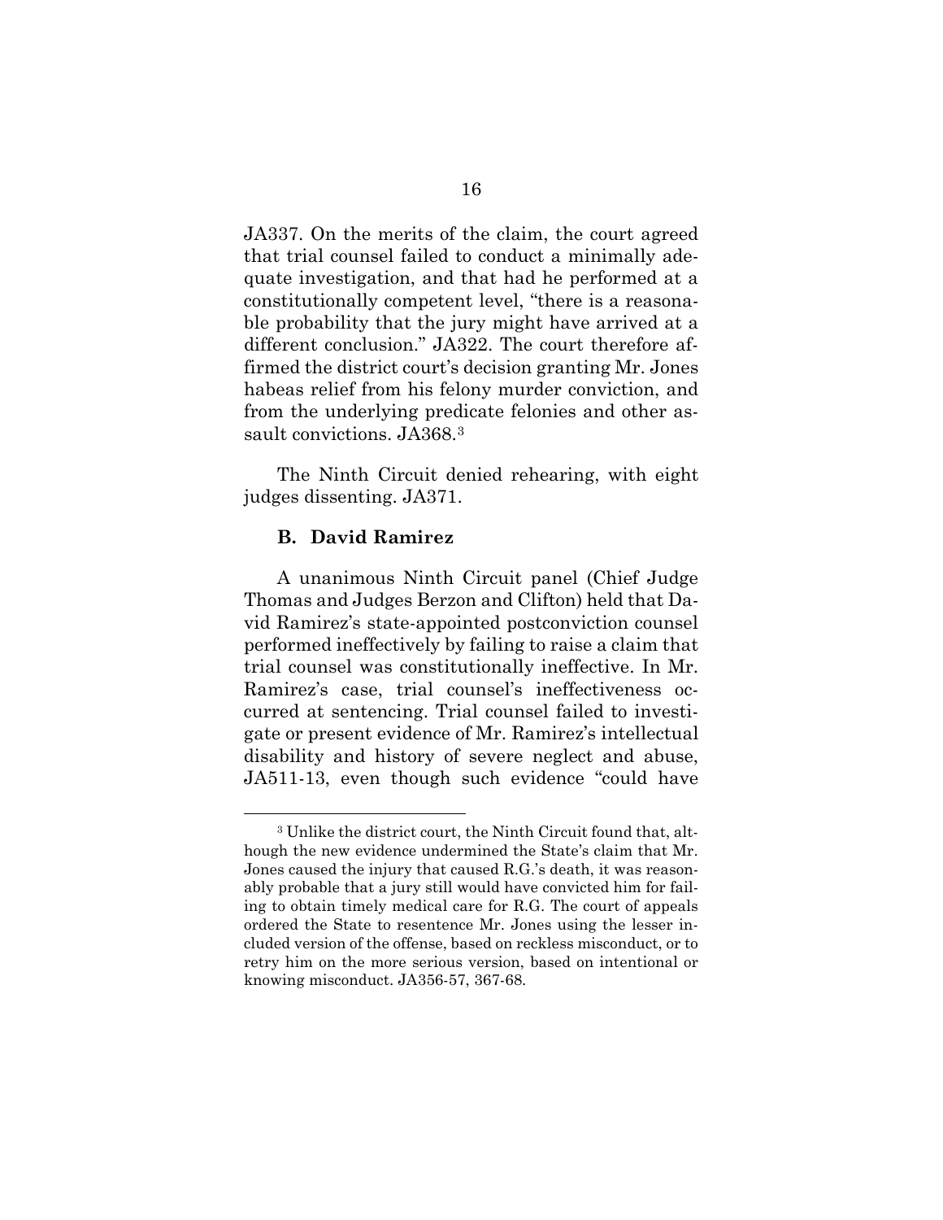JA337. On the merits of the claim, the court agreed that trial counsel failed to conduct a minimally adequate investigation, and that had he performed at a constitutionally competent level, "there is a reasonable probability that the jury might have arrived at a different conclusion." JA322. The court therefore affirmed the district court's decision granting Mr. Jones habeas relief from his felony murder conviction, and from the underlying predicate felonies and other assault convictions. JA368.[3]

The Ninth Circuit denied rehearing, with eight judges dissenting. JA371.

### B. David Ramirez

A unanimous Ninth Circuit panel (Chief Judge Thomas and Judges Berzon and Clifton) held that David Ramirez's state-appointed postconviction counsel performed ineffectively by failing to raise a claim that trial counsel was constitutionally ineffective. In Mr. Ramirez's case, trial counsel's ineffectiveness occurred at sentencing. Trial counsel failed to investigate or present evidence of Mr. Ramirez's intellectual disability and history of severe neglect and abuse, JA511-13, even though such evidence "could have

---

[3] Unlike the district court, the Ninth Circuit found that, although the new evidence undermined the State's claim that Mr. Jones caused the injury that caused R.G.'s death, it was reasonably probable that a jury still would have convicted him for failing to obtain timely medical care for R.G. The court of appeals ordered the State to resentence Mr. Jones using the lesser included version of the offense, based on reckless misconduct, or to retry him on the more serious version, based on intentional or knowing misconduct. JA356-57, 367-68.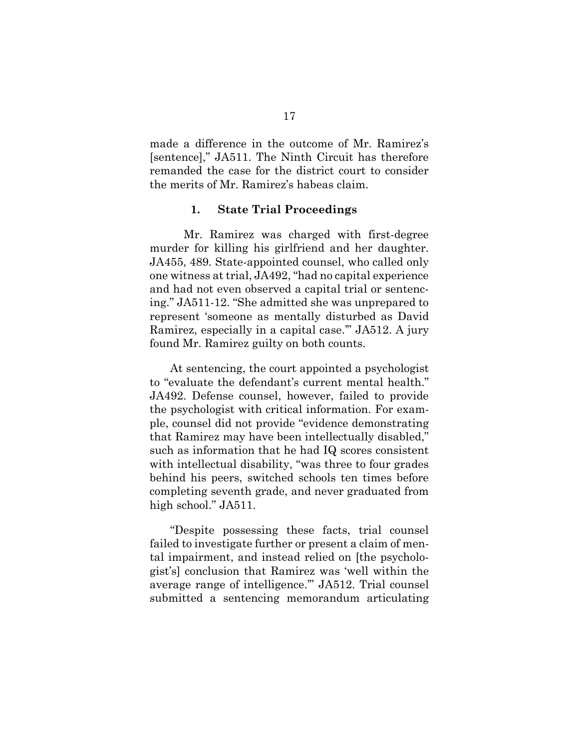made a difference in the outcome of Mr. Ramirez's [sentence]," JA511. The Ninth Circuit has therefore remanded the case for the district court to consider the merits of Mr. Ramirez's habeas claim.

### 1. State Trial Proceedings

Mr. Ramirez was charged with first-degree murder for killing his girlfriend and her daughter. JA455, 489. State-appointed counsel, who called only one witness at trial, JA492, "had no capital experience and had not even observed a capital trial or sentencing." JA511-12. "She admitted she was unprepared to represent 'someone as mentally disturbed as David Ramirez, especially in a capital case.'" JA512. A jury found Mr. Ramirez guilty on both counts.

At sentencing, the court appointed a psychologist to "evaluate the defendant's current mental health." JA492. Defense counsel, however, failed to provide the psychologist with critical information. For example, counsel did not provide "evidence demonstrating that Ramirez may have been intellectually disabled," such as information that he had IQ scores consistent with intellectual disability, "was three to four grades behind his peers, switched schools ten times before completing seventh grade, and never graduated from high school." JA511.

"Despite possessing these facts, trial counsel failed to investigate further or present a claim of mental impairment, and instead relied on [the psychologist's] conclusion that Ramirez was 'well within the average range of intelligence.'" JA512. Trial counsel submitted a sentencing memorandum articulating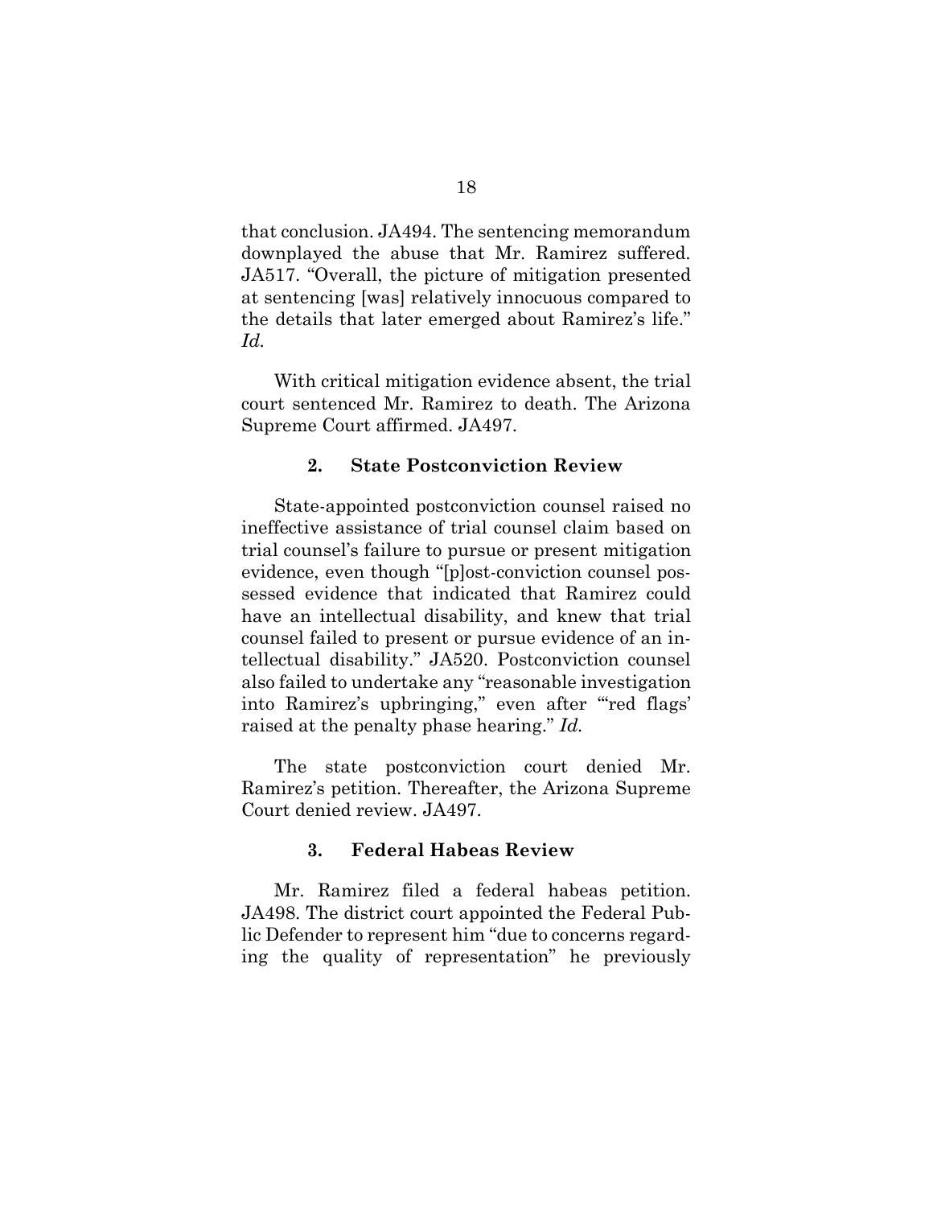that conclusion. JA494. The sentencing memorandum downplayed the abuse that Mr. Ramirez suffered. JA517. "Overall, the picture of mitigation presented at sentencing [was] relatively innocuous compared to the details that later emerged about Ramirez's life." *Id.*

With critical mitigation evidence absent, the trial court sentenced Mr. Ramirez to death. The Arizona Supreme Court affirmed. JA497.

### 2. State Postconviction Review

State-appointed postconviction counsel raised no ineffective assistance of trial counsel claim based on trial counsel's failure to pursue or present mitigation evidence, even though "[p]ost-conviction counsel possessed evidence that indicated that Ramirez could have an intellectual disability, and knew that trial counsel failed to present or pursue evidence of an intellectual disability." JA520. Postconviction counsel also failed to undertake any "reasonable investigation into Ramirez's upbringing," even after "'red flags' raised at the penalty phase hearing." *Id.*

The state postconviction court denied Mr. Ramirez's petition. Thereafter, the Arizona Supreme Court denied review. JA497.

### 3. Federal Habeas Review

Mr. Ramirez filed a federal habeas petition. JA498. The district court appointed the Federal Public Defender to represent him "due to concerns regarding the quality of representation" he previously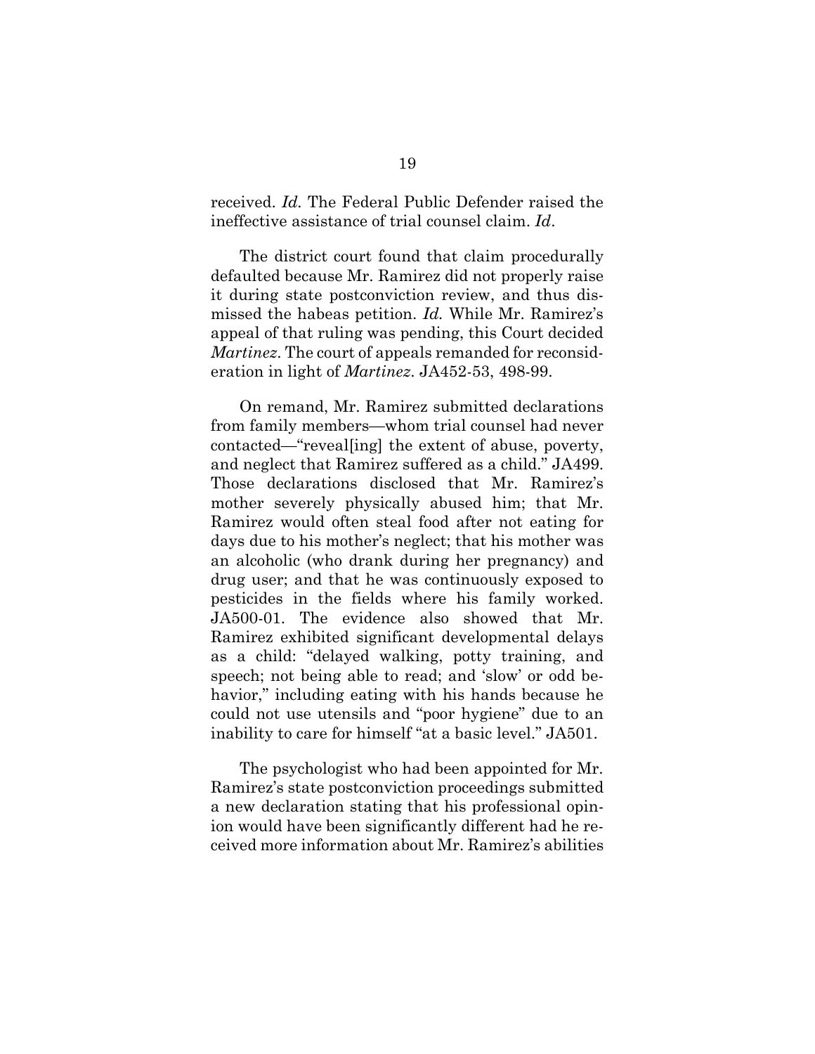received. *Id.* The Federal Public Defender raised the ineffective assistance of trial counsel claim. *Id*.

The district court found that claim procedurally defaulted because Mr. Ramirez did not properly raise it during state postconviction review, and thus dismissed the habeas petition. *Id.* While Mr. Ramirez's appeal of that ruling was pending, this Court decided *Martinez*. The court of appeals remanded for reconsideration in light of *Martinez*. JA452-53, 498-99.

On remand, Mr. Ramirez submitted declarations from family members—whom trial counsel had never contacted—"reveal[ing] the extent of abuse, poverty, and neglect that Ramirez suffered as a child." JA499. Those declarations disclosed that Mr. Ramirez's mother severely physically abused him; that Mr. Ramirez would often steal food after not eating for days due to his mother's neglect; that his mother was an alcoholic (who drank during her pregnancy) and drug user; and that he was continuously exposed to pesticides in the fields where his family worked. JA500-01. The evidence also showed that Mr. Ramirez exhibited significant developmental delays as a child: "delayed walking, potty training, and speech; not being able to read; and 'slow' or odd behavior," including eating with his hands because he could not use utensils and "poor hygiene" due to an inability to care for himself "at a basic level." JA501.

The psychologist who had been appointed for Mr. Ramirez's state postconviction proceedings submitted a new declaration stating that his professional opinion would have been significantly different had he received more information about Mr. Ramirez's abilities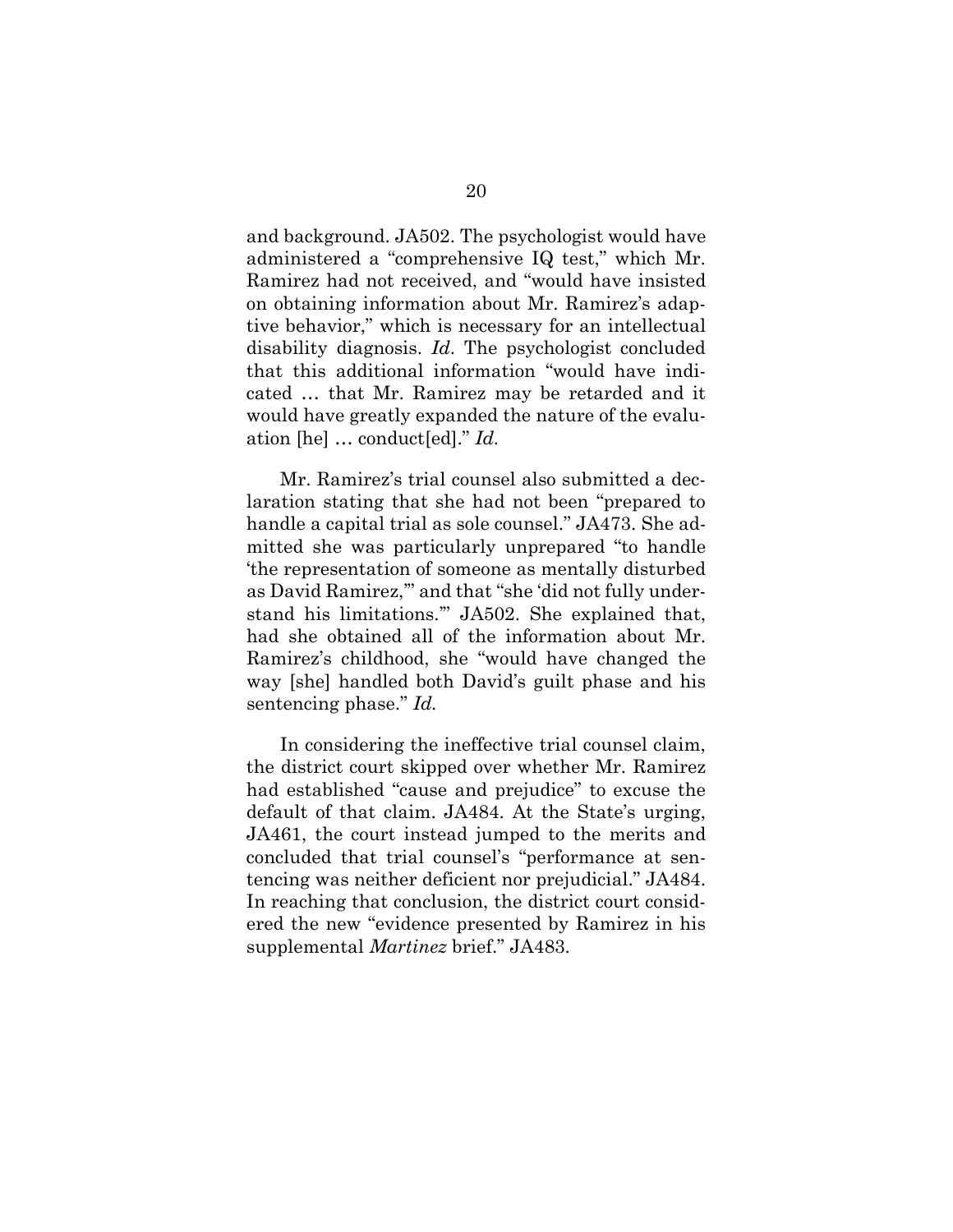and background. JA502. The psychologist would have administered a "comprehensive IQ test," which Mr. Ramirez had not received, and "would have insisted on obtaining information about Mr. Ramirez's adaptive behavior," which is necessary for an intellectual disability diagnosis. *Id*. The psychologist concluded that this additional information "would have indicated … that Mr. Ramirez may be retarded and it would have greatly expanded the nature of the evaluation [he] … conduct[ed]." *Id.*

Mr. Ramirez's trial counsel also submitted a declaration stating that she had not been "prepared to handle a capital trial as sole counsel." JA473. She admitted she was particularly unprepared "to handle 'the representation of someone as mentally disturbed as David Ramirez,'" and that "she 'did not fully understand his limitations.'" JA502. She explained that, had she obtained all of the information about Mr. Ramirez's childhood, she "would have changed the way [she] handled both David's guilt phase and his sentencing phase." *Id.*

In considering the ineffective trial counsel claim, the district court skipped over whether Mr. Ramirez had established "cause and prejudice" to excuse the default of that claim. JA484. At the State's urging, JA461, the court instead jumped to the merits and concluded that trial counsel's "performance at sentencing was neither deficient nor prejudicial." JA484. In reaching that conclusion, the district court considered the new "evidence presented by Ramirez in his supplemental *Martinez* brief." JA483.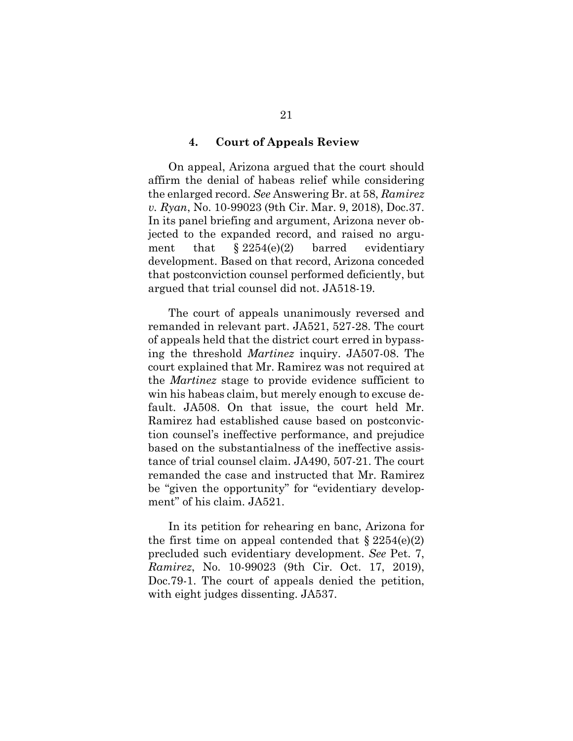#### 4. Court of Appeals Review

On appeal, Arizona argued that the court should affirm the denial of habeas relief while considering the enlarged record. *See* Answering Br. at 58, *Ramirez v. Ryan*, No. 10-99023 (9th Cir. Mar. 9, 2018), Doc.37. In its panel briefing and argument, Arizona never objected to the expanded record, and raised no argument that § 2254(e)(2) barred evidentiary development. Based on that record, Arizona conceded that postconviction counsel performed deficiently, but argued that trial counsel did not. JA518-19.

The court of appeals unanimously reversed and remanded in relevant part. JA521, 527-28. The court of appeals held that the district court erred in bypassing the threshold *Martinez* inquiry. JA507-08. The court explained that Mr. Ramirez was not required at the *Martinez* stage to provide evidence sufficient to win his habeas claim, but merely enough to excuse default. JA508. On that issue, the court held Mr. Ramirez had established cause based on postconviction counsel's ineffective performance, and prejudice based on the substantialness of the ineffective assistance of trial counsel claim. JA490, 507-21. The court remanded the case and instructed that Mr. Ramirez be "given the opportunity" for "evidentiary development" of his claim. JA521.

In its petition for rehearing en banc, Arizona for the first time on appeal contended that § 2254(e)(2) precluded such evidentiary development. *See* Pet. 7, *Ramirez*, No. 10-99023 (9th Cir. Oct. 17, 2019), Doc.79-1. The court of appeals denied the petition, with eight judges dissenting. JA537.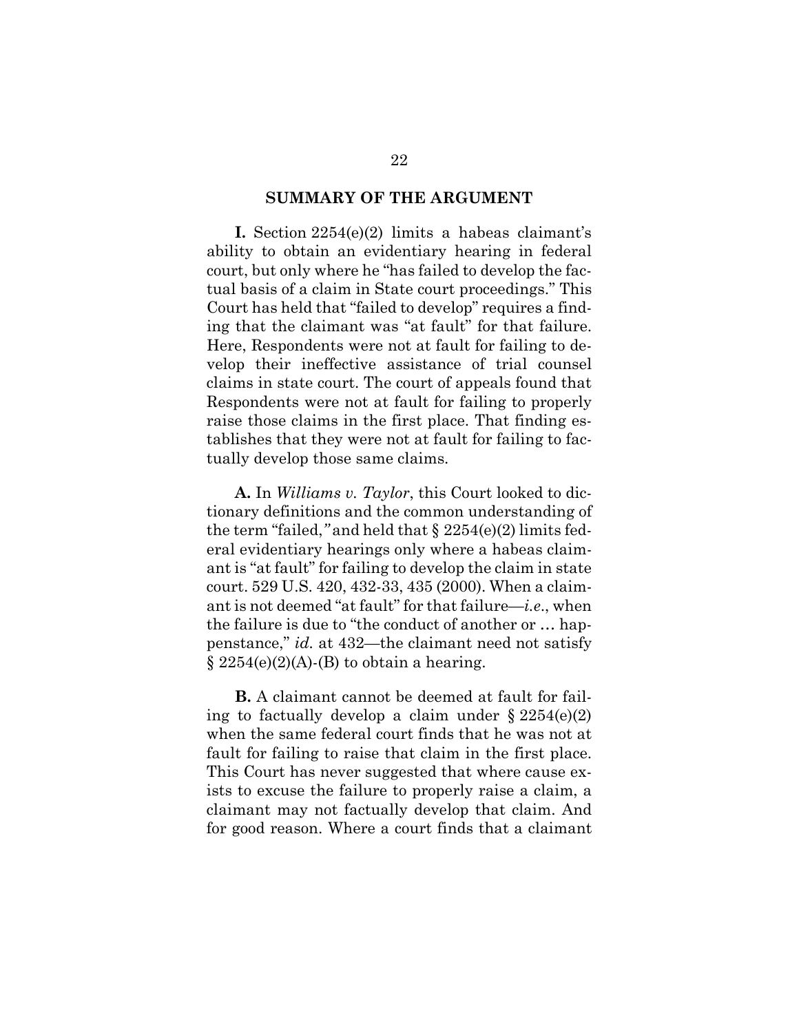## SUMMARY OF THE ARGUMENT

**I.** Section 2254(e)(2) limits a habeas claimant's ability to obtain an evidentiary hearing in federal court, but only where he "has failed to develop the factual basis of a claim in State court proceedings." This Court has held that "failed to develop" requires a finding that the claimant was "at fault" for that failure. Here, Respondents were not at fault for failing to develop their ineffective assistance of trial counsel claims in state court. The court of appeals found that Respondents were not at fault for failing to properly raise those claims in the first place. That finding establishes that they were not at fault for failing to factually develop those same claims.

**A.** In *Williams v. Taylor*, this Court looked to dictionary definitions and the common understanding of the term "failed," and held that § 2254(e)(2) limits federal evidentiary hearings only where a habeas claimant is "at fault" for failing to develop the claim in state court. 529 U.S. 420, 432-33, 435 (2000). When a claimant is not deemed "at fault" for that failure—*i.e.*, when the failure is due to "the conduct of another or … happenstance," *id.* at 432—the claimant need not satisfy § 2254(e)(2)(A)-(B) to obtain a hearing.

**B.** A claimant cannot be deemed at fault for failing to factually develop a claim under § 2254(e)(2) when the same federal court finds that he was not at fault for failing to raise that claim in the first place. This Court has never suggested that where cause exists to excuse the failure to properly raise a claim, a claimant may not factually develop that claim. And for good reason. Where a court finds that a claimant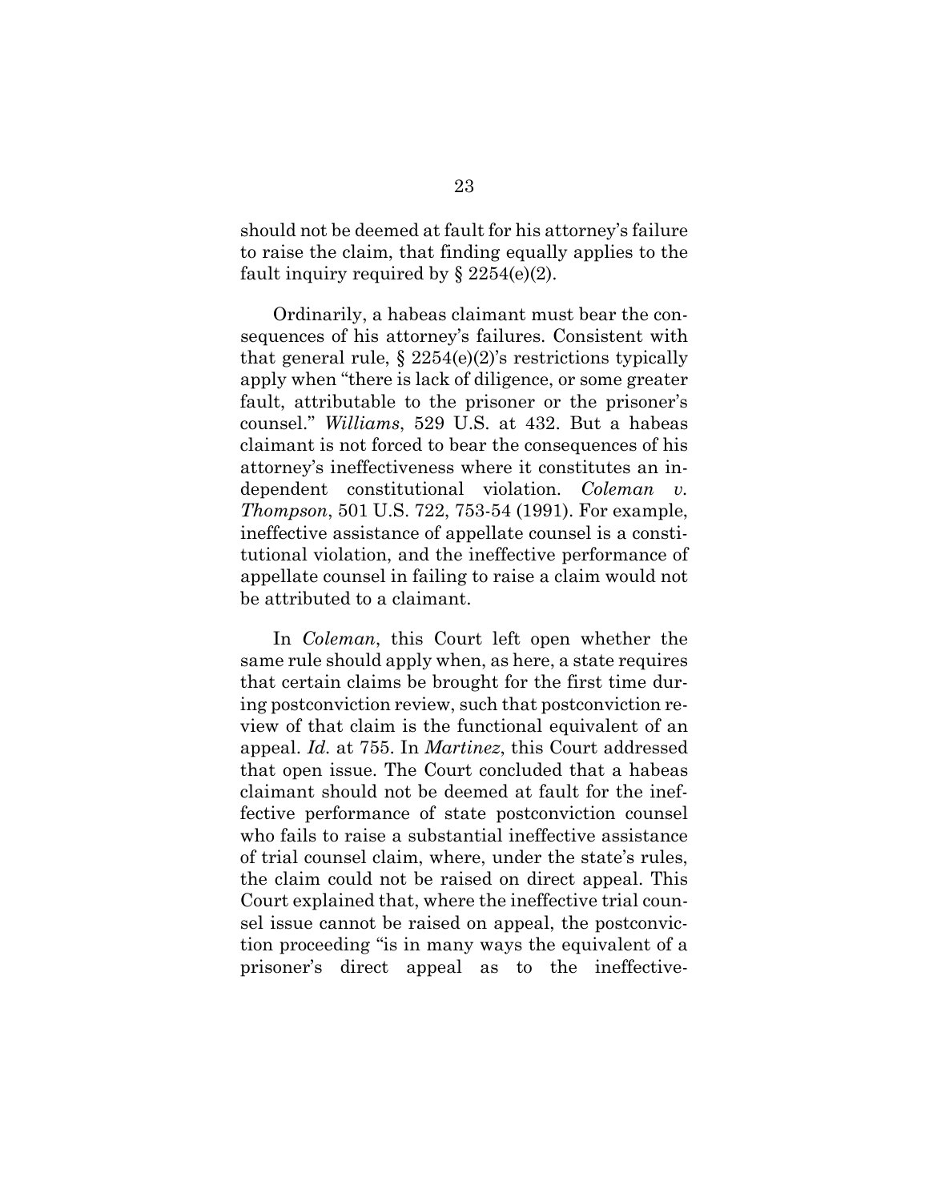should not be deemed at fault for his attorney's failure to raise the claim, that finding equally applies to the fault inquiry required by § 2254(e)(2).

Ordinarily, a habeas claimant must bear the consequences of his attorney's failures. Consistent with that general rule, § 2254(e)(2)'s restrictions typically apply when "there is lack of diligence, or some greater fault, attributable to the prisoner or the prisoner's counsel." *Williams*, 529 U.S. at 432. But a habeas claimant is not forced to bear the consequences of his attorney's ineffectiveness where it constitutes an independent constitutional violation. *Coleman v. Thompson*, 501 U.S. 722, 753-54 (1991). For example, ineffective assistance of appellate counsel is a constitutional violation, and the ineffective performance of appellate counsel in failing to raise a claim would not be attributed to a claimant.

In *Coleman*, this Court left open whether the same rule should apply when, as here, a state requires that certain claims be brought for the first time during postconviction review, such that postconviction review of that claim is the functional equivalent of an appeal. *Id.* at 755. In *Martinez*, this Court addressed that open issue. The Court concluded that a habeas claimant should not be deemed at fault for the ineffective performance of state postconviction counsel who fails to raise a substantial ineffective assistance of trial counsel claim, where, under the state's rules, the claim could not be raised on direct appeal. This Court explained that, where the ineffective trial counsel issue cannot be raised on appeal, the postconviction proceeding "is in many ways the equivalent of a prisoner's direct appeal as to the ineffective-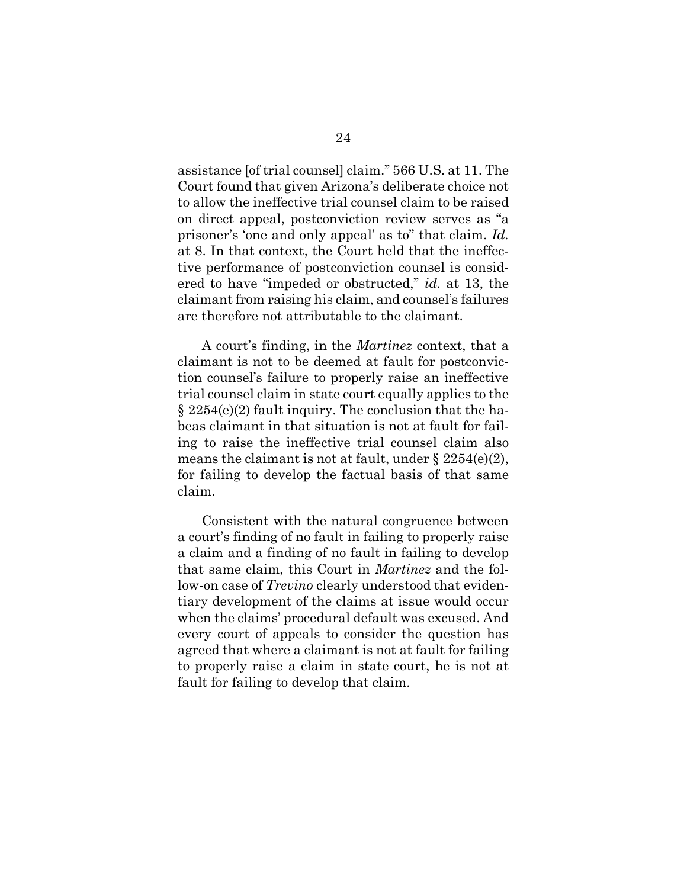assistance [of trial counsel] claim." 566 U.S. at 11. The Court found that given Arizona's deliberate choice not to allow the ineffective trial counsel claim to be raised on direct appeal, postconviction review serves as "a prisoner's 'one and only appeal' as to" that claim. *Id.* at 8. In that context, the Court held that the ineffective performance of postconviction counsel is considered to have "impeded or obstructed," *id.* at 13, the claimant from raising his claim, and counsel's failures are therefore not attributable to the claimant.

A court's finding, in the *Martinez* context, that a claimant is not to be deemed at fault for postconviction counsel's failure to properly raise an ineffective trial counsel claim in state court equally applies to the § 2254(e)(2) fault inquiry. The conclusion that the habeas claimant in that situation is not at fault for failing to raise the ineffective trial counsel claim also means the claimant is not at fault, under § 2254(e)(2), for failing to develop the factual basis of that same claim.

Consistent with the natural congruence between a court's finding of no fault in failing to properly raise a claim and a finding of no fault in failing to develop that same claim, this Court in *Martinez* and the follow-on case of *Trevino* clearly understood that evidentiary development of the claims at issue would occur when the claims' procedural default was excused. And every court of appeals to consider the question has agreed that where a claimant is not at fault for failing to properly raise a claim in state court, he is not at fault for failing to develop that claim.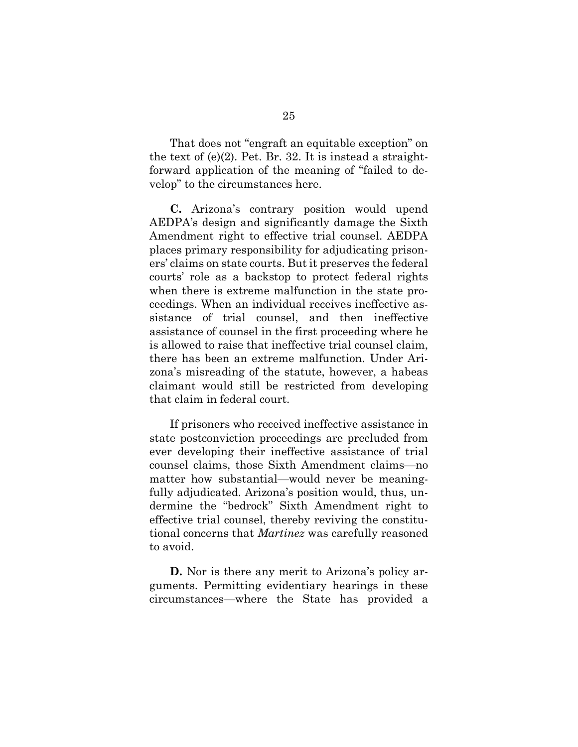That does not "engraft an equitable exception" on the text of (e)(2). Pet. Br. 32. It is instead a straightforward application of the meaning of "failed to develop" to the circumstances here.

**C.** Arizona's contrary position would upend AEDPA's design and significantly damage the Sixth Amendment right to effective trial counsel. AEDPA places primary responsibility for adjudicating prisoners' claims on state courts. But it preserves the federal courts' role as a backstop to protect federal rights when there is extreme malfunction in the state proceedings. When an individual receives ineffective assistance of trial counsel, and then ineffective assistance of counsel in the first proceeding where he is allowed to raise that ineffective trial counsel claim, there has been an extreme malfunction. Under Arizona's misreading of the statute, however, a habeas claimant would still be restricted from developing that claim in federal court.

If prisoners who received ineffective assistance in state postconviction proceedings are precluded from ever developing their ineffective assistance of trial counsel claims, those Sixth Amendment claims—no matter how substantial—would never be meaningfully adjudicated. Arizona's position would, thus, undermine the "bedrock" Sixth Amendment right to effective trial counsel, thereby reviving the constitutional concerns that *Martinez* was carefully reasoned to avoid.

**D.** Nor is there any merit to Arizona's policy arguments. Permitting evidentiary hearings in these circumstances—where the State has provided a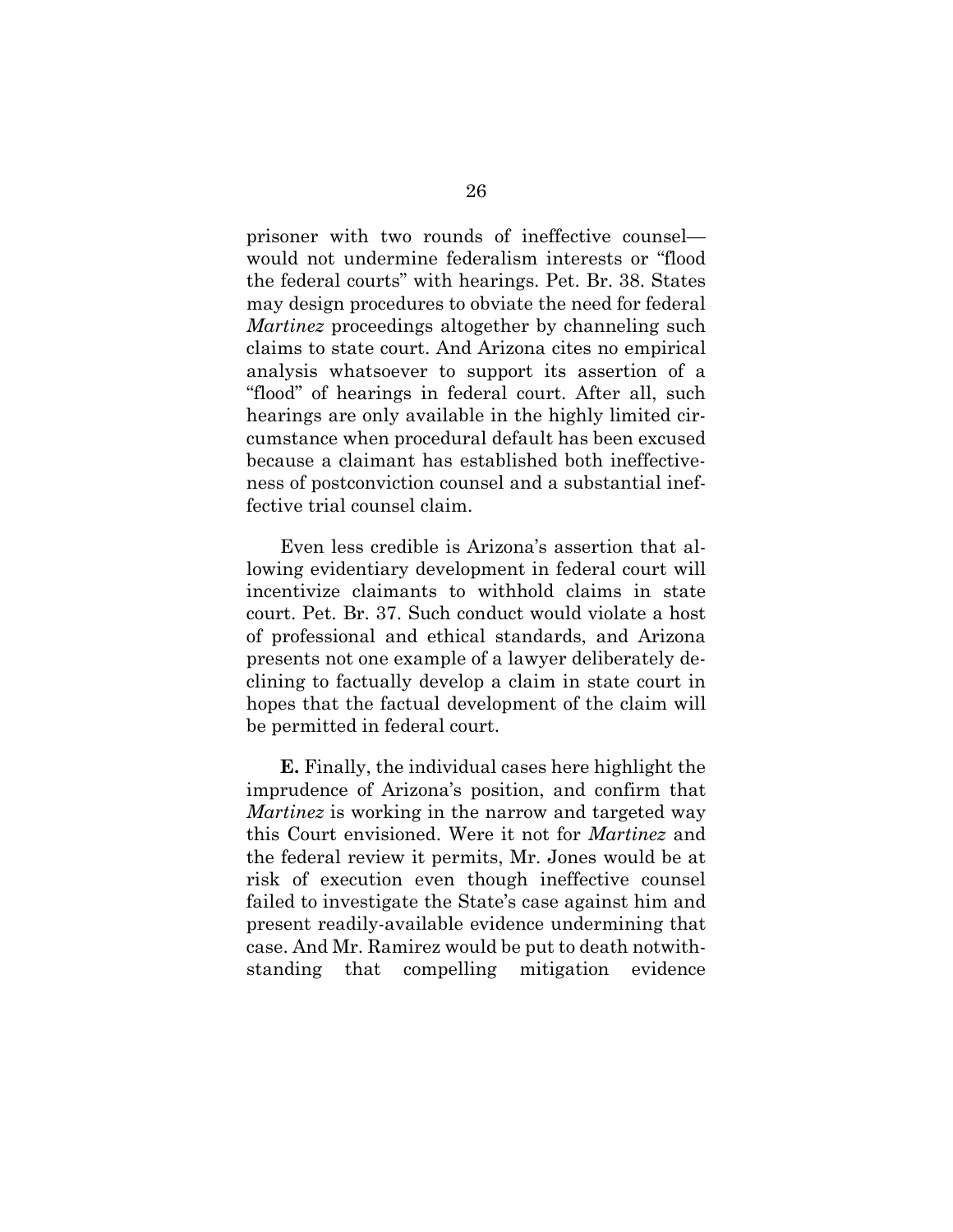prisoner with two rounds of ineffective counsel—would not undermine federalism interests or "flood the federal courts" with hearings. Pet. Br. 38. States may design procedures to obviate the need for federal *Martinez* proceedings altogether by channeling such claims to state court. And Arizona cites no empirical analysis whatsoever to support its assertion of a "flood" of hearings in federal court. After all, such hearings are only available in the highly limited circumstance when procedural default has been excused because a claimant has established both ineffectiveness of postconviction counsel and a substantial ineffective trial counsel claim.

Even less credible is Arizona's assertion that allowing evidentiary development in federal court will incentivize claimants to withhold claims in state court. Pet. Br. 37. Such conduct would violate a host of professional and ethical standards, and Arizona presents not one example of a lawyer deliberately declining to factually develop a claim in state court in hopes that the factual development of the claim will be permitted in federal court.

**E.** Finally, the individual cases here highlight the imprudence of Arizona's position, and confirm that *Martinez* is working in the narrow and targeted way this Court envisioned. Were it not for *Martinez* and the federal review it permits, Mr. Jones would be at risk of execution even though ineffective counsel failed to investigate the State's case against him and present readily-available evidence undermining that case. And Mr. Ramirez would be put to death notwithstanding that compelling mitigation evidence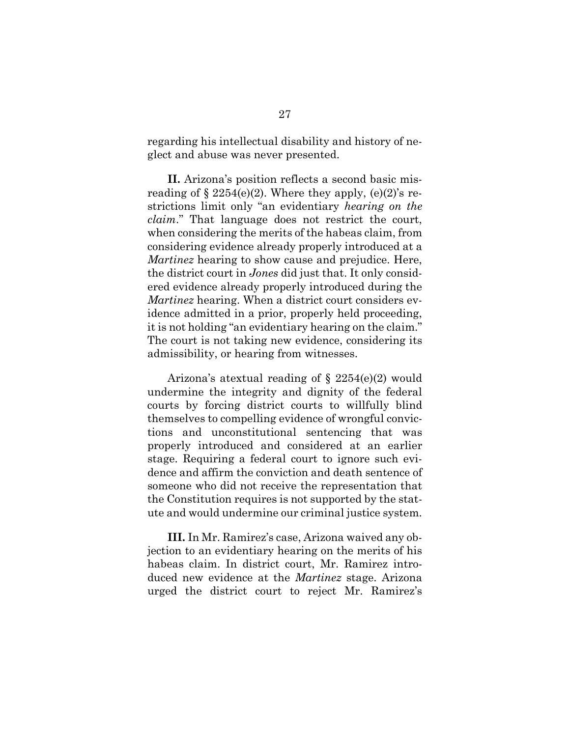regarding his intellectual disability and history of neglect and abuse was never presented.

**II.** Arizona's position reflects a second basic misreading of § 2254(e)(2). Where they apply, (e)(2)'s restrictions limit only "an evidentiary *hearing on the claim*." That language does not restrict the court, when considering the merits of the habeas claim, from considering evidence already properly introduced at a *Martinez* hearing to show cause and prejudice. Here, the district court in *Jones* did just that. It only considered evidence already properly introduced during the *Martinez* hearing. When a district court considers evidence admitted in a prior, properly held proceeding, it is not holding "an evidentiary hearing on the claim." The court is not taking new evidence, considering its admissibility, or hearing from witnesses.

Arizona's atextual reading of § 2254(e)(2) would undermine the integrity and dignity of the federal courts by forcing district courts to willfully blind themselves to compelling evidence of wrongful convictions and unconstitutional sentencing that was properly introduced and considered at an earlier stage. Requiring a federal court to ignore such evidence and affirm the conviction and death sentence of someone who did not receive the representation that the Constitution requires is not supported by the statute and would undermine our criminal justice system.

**III.** In Mr. Ramirez's case, Arizona waived any objection to an evidentiary hearing on the merits of his habeas claim. In district court, Mr. Ramirez introduced new evidence at the *Martinez* stage. Arizona urged the district court to reject Mr. Ramirez's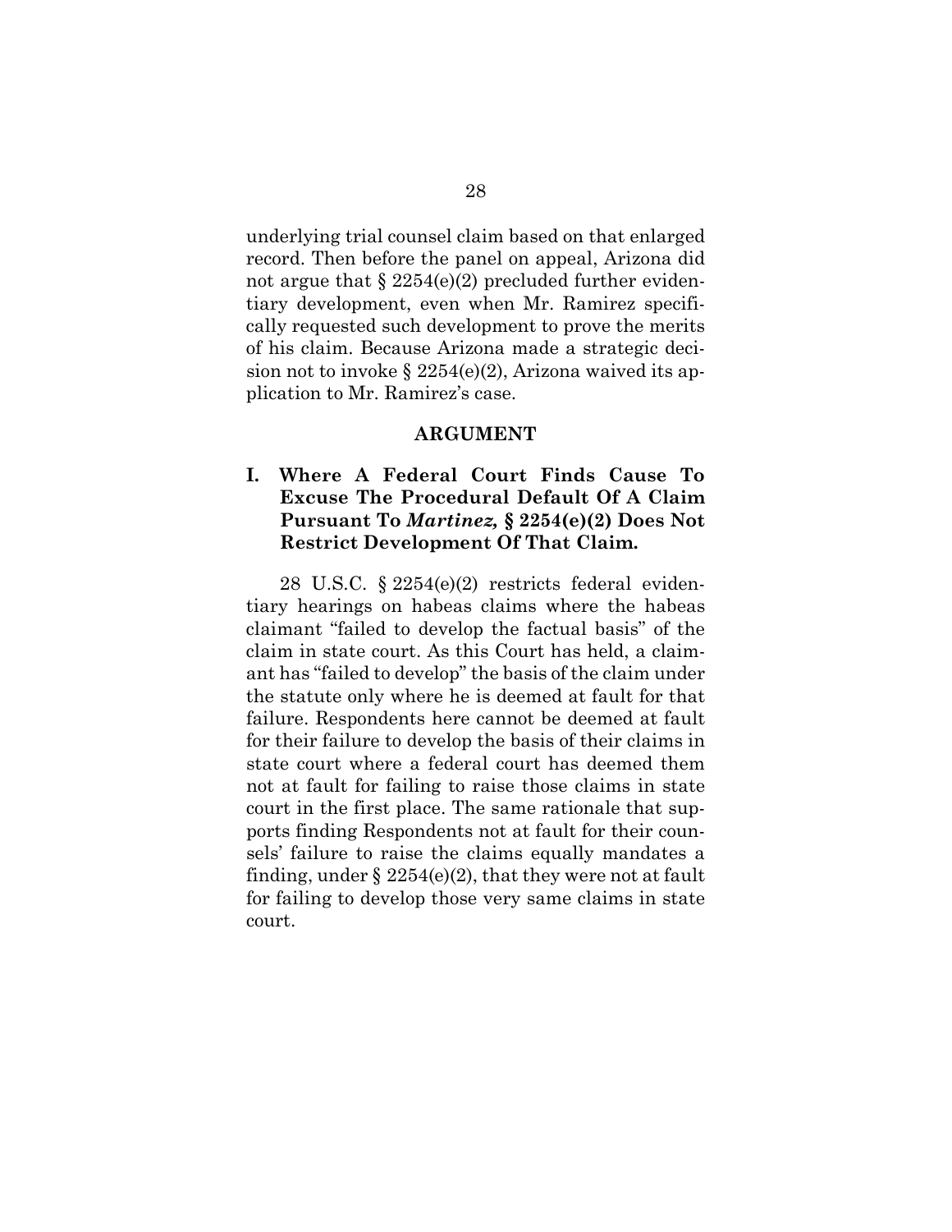underlying trial counsel claim based on that enlarged record. Then before the panel on appeal, Arizona did not argue that § 2254(e)(2) precluded further evidentiary development, even when Mr. Ramirez specifically requested such development to prove the merits of his claim. Because Arizona made a strategic decision not to invoke § 2254(e)(2), Arizona waived its application to Mr. Ramirez's case.

## ARGUMENT

### I. Where A Federal Court Finds Cause To Excuse The Procedural Default Of A Claim Pursuant To *Martinez,* § 2254(e)(2) Does Not Restrict Development Of That Claim.

28 U.S.C. § 2254(e)(2) restricts federal evidentiary hearings on habeas claims where the habeas claimant "failed to develop the factual basis" of the claim in state court. As this Court has held, a claimant has "failed to develop" the basis of the claim under the statute only where he is deemed at fault for that failure. Respondents here cannot be deemed at fault for their failure to develop the basis of their claims in state court where a federal court has deemed them not at fault for failing to raise those claims in state court in the first place. The same rationale that supports finding Respondents not at fault for their counsels' failure to raise the claims equally mandates a finding, under § 2254(e)(2), that they were not at fault for failing to develop those very same claims in state court.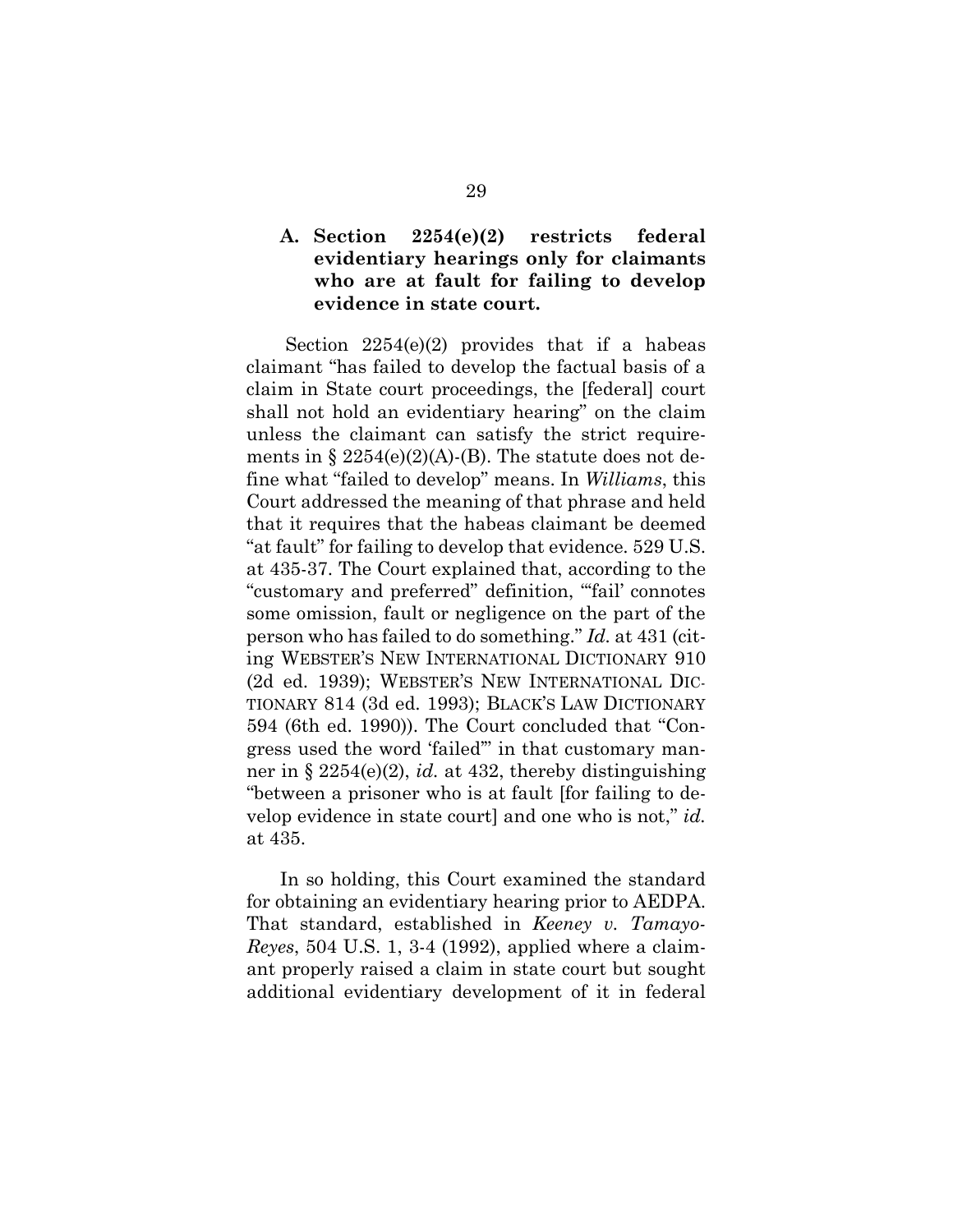### A. Section 2254(e)(2) restricts federal evidentiary hearings only for claimants who are at fault for failing to develop evidence in state court.

Section 2254(e)(2) provides that if a habeas claimant "has failed to develop the factual basis of a claim in State court proceedings, the [federal] court shall not hold an evidentiary hearing" on the claim unless the claimant can satisfy the strict requirements in § 2254(e)(2)(A)-(B). The statute does not define what "failed to develop" means. In *Williams*, this Court addressed the meaning of that phrase and held that it requires that the habeas claimant be deemed "at fault" for failing to develop that evidence. 529 U.S. at 435-37. The Court explained that, according to the "customary and preferred" definition, "'fail' connotes some omission, fault or negligence on the part of the person who has failed to do something." *Id.* at 431 (citing WEBSTER'S NEW INTERNATIONAL DICTIONARY 910 (2d ed. 1939); WEBSTER'S NEW INTERNATIONAL DICTIONARY 814 (3d ed. 1993); BLACK'S LAW DICTIONARY 594 (6th ed. 1990)). The Court concluded that "Congress used the word 'failed'" in that customary manner in § 2254(e)(2), *id.* at 432, thereby distinguishing "between a prisoner who is at fault [for failing to develop evidence in state court] and one who is not," *id.* at 435.

In so holding, this Court examined the standard for obtaining an evidentiary hearing prior to AEDPA. That standard, established in *Keeney v. Tamayo-Reyes*, 504 U.S. 1, 3-4 (1992), applied where a claimant properly raised a claim in state court but sought additional evidentiary development of it in federal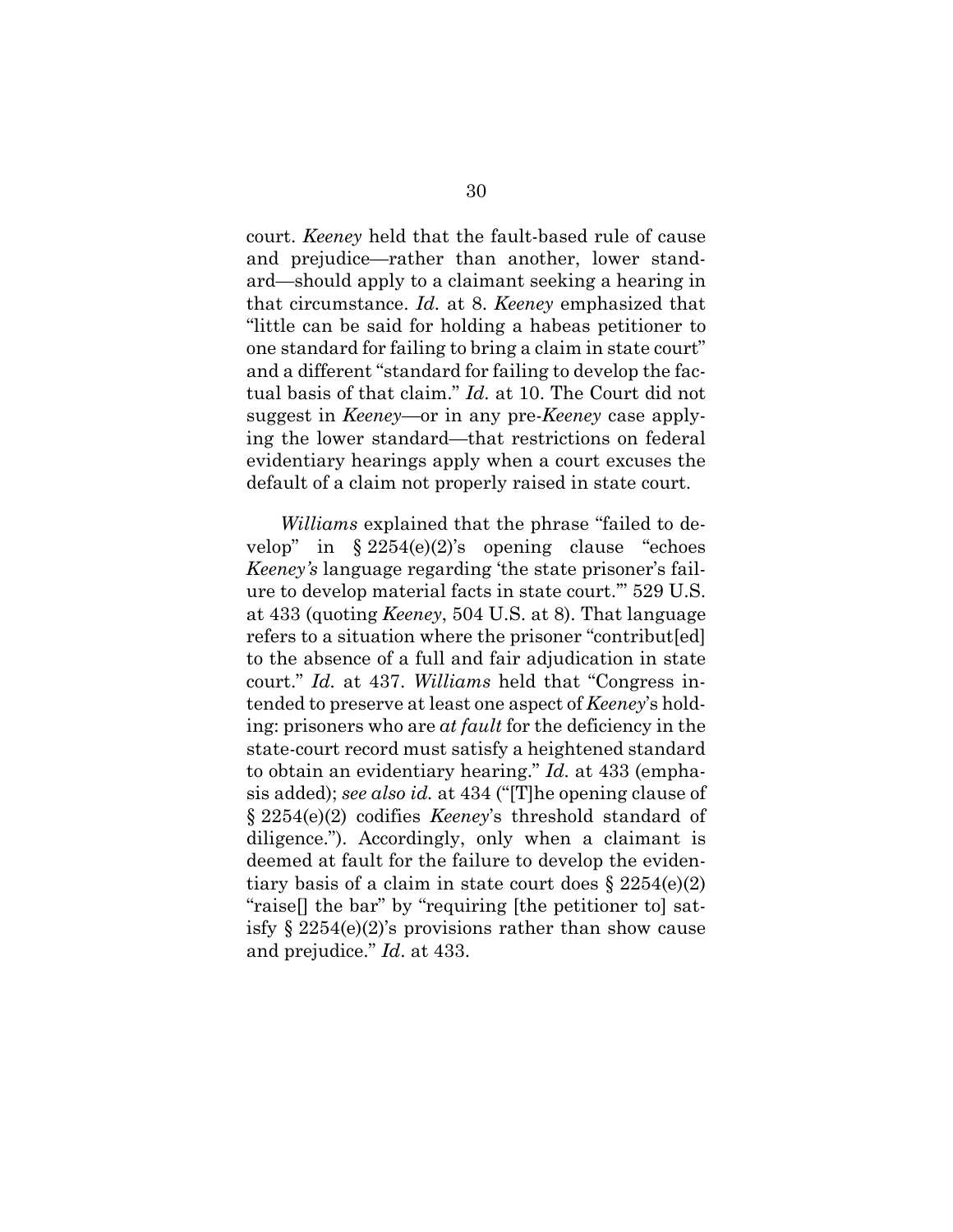court. *Keeney* held that the fault-based rule of cause and prejudice—rather than another, lower standard—should apply to a claimant seeking a hearing in that circumstance. *Id.* at 8. *Keeney* emphasized that "little can be said for holding a habeas petitioner to one standard for failing to bring a claim in state court" and a different "standard for failing to develop the factual basis of that claim." *Id.* at 10. The Court did not suggest in *Keeney*—or in any pre-*Keeney* case applying the lower standard—that restrictions on federal evidentiary hearings apply when a court excuses the default of a claim not properly raised in state court.

*Williams* explained that the phrase "failed to develop" in § 2254(e)(2)'s opening clause "echoes *Keeney's* language regarding 'the state prisoner's failure to develop material facts in state court.'" 529 U.S. at 433 (quoting *Keeney*, 504 U.S. at 8). That language refers to a situation where the prisoner "contribut[ed] to the absence of a full and fair adjudication in state court." *Id.* at 437. *Williams* held that "Congress intended to preserve at least one aspect of *Keeney*'s holding: prisoners who are *at fault* for the deficiency in the state-court record must satisfy a heightened standard to obtain an evidentiary hearing." *Id.* at 433 (emphasis added); *see also id.* at 434 ("[T]he opening clause of § 2254(e)(2) codifies *Keeney*'s threshold standard of diligence."). Accordingly, only when a claimant is deemed at fault for the failure to develop the evidentiary basis of a claim in state court does § 2254(e)(2) "raise[] the bar" by "requiring [the petitioner to] satisfy § 2254(e)(2)'s provisions rather than show cause and prejudice." *Id*. at 433.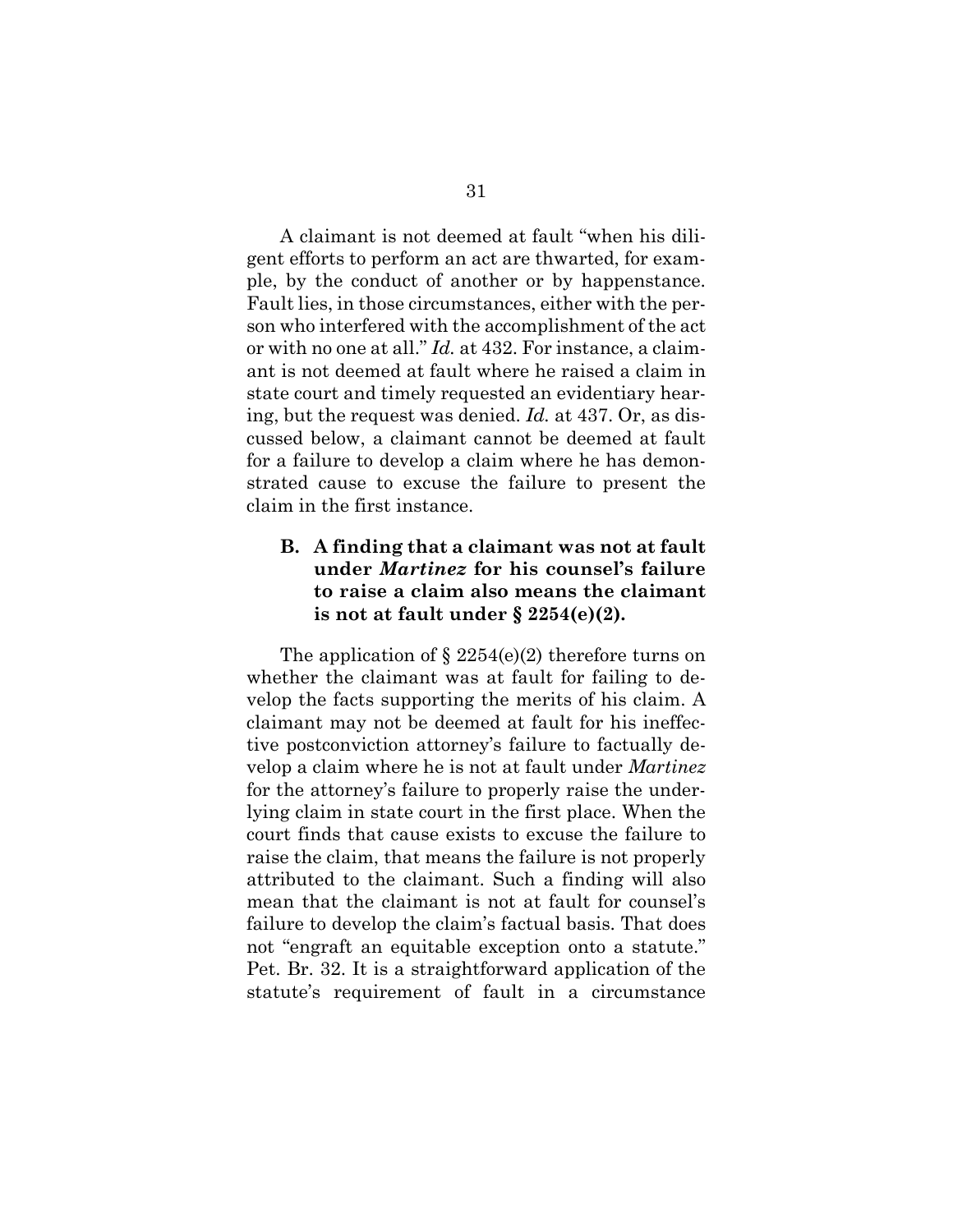A claimant is not deemed at fault "when his diligent efforts to perform an act are thwarted, for example, by the conduct of another or by happenstance. Fault lies, in those circumstances, either with the person who interfered with the accomplishment of the act or with no one at all." *Id.* at 432. For instance, a claimant is not deemed at fault where he raised a claim in state court and timely requested an evidentiary hearing, but the request was denied. *Id.* at 437. Or, as discussed below, a claimant cannot be deemed at fault for a failure to develop a claim where he has demonstrated cause to excuse the failure to present the claim in the first instance.

### B. A finding that a claimant was not at fault under *Martinez* for his counsel's failure to raise a claim also means the claimant is not at fault under § 2254(e)(2).

The application of § 2254(e)(2) therefore turns on whether the claimant was at fault for failing to develop the facts supporting the merits of his claim. A claimant may not be deemed at fault for his ineffective postconviction attorney's failure to factually develop a claim where he is not at fault under *Martinez* for the attorney's failure to properly raise the underlying claim in state court in the first place. When the court finds that cause exists to excuse the failure to raise the claim, that means the failure is not properly attributed to the claimant. Such a finding will also mean that the claimant is not at fault for counsel's failure to develop the claim's factual basis. That does not "engraft an equitable exception onto a statute." Pet. Br. 32. It is a straightforward application of the statute's requirement of fault in a circumstance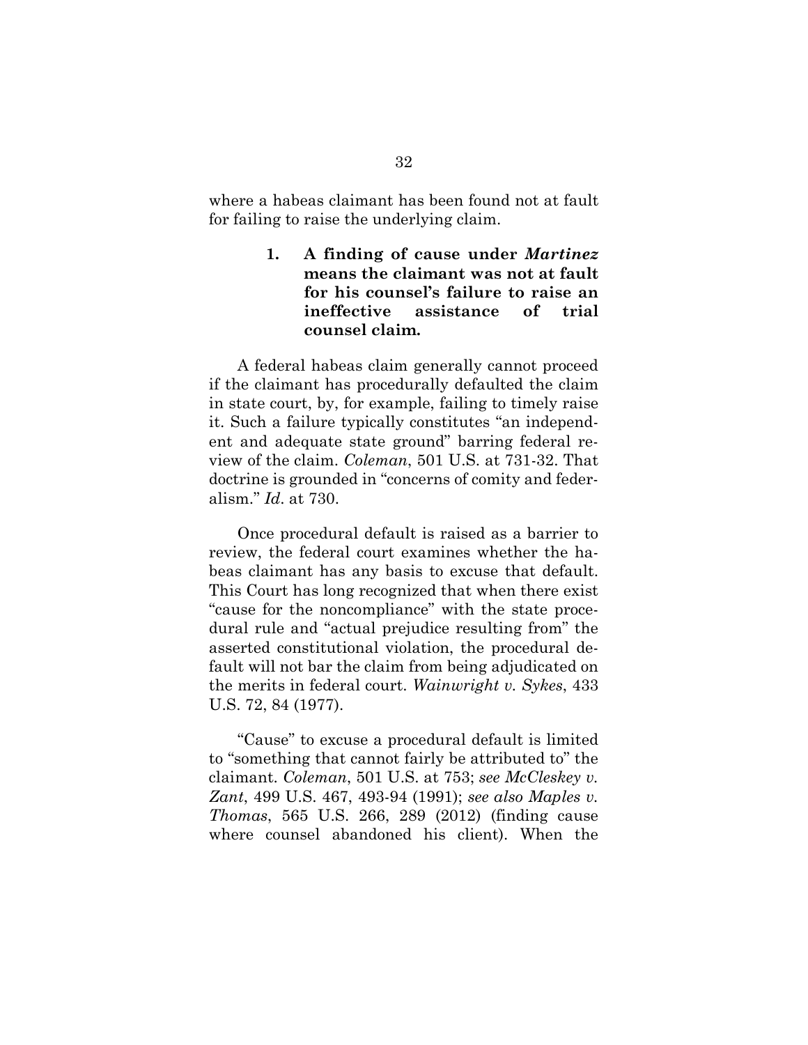where a habeas claimant has been found not at fault for failing to raise the underlying claim.

### 1. A finding of cause under *Martinez* means the claimant was not at fault for his counsel's failure to raise an ineffective assistance of trial counsel claim.

A federal habeas claim generally cannot proceed if the claimant has procedurally defaulted the claim in state court, by, for example, failing to timely raise it. Such a failure typically constitutes "an independent and adequate state ground" barring federal review of the claim. *Coleman*, 501 U.S. at 731-32. That doctrine is grounded in "concerns of comity and federalism." *Id.* at 730.

Once procedural default is raised as a barrier to review, the federal court examines whether the habeas claimant has any basis to excuse that default. This Court has long recognized that when there exist "cause for the noncompliance" with the state procedural rule and "actual prejudice resulting from" the asserted constitutional violation, the procedural default will not bar the claim from being adjudicated on the merits in federal court. *Wainwright v. Sykes*, 433 U.S. 72, 84 (1977).

"Cause" to excuse a procedural default is limited to "something that cannot fairly be attributed to" the claimant. *Coleman*, 501 U.S. at 753; *see McCleskey v. Zant*, 499 U.S. 467, 493-94 (1991); *see also Maples v. Thomas*, 565 U.S. 266, 289 (2012) (finding cause where counsel abandoned his client). When the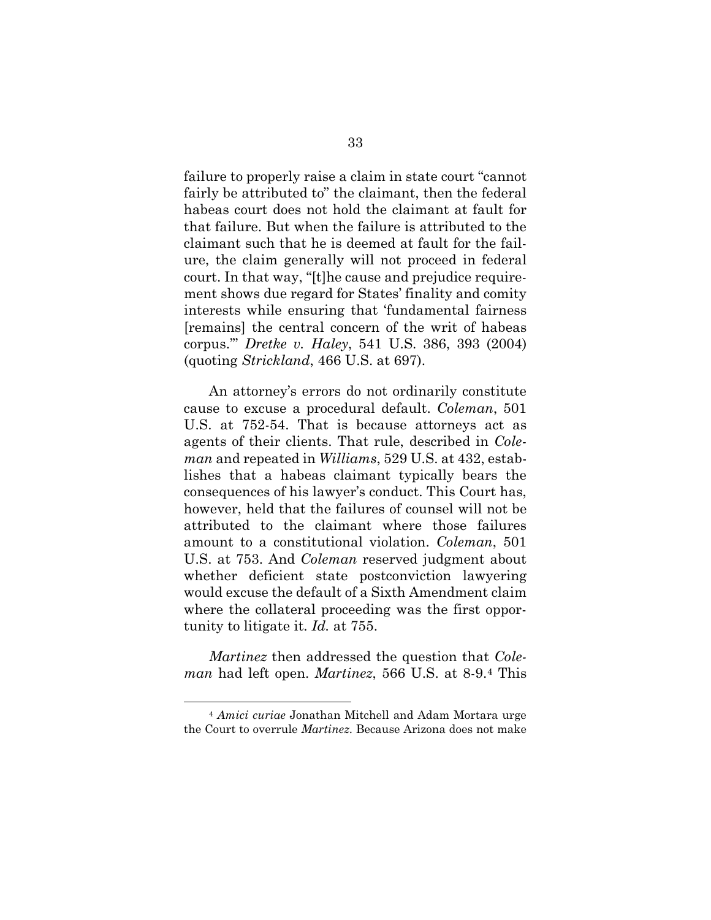failure to properly raise a claim in state court "cannot fairly be attributed to" the claimant, then the federal habeas court does not hold the claimant at fault for that failure. But when the failure is attributed to the claimant such that he is deemed at fault for the failure, the claim generally will not proceed in federal court. In that way, "[t]he cause and prejudice requirement shows due regard for States' finality and comity interests while ensuring that 'fundamental fairness [remains] the central concern of the writ of habeas corpus.'" *Dretke v. Haley*, 541 U.S. 386, 393 (2004) (quoting *Strickland*, 466 U.S. at 697).

An attorney's errors do not ordinarily constitute cause to excuse a procedural default. *Coleman*, 501 U.S. at 752-54. That is because attorneys act as agents of their clients. That rule, described in *Coleman* and repeated in *Williams*, 529 U.S. at 432, establishes that a habeas claimant typically bears the consequences of his lawyer's conduct. This Court has, however, held that the failures of counsel will not be attributed to the claimant where those failures amount to a constitutional violation. *Coleman*, 501 U.S. at 753. And *Coleman* reserved judgment about whether deficient state postconviction lawyering would excuse the default of a Sixth Amendment claim where the collateral proceeding was the first opportunity to litigate it. *Id.* at 755.

*Martinez* then addressed the question that *Coleman* had left open. *Martinez*, 566 U.S. at 8-9.[4] This

[4] *Amici curiae* Jonathan Mitchell and Adam Mortara urge the Court to overrule *Martinez*. Because Arizona does not make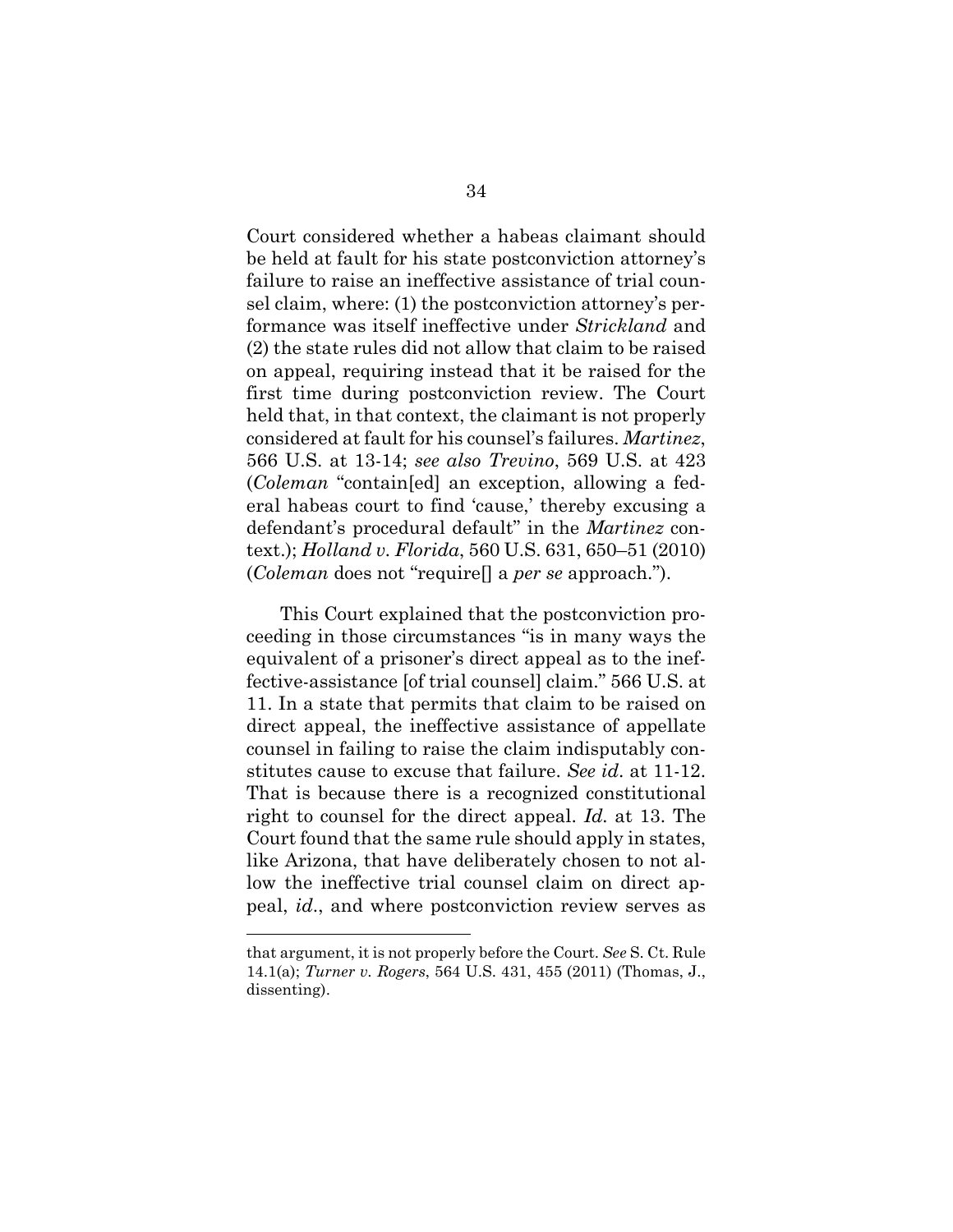Court considered whether a habeas claimant should be held at fault for his state postconviction attorney's failure to raise an ineffective assistance of trial counsel claim, where: (1) the postconviction attorney's performance was itself ineffective under *Strickland* and (2) the state rules did not allow that claim to be raised on appeal, requiring instead that it be raised for the first time during postconviction review. The Court held that, in that context, the claimant is not properly considered at fault for his counsel's failures. *Martinez*, 566 U.S. at 13-14; *see also Trevino*, 569 U.S. at 423 (*Coleman* "contain[ed] an exception, allowing a federal habeas court to find 'cause,' thereby excusing a defendant's procedural default" in the *Martinez* context.); *Holland v. Florida*, 560 U.S. 631, 650–51 (2010) (*Coleman* does not "require[] a *per se* approach.").

This Court explained that the postconviction proceeding in those circumstances "is in many ways the equivalent of a prisoner's direct appeal as to the ineffective-assistance [of trial counsel] claim." 566 U.S. at 11. In a state that permits that claim to be raised on direct appeal, the ineffective assistance of appellate counsel in failing to raise the claim indisputably constitutes cause to excuse that failure. *See id*. at 11-12. That is because there is a recognized constitutional right to counsel for the direct appeal. *Id.* at 13. The Court found that the same rule should apply in states, like Arizona, that have deliberately chosen to not allow the ineffective trial counsel claim on direct appeal, *id*., and where postconviction review serves as

---

that argument, it is not properly before the Court. *See* S. Ct. Rule 14.1(a); *Turner v. Rogers*, 564 U.S. 431, 455 (2011) (Thomas, J., dissenting).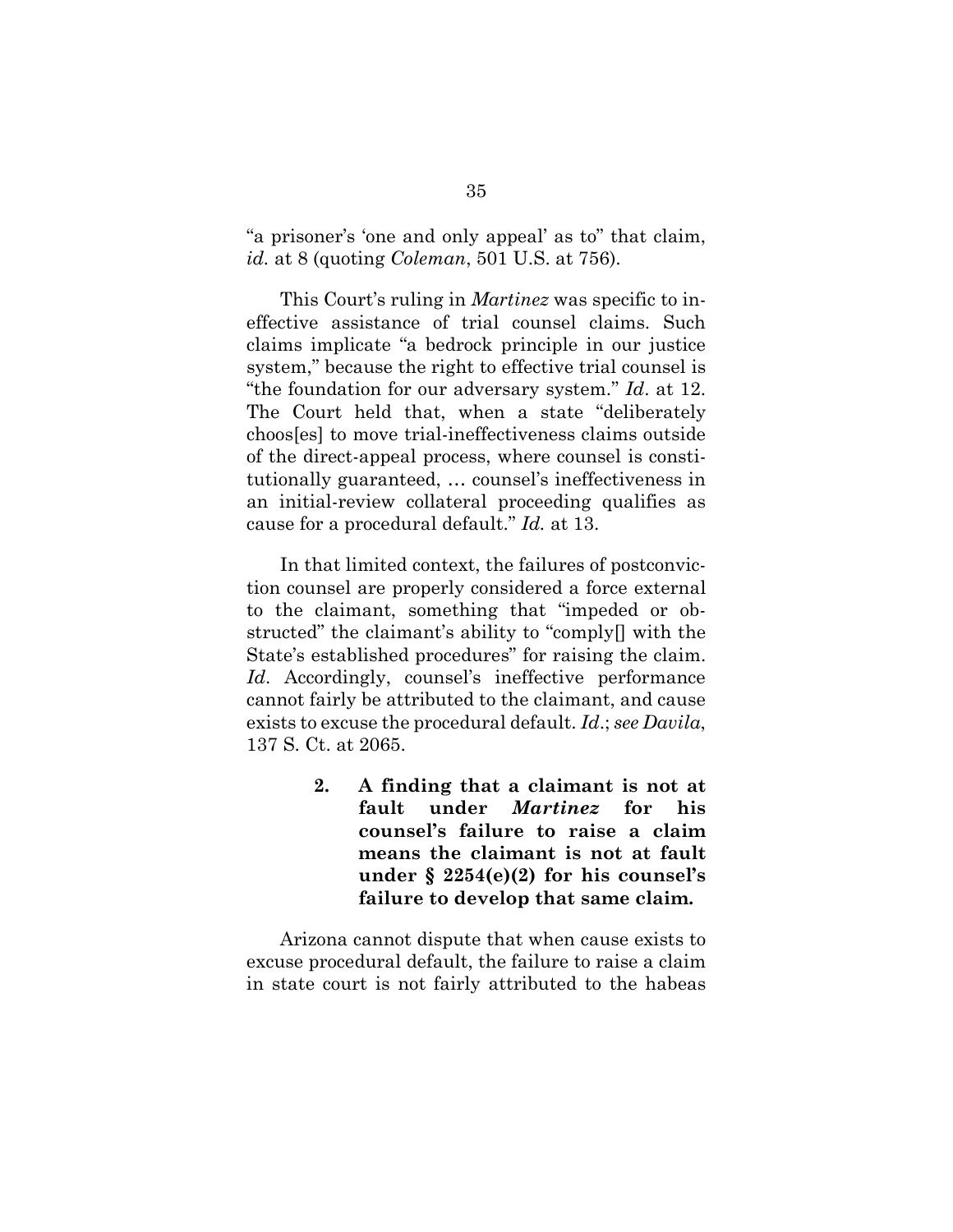"a prisoner's 'one and only appeal' as to" that claim, *id.* at 8 (quoting *Coleman*, 501 U.S. at 756).

This Court's ruling in *Martinez* was specific to ineffective assistance of trial counsel claims. Such claims implicate "a bedrock principle in our justice system," because the right to effective trial counsel is "the foundation for our adversary system." *Id*. at 12. The Court held that, when a state "deliberately choos[es] to move trial-ineffectiveness claims outside of the direct-appeal process, where counsel is constitutionally guaranteed, … counsel's ineffectiveness in an initial-review collateral proceeding qualifies as cause for a procedural default." *Id.* at 13.

In that limited context, the failures of postconviction counsel are properly considered a force external to the claimant, something that "impeded or obstructed" the claimant's ability to "comply[] with the State's established procedures" for raising the claim. *Id*. Accordingly, counsel's ineffective performance cannot fairly be attributed to the claimant, and cause exists to excuse the procedural default. *Id*.; *see Davila*, 137 S. Ct. at 2065.

> **2. A finding that a claimant is not at fault under *Martinez* for his counsel's failure to raise a claim means the claimant is not at fault under § 2254(e)(2) for his counsel's failure to develop that same claim.**

Arizona cannot dispute that when cause exists to excuse procedural default, the failure to raise a claim in state court is not fairly attributed to the habeas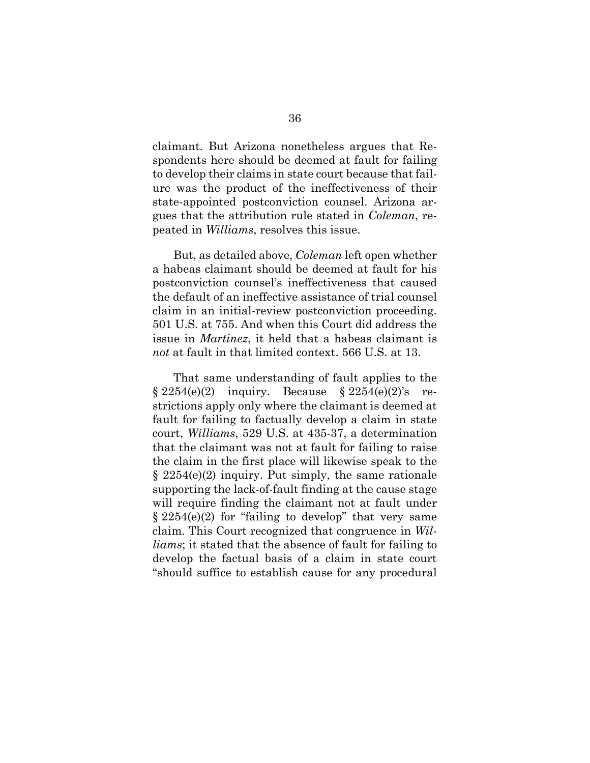claimant. But Arizona nonetheless argues that Respondents here should be deemed at fault for failing to develop their claims in state court because that failure was the product of the ineffectiveness of their state-appointed postconviction counsel. Arizona argues that the attribution rule stated in *Coleman*, repeated in *Williams*, resolves this issue.

But, as detailed above, *Coleman* left open whether a habeas claimant should be deemed at fault for his postconviction counsel's ineffectiveness that caused the default of an ineffective assistance of trial counsel claim in an initial-review postconviction proceeding. 501 U.S. at 755. And when this Court did address the issue in *Martinez*, it held that a habeas claimant is *not* at fault in that limited context. 566 U.S. at 13.

That same understanding of fault applies to the § 2254(e)(2) inquiry. Because § 2254(e)(2)'s restrictions apply only where the claimant is deemed at fault for failing to factually develop a claim in state court, *Williams*, 529 U.S. at 435-37, a determination that the claimant was not at fault for failing to raise the claim in the first place will likewise speak to the § 2254(e)(2) inquiry. Put simply, the same rationale supporting the lack-of-fault finding at the cause stage will require finding the claimant not at fault under § 2254(e)(2) for "failing to develop" that very same claim. This Court recognized that congruence in *Williams*; it stated that the absence of fault for failing to develop the factual basis of a claim in state court "should suffice to establish cause for any procedural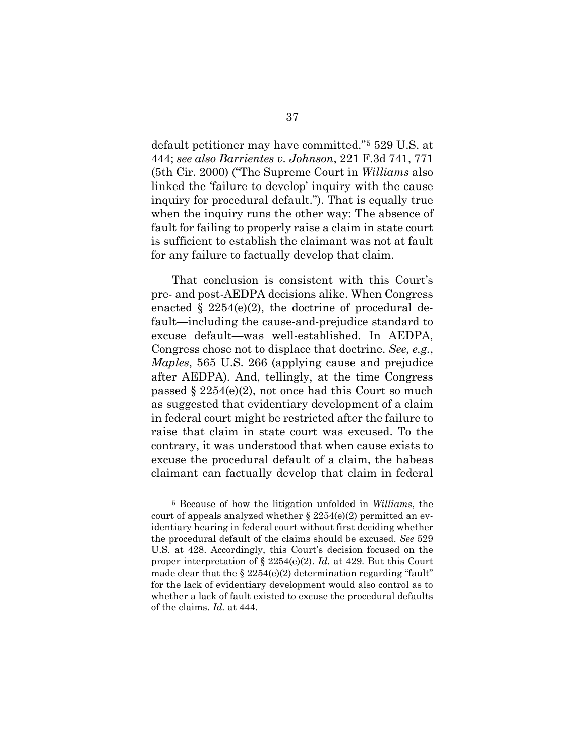default petitioner may have committed."[5] 529 U.S. at 444; *see also Barrientes v. Johnson*, 221 F.3d 741, 771 (5th Cir. 2000) ("The Supreme Court in *Williams* also linked the 'failure to develop' inquiry with the cause inquiry for procedural default."). That is equally true when the inquiry runs the other way: The absence of fault for failing to properly raise a claim in state court is sufficient to establish the claimant was not at fault for any failure to factually develop that claim.

That conclusion is consistent with this Court's pre- and post-AEDPA decisions alike. When Congress enacted § 2254(e)(2), the doctrine of procedural default—including the cause-and-prejudice standard to excuse default—was well-established. In AEDPA, Congress chose not to displace that doctrine. *See, e.g.*, *Maples*, 565 U.S. 266 (applying cause and prejudice after AEDPA). And, tellingly, at the time Congress passed § 2254(e)(2), not once had this Court so much as suggested that evidentiary development of a claim in federal court might be restricted after the failure to raise that claim in state court was excused. To the contrary, it was understood that when cause exists to excuse the procedural default of a claim, the habeas claimant can factually develop that claim in federal

[5] Because of how the litigation unfolded in *Williams*, the court of appeals analyzed whether § 2254(e)(2) permitted an evidentiary hearing in federal court without first deciding whether the procedural default of the claims should be excused. *See* 529 U.S. at 428. Accordingly, this Court's decision focused on the proper interpretation of § 2254(e)(2). *Id.* at 429. But this Court made clear that the § 2254(e)(2) determination regarding "fault" for the lack of evidentiary development would also control as to whether a lack of fault existed to excuse the procedural defaults of the claims. *Id.* at 444.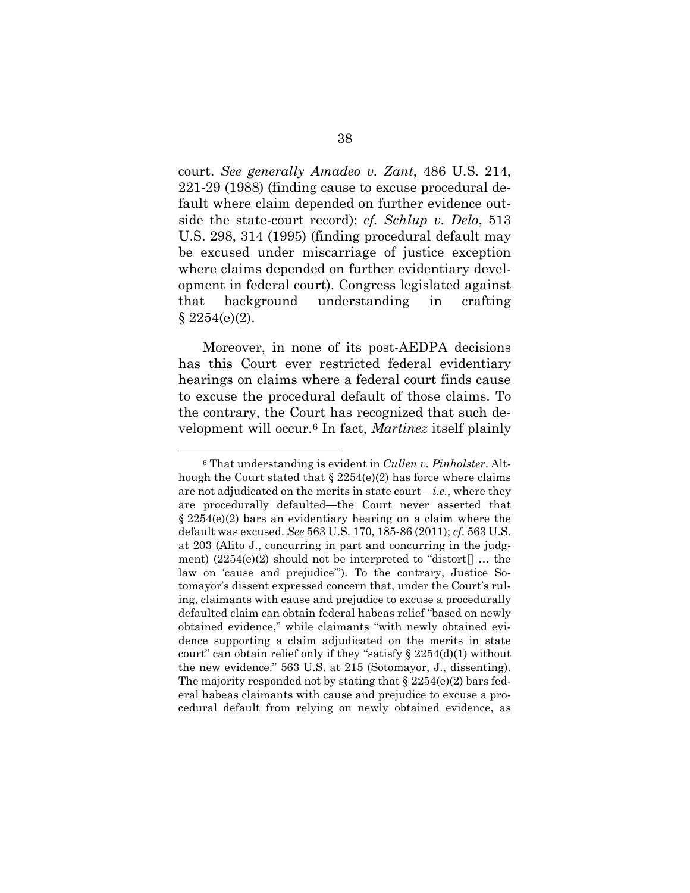court. *See generally Amadeo v. Zant*, 486 U.S. 214, 221-29 (1988) (finding cause to excuse procedural default where claim depended on further evidence outside the state-court record); *cf. Schlup v. Delo*, 513 U.S. 298, 314 (1995) (finding procedural default may be excused under miscarriage of justice exception where claims depended on further evidentiary development in federal court). Congress legislated against that background understanding in crafting § 2254(e)(2).

Moreover, in none of its post-AEDPA decisions has this Court ever restricted federal evidentiary hearings on claims where a federal court finds cause to excuse the procedural default of those claims. To the contrary, the Court has recognized that such development will occur.[6] In fact, *Martinez* itself plainly

[6] That understanding is evident in *Cullen v. Pinholster*. Although the Court stated that § 2254(e)(2) has force where claims are not adjudicated on the merits in state court—*i.e.*, where they are procedurally defaulted—the Court never asserted that § 2254(e)(2) bars an evidentiary hearing on a claim where the default was excused. *See* 563 U.S. 170, 185-86 (2011); *cf.* 563 U.S. at 203 (Alito J., concurring in part and concurring in the judgment) (2254(e)(2) should not be interpreted to "distort[] … the law on 'cause and prejudice'"). To the contrary, Justice Sotomayor's dissent expressed concern that, under the Court's ruling, claimants with cause and prejudice to excuse a procedurally defaulted claim can obtain federal habeas relief "based on newly obtained evidence," while claimants "with newly obtained evidence supporting a claim adjudicated on the merits in state court" can obtain relief only if they "satisfy § 2254(d)(1) without the new evidence." 563 U.S. at 215 (Sotomayor, J., dissenting). The majority responded not by stating that § 2254(e)(2) bars federal habeas claimants with cause and prejudice to excuse a procedural default from relying on newly obtained evidence, as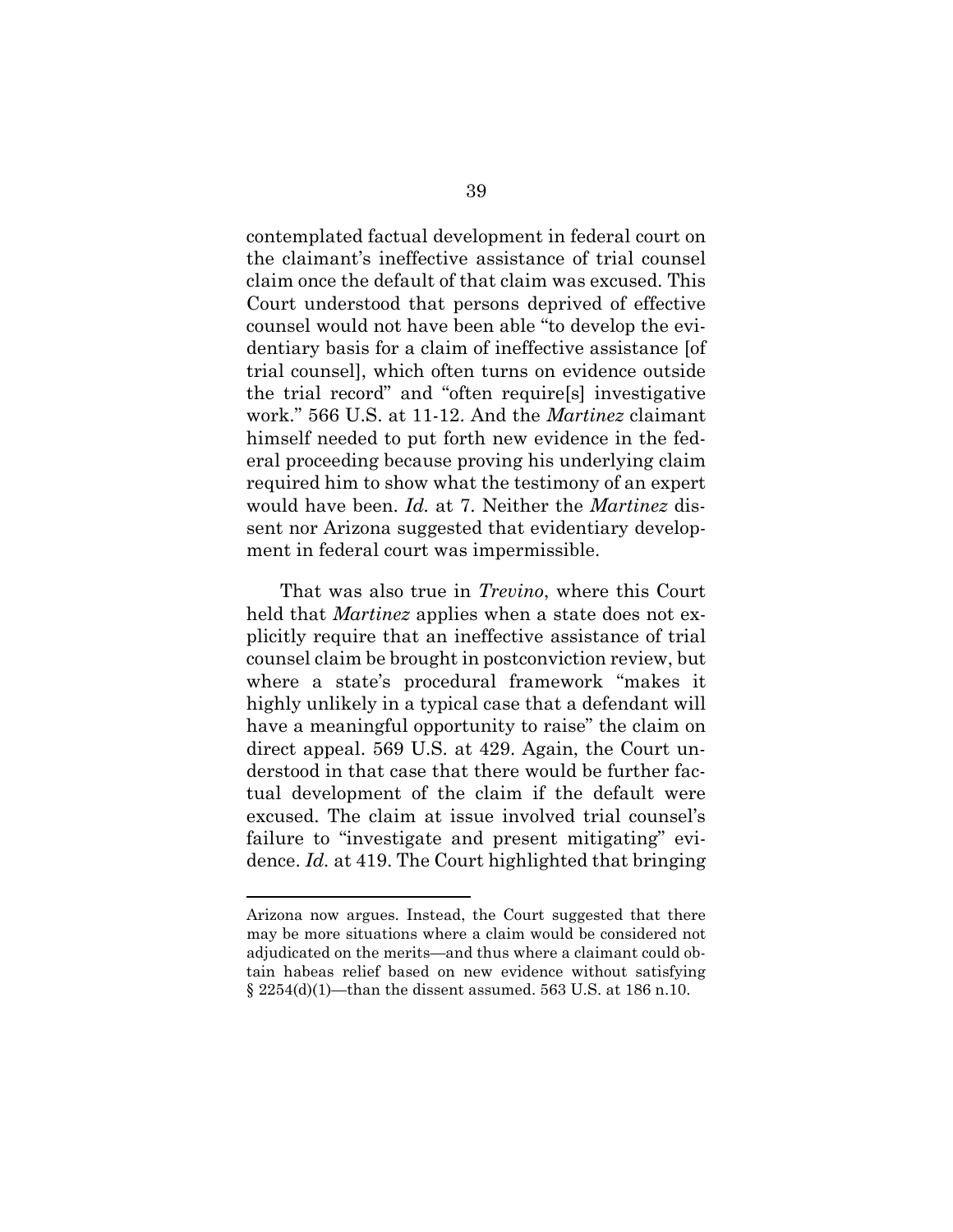contemplated factual development in federal court on the claimant's ineffective assistance of trial counsel claim once the default of that claim was excused. This Court understood that persons deprived of effective counsel would not have been able "to develop the evidentiary basis for a claim of ineffective assistance [of trial counsel], which often turns on evidence outside the trial record" and "often require[s] investigative work." 566 U.S. at 11-12. And the *Martinez* claimant himself needed to put forth new evidence in the federal proceeding because proving his underlying claim required him to show what the testimony of an expert would have been. *Id.* at 7. Neither the *Martinez* dissent nor Arizona suggested that evidentiary development in federal court was impermissible.

That was also true in *Trevino*, where this Court held that *Martinez* applies when a state does not explicitly require that an ineffective assistance of trial counsel claim be brought in postconviction review, but where a state's procedural framework "makes it highly unlikely in a typical case that a defendant will have a meaningful opportunity to raise" the claim on direct appeal. 569 U.S. at 429. Again, the Court understood in that case that there would be further factual development of the claim if the default were excused. The claim at issue involved trial counsel's failure to "investigate and present mitigating" evidence. *Id.* at 419. The Court highlighted that bringing

---

Arizona now argues. Instead, the Court suggested that there may be more situations where a claim would be considered not adjudicated on the merits—and thus where a claimant could obtain habeas relief based on new evidence without satisfying § 2254(d)(1)—than the dissent assumed. 563 U.S. at 186 n.10.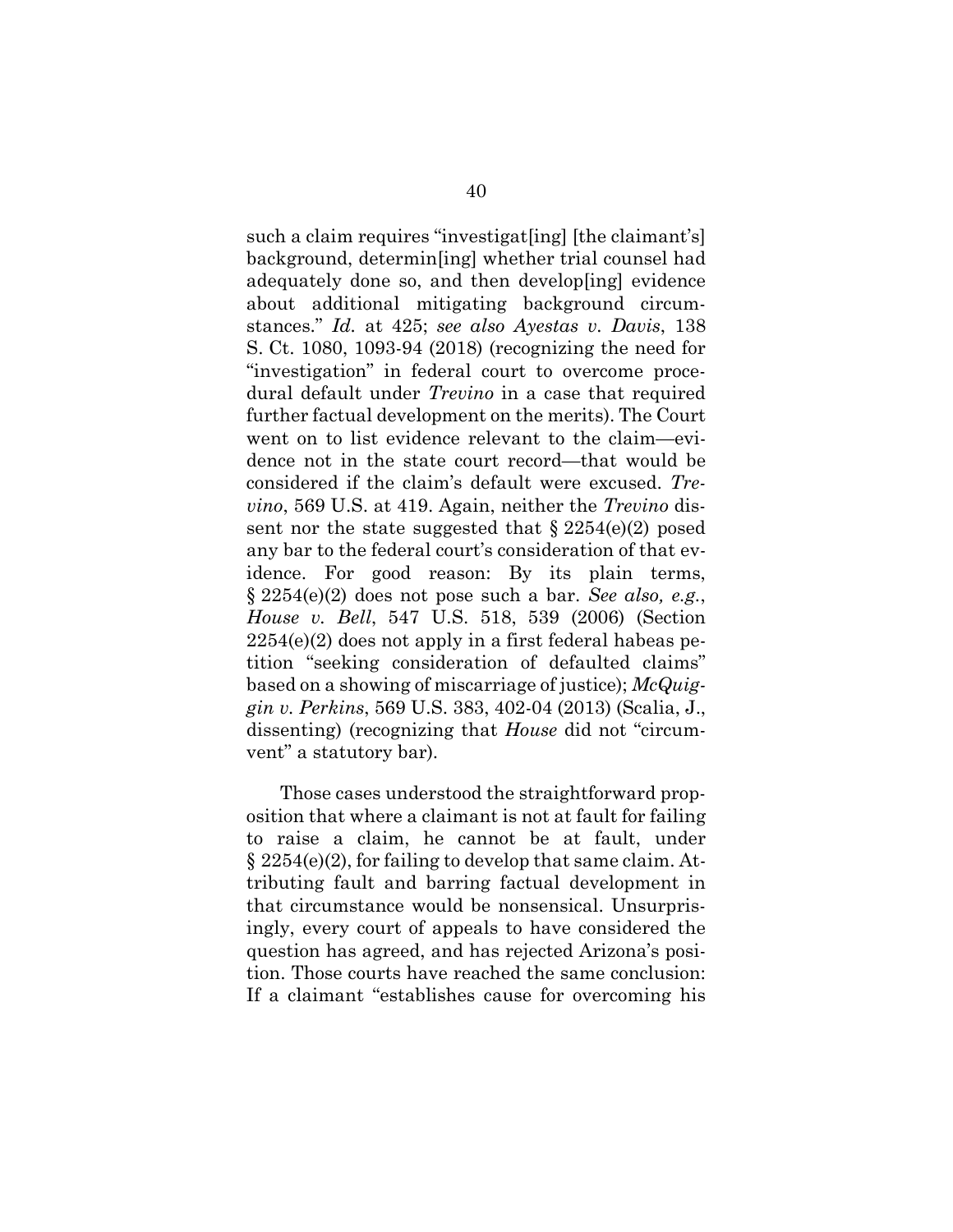such a claim requires "investigat[ing] [the claimant's] background, determin[ing] whether trial counsel had adequately done so, and then develop[ing] evidence about additional mitigating background circumstances." *Id.* at 425; *see also Ayestas v. Davis*, 138 S. Ct. 1080, 1093-94 (2018) (recognizing the need for "investigation" in federal court to overcome procedural default under *Trevino* in a case that required further factual development on the merits). The Court went on to list evidence relevant to the claim—evidence not in the state court record—that would be considered if the claim's default were excused. *Trevino*, 569 U.S. at 419. Again, neither the *Trevino* dissent nor the state suggested that § 2254(e)(2) posed any bar to the federal court's consideration of that evidence. For good reason: By its plain terms, § 2254(e)(2) does not pose such a bar. *See also, e.g.*, *House v. Bell*, 547 U.S. 518, 539 (2006) (Section 2254(e)(2) does not apply in a first federal habeas petition "seeking consideration of defaulted claims" based on a showing of miscarriage of justice); *McQuiggin v. Perkins*, 569 U.S. 383, 402-04 (2013) (Scalia, J., dissenting) (recognizing that *House* did not "circumvent" a statutory bar).

Those cases understood the straightforward proposition that where a claimant is not at fault for failing to raise a claim, he cannot be at fault, under § 2254(e)(2), for failing to develop that same claim. Attributing fault and barring factual development in that circumstance would be nonsensical. Unsurprisingly, every court of appeals to have considered the question has agreed, and has rejected Arizona's position. Those courts have reached the same conclusion: If a claimant "establishes cause for overcoming his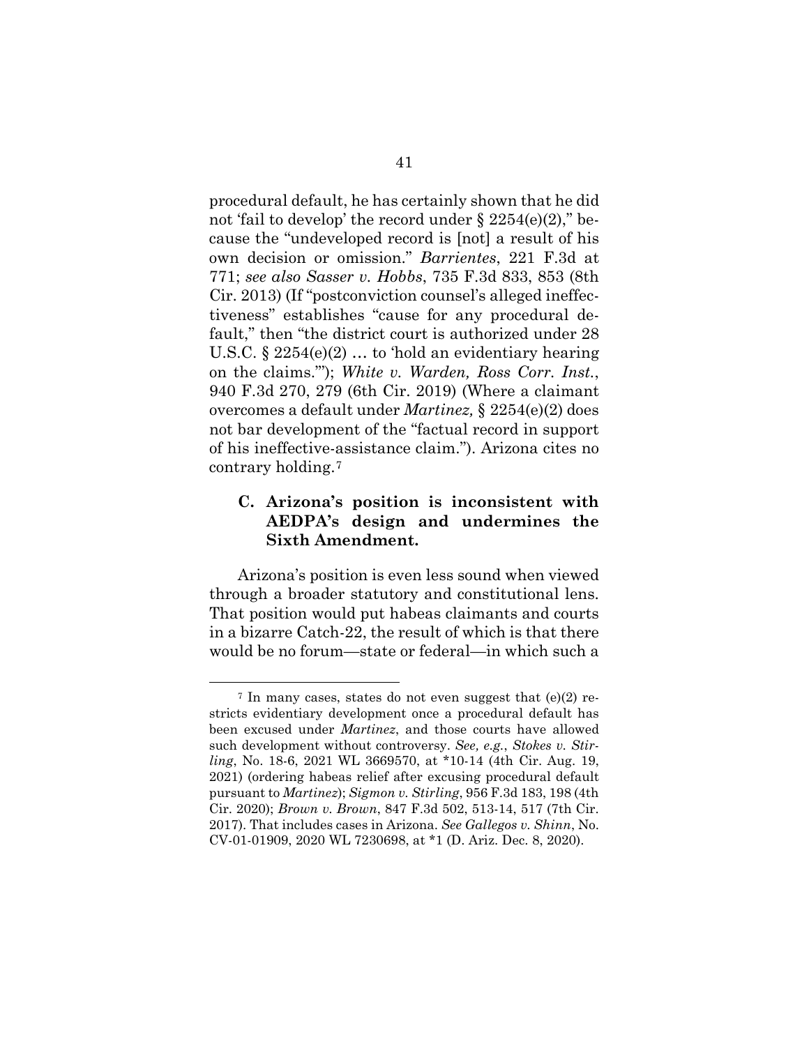procedural default, he has certainly shown that he did not 'fail to develop' the record under § 2254(e)(2)," because the "undeveloped record is [not] a result of his own decision or omission." *Barrientes*, 221 F.3d at 771; *see also Sasser v. Hobbs*, 735 F.3d 833, 853 (8th Cir. 2013) (If "postconviction counsel's alleged ineffectiveness" establishes "cause for any procedural default," then "the district court is authorized under 28 U.S.C. § 2254(e)(2) … to 'hold an evidentiary hearing on the claims.'"); *White v. Warden, Ross Corr. Inst.*, 940 F.3d 270, 279 (6th Cir. 2019) (Where a claimant overcomes a default under *Martinez,* § 2254(e)(2) does not bar development of the "factual record in support of his ineffective-assistance claim."). Arizona cites no contrary holding.[7]

### C. Arizona's position is inconsistent with AEDPA's design and undermines the Sixth Amendment.

Arizona's position is even less sound when viewed through a broader statutory and constitutional lens. That position would put habeas claimants and courts in a bizarre Catch-22, the result of which is that there would be no forum—state or federal—in which such a

[7] In many cases, states do not even suggest that (e)(2) restricts evidentiary development once a procedural default has been excused under *Martinez*, and those courts have allowed such development without controversy. *See, e.g.*, *Stokes v. Stirling*, No. 18-6, 2021 WL 3669570, at *10-14 (4th Cir. Aug. 19, 2021) (ordering habeas relief after excusing procedural default pursuant to *Martinez*); *Sigmon v. Stirling*, 956 F.3d 183, 198 (4th Cir. 2020); *Brown v. Brown*, 847 F.3d 502, 513-14, 517 (7th Cir. 2017). That includes cases in Arizona. *See Gallegos v. Shinn*, No. CV-01-01909, 2020 WL 7230698, at *1 (D. Ariz. Dec. 8, 2020).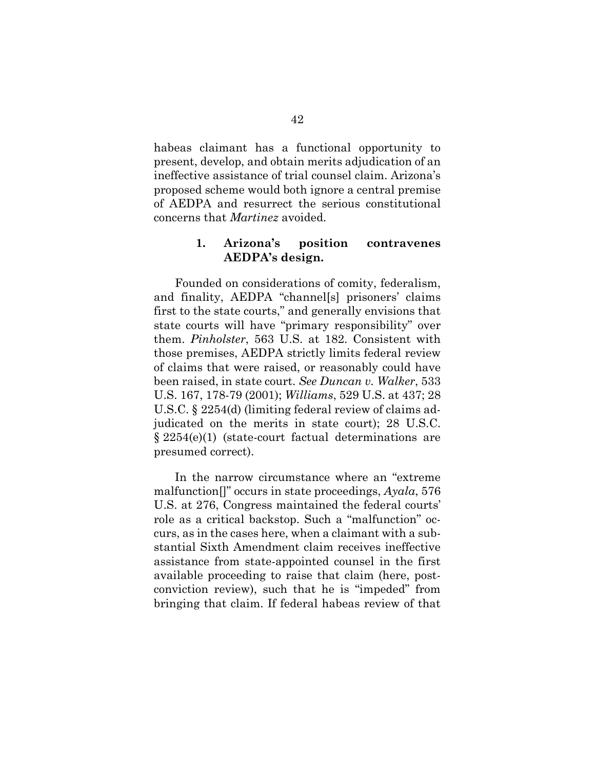habeas claimant has a functional opportunity to present, develop, and obtain merits adjudication of an ineffective assistance of trial counsel claim. Arizona's proposed scheme would both ignore a central premise of AEDPA and resurrect the serious constitutional concerns that *Martinez* avoided.

#### 1. Arizona's position contravenes AEDPA's design.

Founded on considerations of comity, federalism, and finality, AEDPA "channel[s] prisoners' claims first to the state courts," and generally envisions that state courts will have "primary responsibility" over them. *Pinholster*, 563 U.S. at 182. Consistent with those premises, AEDPA strictly limits federal review of claims that were raised, or reasonably could have been raised, in state court. *See Duncan v. Walker*, 533 U.S. 167, 178-79 (2001); *Williams*, 529 U.S. at 437; 28 U.S.C. § 2254(d) (limiting federal review of claims adjudicated on the merits in state court); 28 U.S.C. § 2254(e)(1) (state-court factual determinations are presumed correct).

In the narrow circumstance where an "extreme malfunction[]" occurs in state proceedings, *Ayala*, 576 U.S. at 276, Congress maintained the federal courts' role as a critical backstop. Such a "malfunction" occurs, as in the cases here, when a claimant with a substantial Sixth Amendment claim receives ineffective assistance from state-appointed counsel in the first available proceeding to raise that claim (here, post-conviction review), such that he is "impeded" from bringing that claim. If federal habeas review of that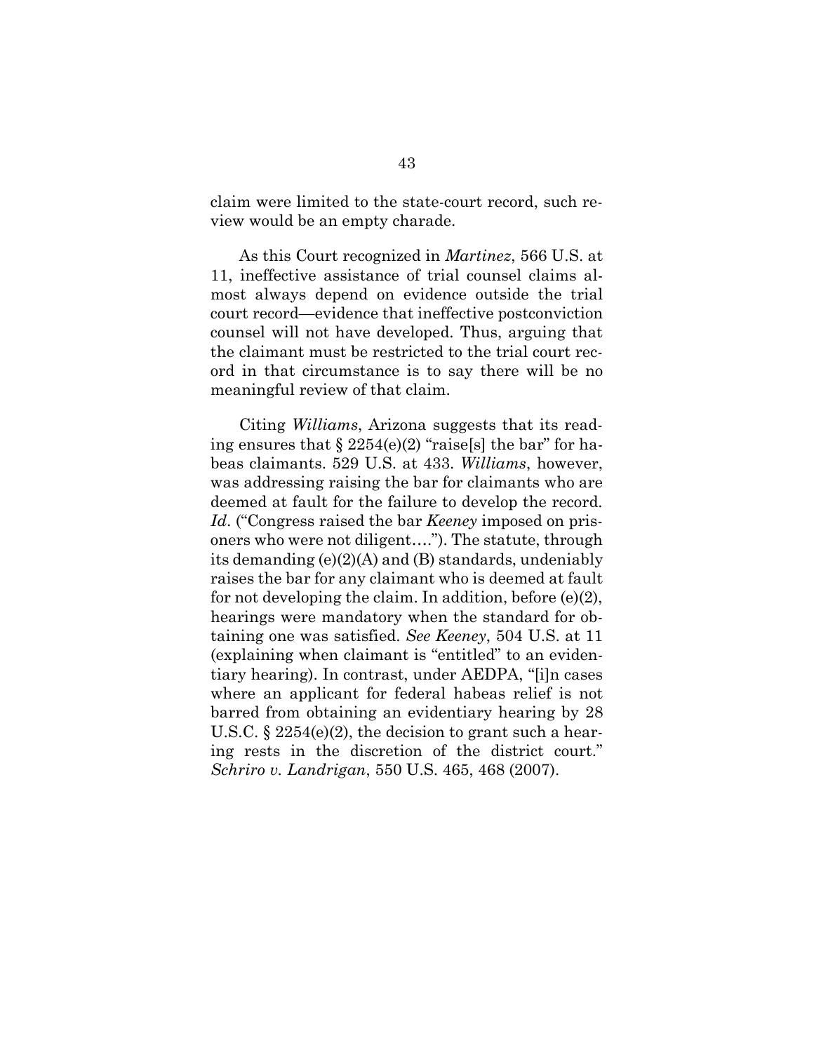claim were limited to the state-court record, such review would be an empty charade.

As this Court recognized in *Martinez*, 566 U.S. at 11, ineffective assistance of trial counsel claims almost always depend on evidence outside the trial court record—evidence that ineffective postconviction counsel will not have developed. Thus, arguing that the claimant must be restricted to the trial court record in that circumstance is to say there will be no meaningful review of that claim.

Citing *Williams*, Arizona suggests that its reading ensures that § 2254(e)(2) "raise[s] the bar" for habeas claimants. 529 U.S. at 433. *Williams*, however, was addressing raising the bar for claimants who are deemed at fault for the failure to develop the record. *Id*. ("Congress raised the bar *Keeney* imposed on prisoners who were not diligent…."). The statute, through its demanding (e)(2)(A) and (B) standards, undeniably raises the bar for any claimant who is deemed at fault for not developing the claim. In addition, before (e)(2), hearings were mandatory when the standard for obtaining one was satisfied. *See Keeney*, 504 U.S. at 11 (explaining when claimant is "entitled" to an evidentiary hearing). In contrast, under AEDPA, "[i]n cases where an applicant for federal habeas relief is not barred from obtaining an evidentiary hearing by 28 U.S.C. § 2254(e)(2), the decision to grant such a hearing rests in the discretion of the district court." *Schriro v. Landrigan*, 550 U.S. 465, 468 (2007).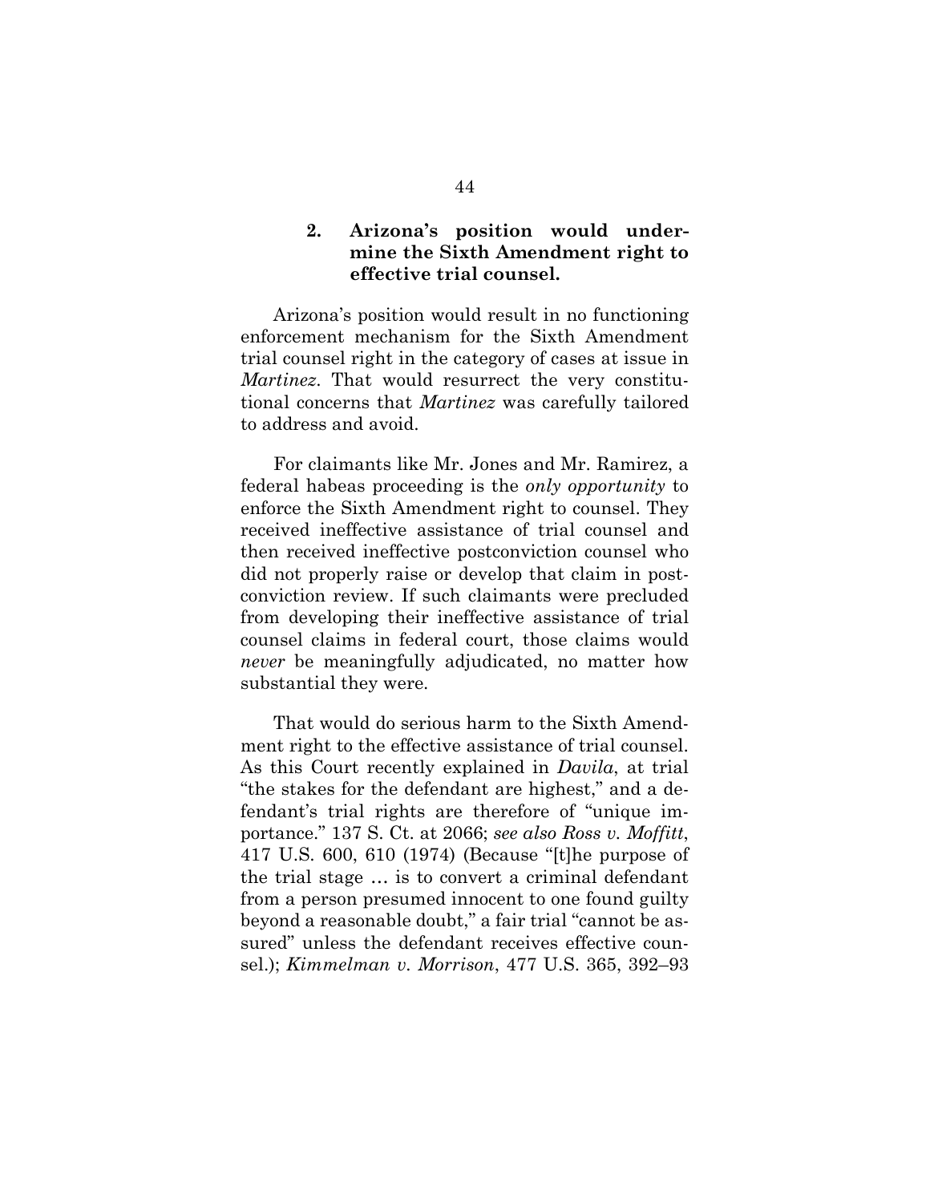### 2. Arizona's position would undermine the Sixth Amendment right to effective trial counsel.

Arizona's position would result in no functioning enforcement mechanism for the Sixth Amendment trial counsel right in the category of cases at issue in *Martinez*. That would resurrect the very constitutional concerns that *Martinez* was carefully tailored to address and avoid.

For claimants like Mr. Jones and Mr. Ramirez, a federal habeas proceeding is the *only opportunity* to enforce the Sixth Amendment right to counsel. They received ineffective assistance of trial counsel and then received ineffective postconviction counsel who did not properly raise or develop that claim in postconviction review. If such claimants were precluded from developing their ineffective assistance of trial counsel claims in federal court, those claims would *never* be meaningfully adjudicated, no matter how substantial they were.

That would do serious harm to the Sixth Amendment right to the effective assistance of trial counsel. As this Court recently explained in *Davila*, at trial "the stakes for the defendant are highest," and a defendant's trial rights are therefore of "unique importance." 137 S. Ct. at 2066; *see also Ross v. Moffitt*, 417 U.S. 600, 610 (1974) (Because "[t]he purpose of the trial stage … is to convert a criminal defendant from a person presumed innocent to one found guilty beyond a reasonable doubt," a fair trial "cannot be assured" unless the defendant receives effective counsel.); *Kimmelman v. Morrison*, 477 U.S. 365, 392–93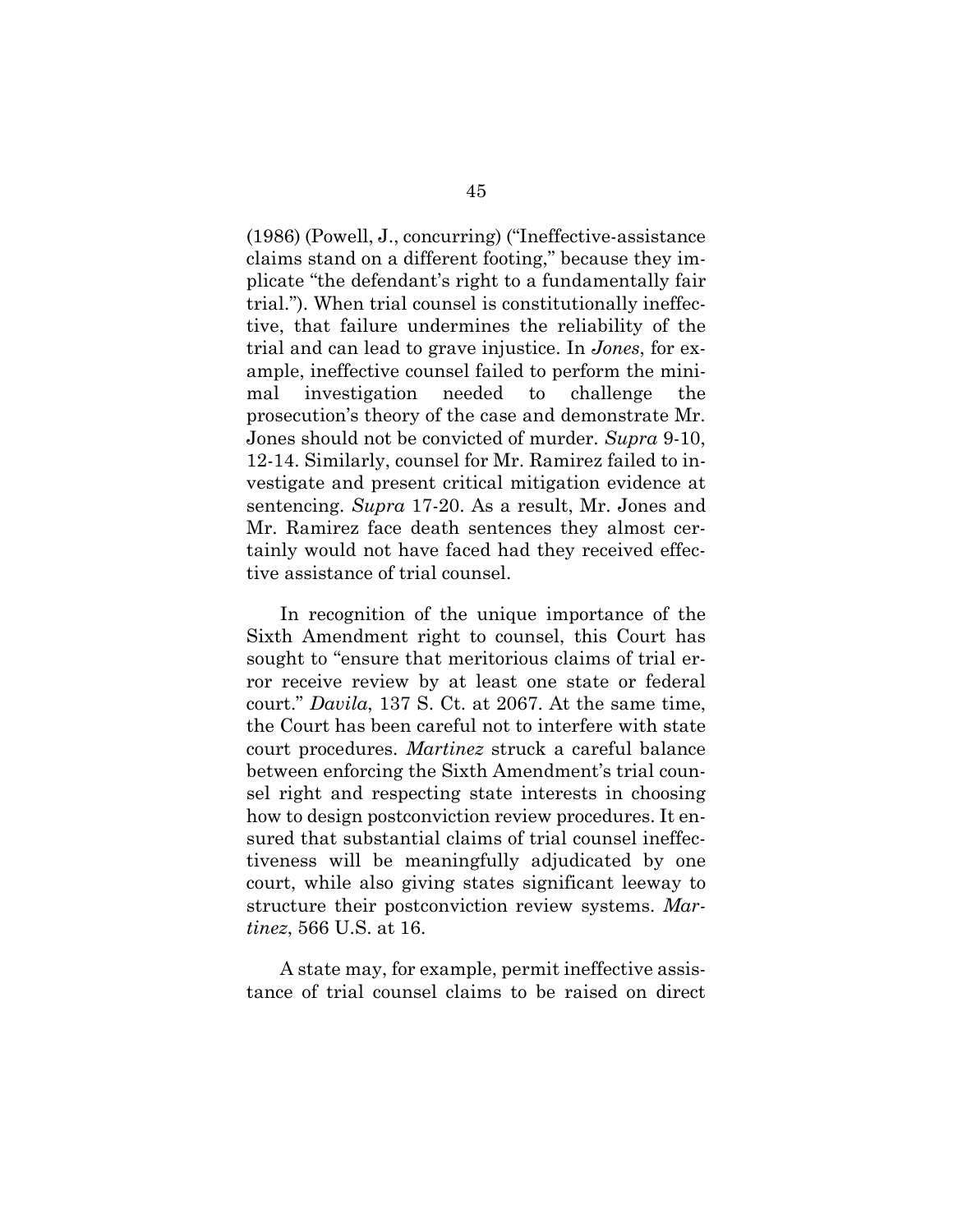(1986) (Powell, J., concurring) ("Ineffective-assistance claims stand on a different footing," because they implicate "the defendant's right to a fundamentally fair trial."). When trial counsel is constitutionally ineffective, that failure undermines the reliability of the trial and can lead to grave injustice. In *Jones*, for example, ineffective counsel failed to perform the minimal investigation needed to challenge the prosecution's theory of the case and demonstrate Mr. Jones should not be convicted of murder. *Supra* 9-10, 12-14. Similarly, counsel for Mr. Ramirez failed to investigate and present critical mitigation evidence at sentencing. *Supra* 17-20. As a result, Mr. Jones and Mr. Ramirez face death sentences they almost certainly would not have faced had they received effective assistance of trial counsel.

In recognition of the unique importance of the Sixth Amendment right to counsel, this Court has sought to "ensure that meritorious claims of trial error receive review by at least one state or federal court." *Davila*, 137 S. Ct. at 2067. At the same time, the Court has been careful not to interfere with state court procedures. *Martinez* struck a careful balance between enforcing the Sixth Amendment's trial counsel right and respecting state interests in choosing how to design postconviction review procedures. It ensured that substantial claims of trial counsel ineffectiveness will be meaningfully adjudicated by one court, while also giving states significant leeway to structure their postconviction review systems. *Martinez*, 566 U.S. at 16.

A state may, for example, permit ineffective assistance of trial counsel claims to be raised on direct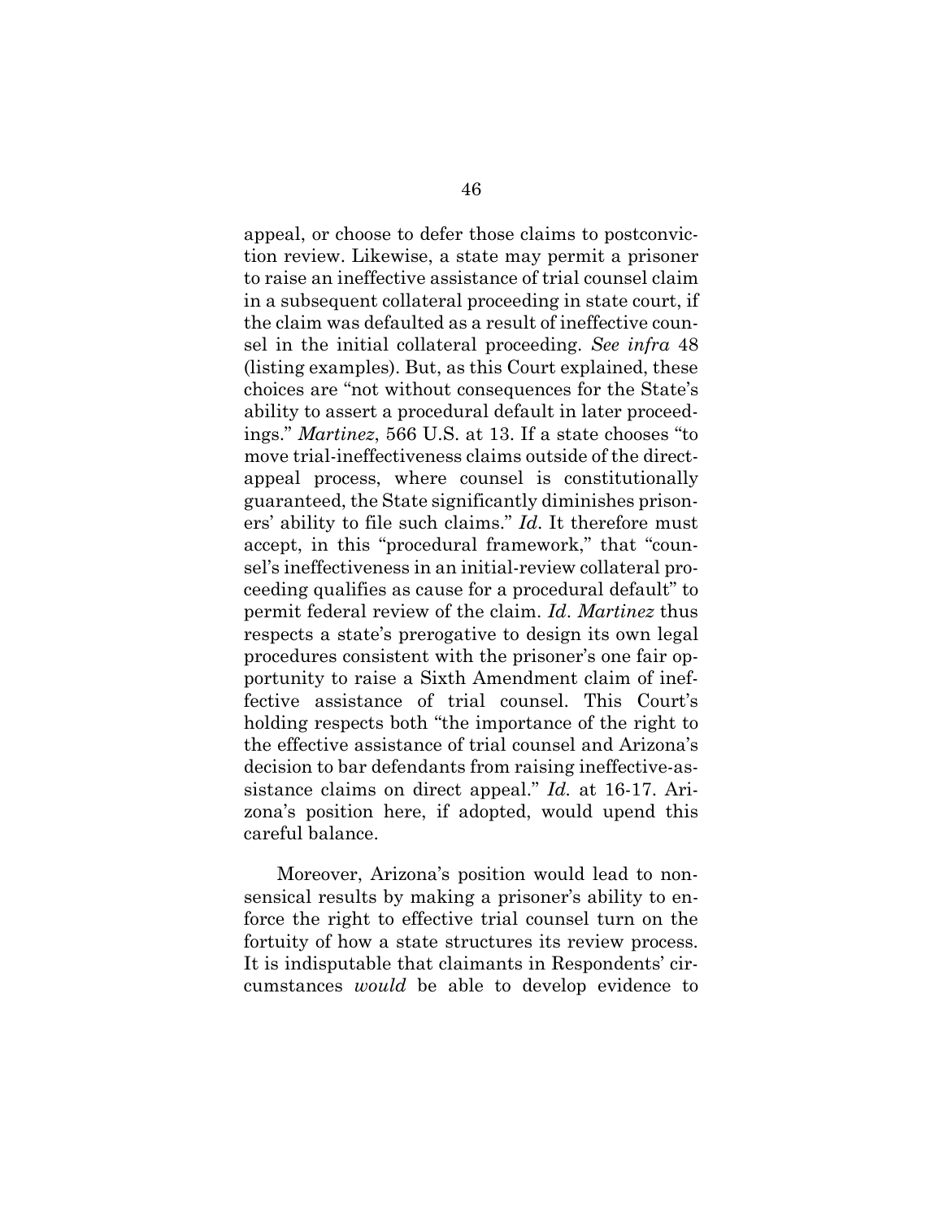appeal, or choose to defer those claims to postconviction review. Likewise, a state may permit a prisoner to raise an ineffective assistance of trial counsel claim in a subsequent collateral proceeding in state court, if the claim was defaulted as a result of ineffective counsel in the initial collateral proceeding. *See infra* 48 (listing examples). But, as this Court explained, these choices are "not without consequences for the State's ability to assert a procedural default in later proceedings." *Martinez*, 566 U.S. at 13. If a state chooses "to move trial-ineffectiveness claims outside of the direct-appeal process, where counsel is constitutionally guaranteed, the State significantly diminishes prisoners' ability to file such claims." *Id*. It therefore must accept, in this "procedural framework," that "counsel's ineffectiveness in an initial-review collateral proceeding qualifies as cause for a procedural default" to permit federal review of the claim. *Id*. *Martinez* thus respects a state's prerogative to design its own legal procedures consistent with the prisoner's one fair opportunity to raise a Sixth Amendment claim of ineffective assistance of trial counsel. This Court's holding respects both "the importance of the right to the effective assistance of trial counsel and Arizona's decision to bar defendants from raising ineffective-assistance claims on direct appeal." *Id.* at 16-17. Arizona's position here, if adopted, would upend this careful balance.

Moreover, Arizona's position would lead to nonsensical results by making a prisoner's ability to enforce the right to effective trial counsel turn on the fortuity of how a state structures its review process. It is indisputable that claimants in Respondents' circumstances *would* be able to develop evidence to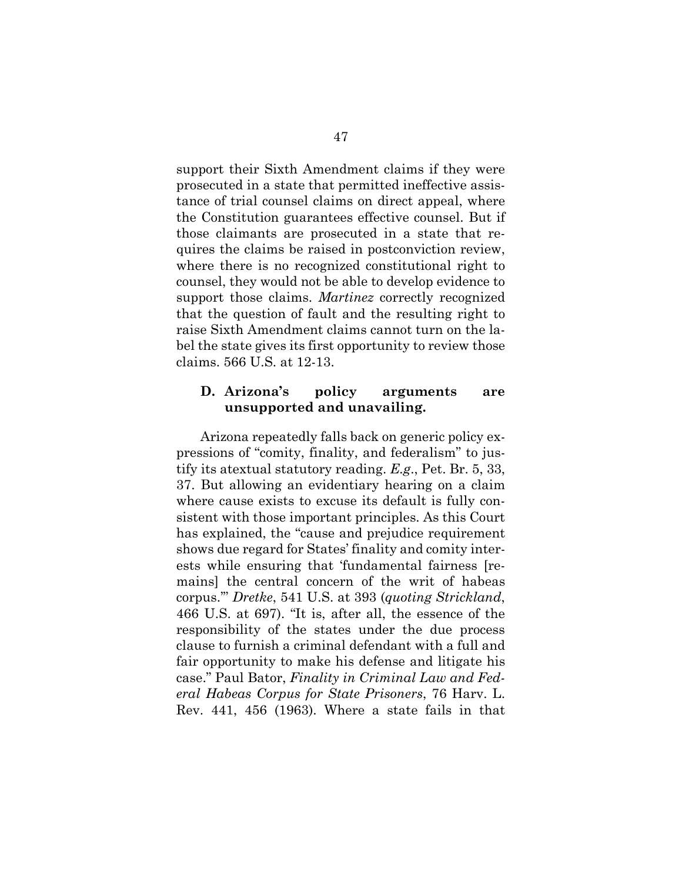support their Sixth Amendment claims if they were prosecuted in a state that permitted ineffective assistance of trial counsel claims on direct appeal, where the Constitution guarantees effective counsel. But if those claimants are prosecuted in a state that requires the claims be raised in postconviction review, where there is no recognized constitutional right to counsel, they would not be able to develop evidence to support those claims. *Martinez* correctly recognized that the question of fault and the resulting right to raise Sixth Amendment claims cannot turn on the label the state gives its first opportunity to review those claims. 566 U.S. at 12-13.

### D. Arizona's policy arguments are unsupported and unavailing.

Arizona repeatedly falls back on generic policy expressions of "comity, finality, and federalism" to justify its atextual statutory reading. *E.g*., Pet. Br. 5, 33, 37. But allowing an evidentiary hearing on a claim where cause exists to excuse its default is fully consistent with those important principles. As this Court has explained, the "cause and prejudice requirement shows due regard for States' finality and comity interests while ensuring that 'fundamental fairness [remains] the central concern of the writ of habeas corpus.'" *Dretke*, 541 U.S. at 393 (*quoting Strickland*, 466 U.S. at 697). "It is, after all, the essence of the responsibility of the states under the due process clause to furnish a criminal defendant with a full and fair opportunity to make his defense and litigate his case." Paul Bator, *Finality in Criminal Law and Federal Habeas Corpus for State Prisoners*, 76 Harv. L. Rev. 441, 456 (1963). Where a state fails in that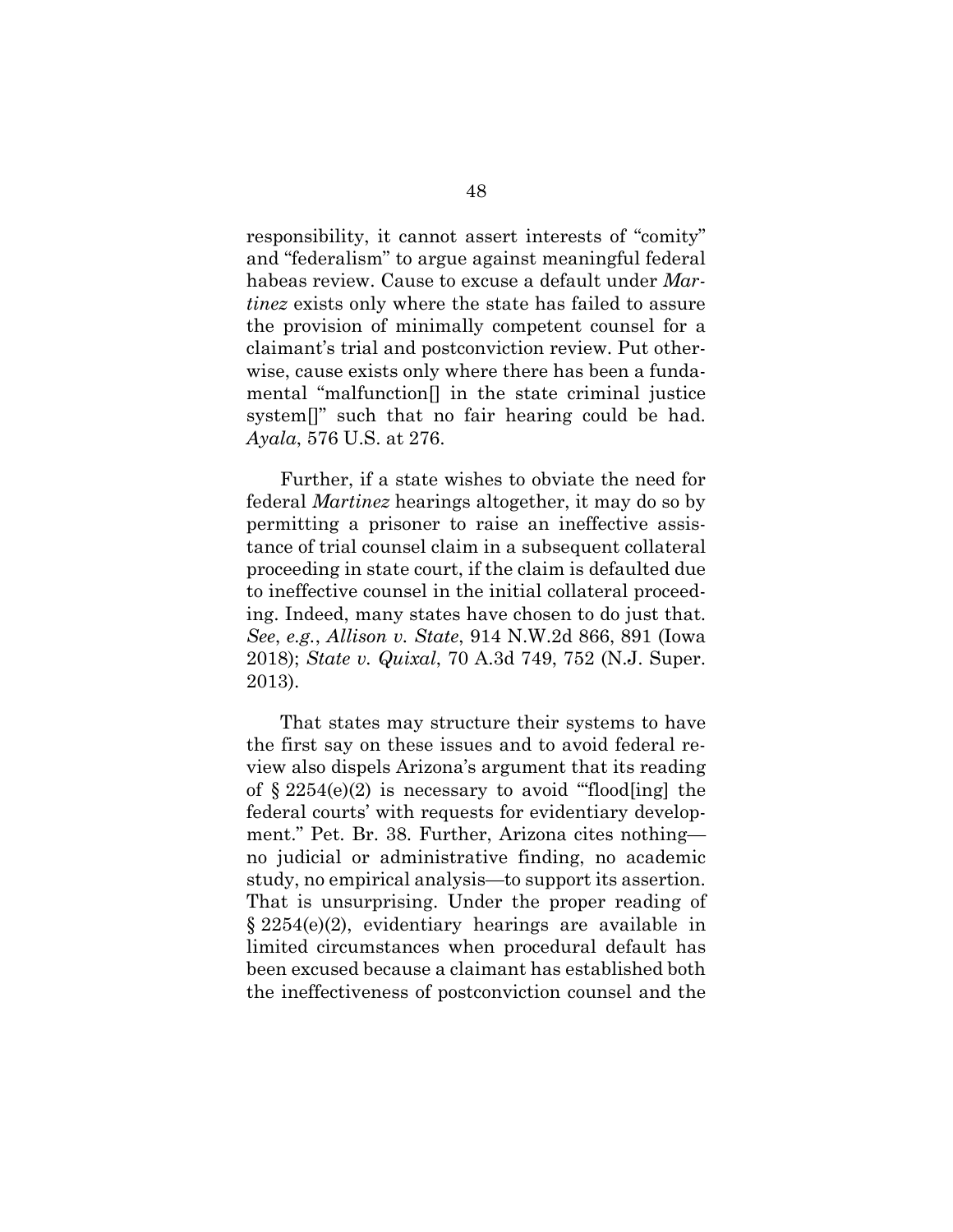responsibility, it cannot assert interests of "comity" and "federalism" to argue against meaningful federal habeas review. Cause to excuse a default under *Martinez* exists only where the state has failed to assure the provision of minimally competent counsel for a claimant's trial and postconviction review. Put otherwise, cause exists only where there has been a fundamental "malfunction[] in the state criminal justice system[]" such that no fair hearing could be had. *Ayala*, 576 U.S. at 276.

Further, if a state wishes to obviate the need for federal *Martinez* hearings altogether, it may do so by permitting a prisoner to raise an ineffective assistance of trial counsel claim in a subsequent collateral proceeding in state court, if the claim is defaulted due to ineffective counsel in the initial collateral proceeding. Indeed, many states have chosen to do just that. *See*, *e.g.*, *Allison v. State*, 914 N.W.2d 866, 891 (Iowa 2018); *State v. Quixal*, 70 A.3d 749, 752 (N.J. Super. 2013).

That states may structure their systems to have the first say on these issues and to avoid federal review also dispels Arizona's argument that its reading of § 2254(e)(2) is necessary to avoid "'flood[ing] the federal courts' with requests for evidentiary development." Pet. Br. 38. Further, Arizona cites nothing—no judicial or administrative finding, no academic study, no empirical analysis—to support its assertion. That is unsurprising. Under the proper reading of § 2254(e)(2), evidentiary hearings are available in limited circumstances when procedural default has been excused because a claimant has established both the ineffectiveness of postconviction counsel and the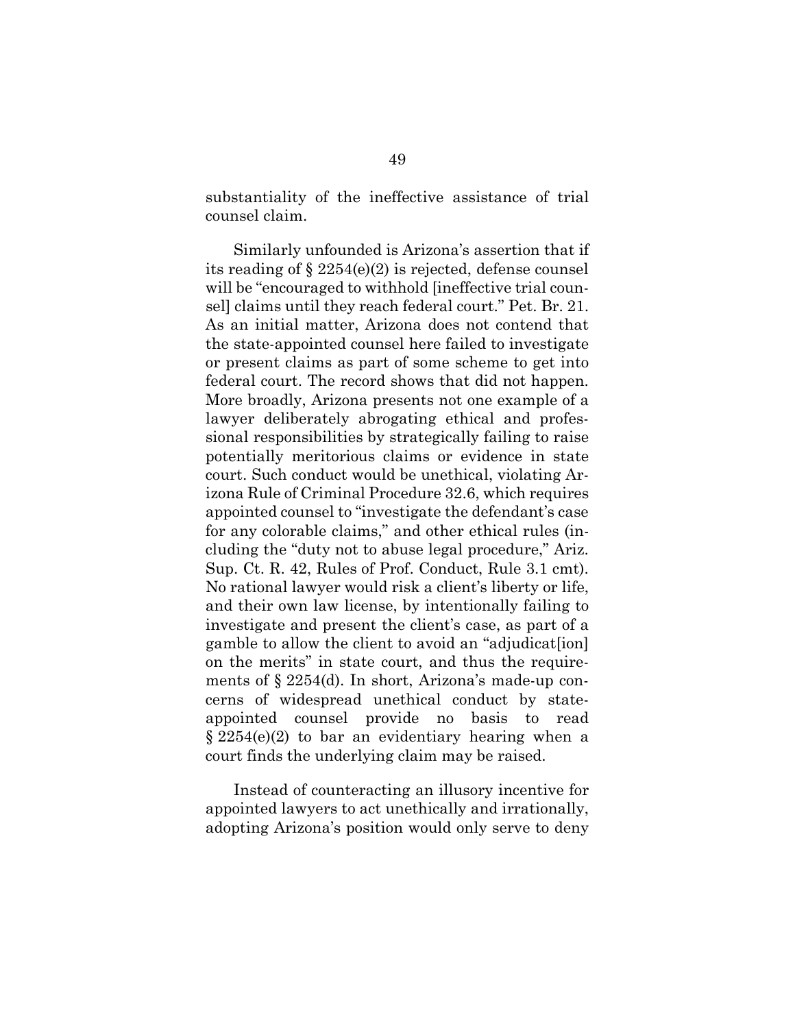substantiality of the ineffective assistance of trial counsel claim.

Similarly unfounded is Arizona's assertion that if its reading of § 2254(e)(2) is rejected, defense counsel will be "encouraged to withhold [ineffective trial counsel] claims until they reach federal court." Pet. Br. 21. As an initial matter, Arizona does not contend that the state-appointed counsel here failed to investigate or present claims as part of some scheme to get into federal court. The record shows that did not happen. More broadly, Arizona presents not one example of a lawyer deliberately abrogating ethical and professional responsibilities by strategically failing to raise potentially meritorious claims or evidence in state court. Such conduct would be unethical, violating Arizona Rule of Criminal Procedure 32.6, which requires appointed counsel to "investigate the defendant's case for any colorable claims," and other ethical rules (including the "duty not to abuse legal procedure," Ariz. Sup. Ct. R. 42, Rules of Prof. Conduct, Rule 3.1 cmt). No rational lawyer would risk a client's liberty or life, and their own law license, by intentionally failing to investigate and present the client's case, as part of a gamble to allow the client to avoid an "adjudicat[ion] on the merits" in state court, and thus the requirements of § 2254(d). In short, Arizona's made-up concerns of widespread unethical conduct by state-appointed counsel provide no basis to read § 2254(e)(2) to bar an evidentiary hearing when a court finds the underlying claim may be raised.

Instead of counteracting an illusory incentive for appointed lawyers to act unethically and irrationally, adopting Arizona's position would only serve to deny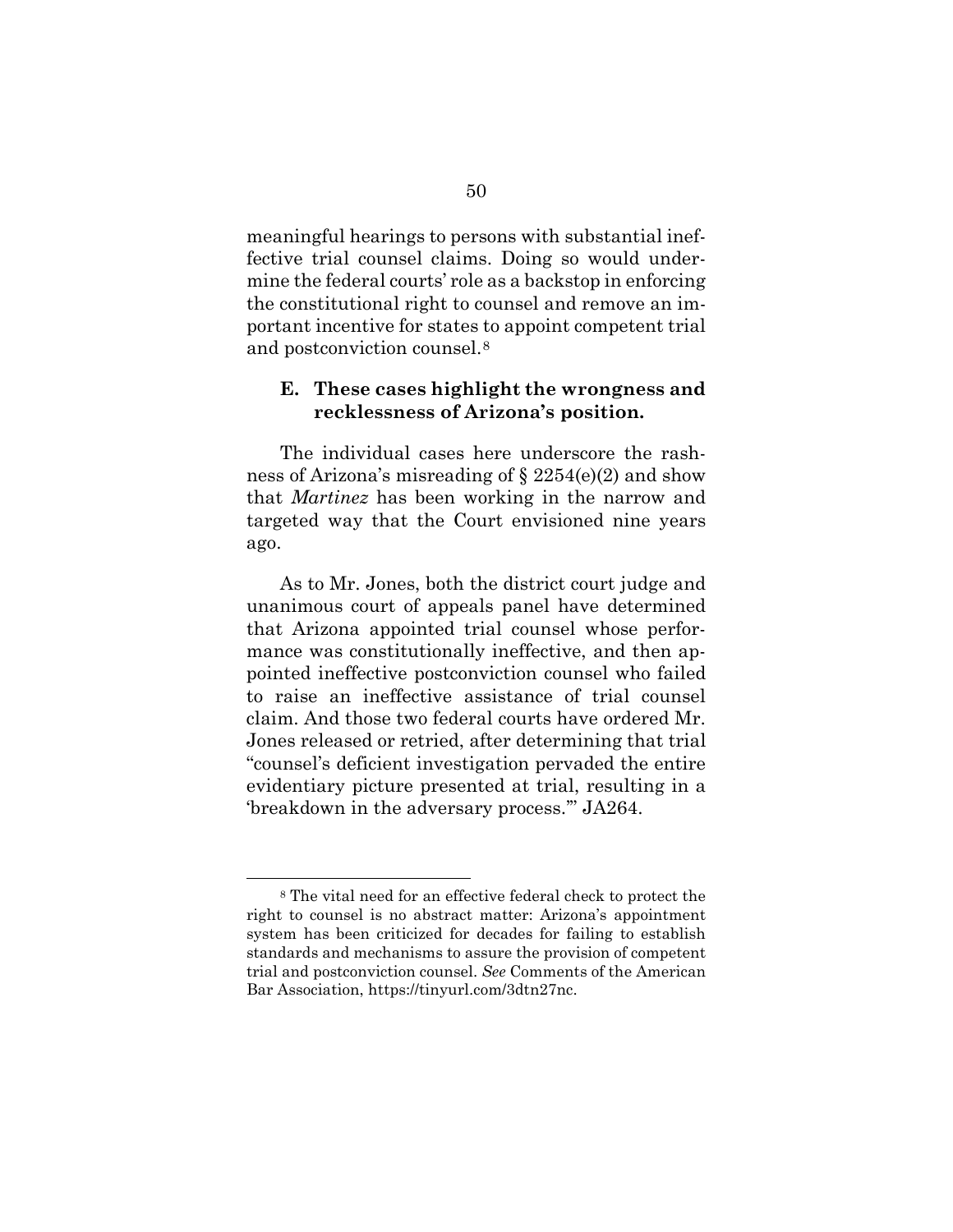meaningful hearings to persons with substantial ineffective trial counsel claims. Doing so would undermine the federal courts' role as a backstop in enforcing the constitutional right to counsel and remove an important incentive for states to appoint competent trial and postconviction counsel.[8]

### E. These cases highlight the wrongness and recklessness of Arizona's position.

The individual cases here underscore the rashness of Arizona's misreading of § 2254(e)(2) and show that *Martinez* has been working in the narrow and targeted way that the Court envisioned nine years ago.

As to Mr. Jones, both the district court judge and unanimous court of appeals panel have determined that Arizona appointed trial counsel whose performance was constitutionally ineffective, and then appointed ineffective postconviction counsel who failed to raise an ineffective assistance of trial counsel claim. And those two federal courts have ordered Mr. Jones released or retried, after determining that trial "counsel's deficient investigation pervaded the entire evidentiary picture presented at trial, resulting in a 'breakdown in the adversary process.'" JA264.

---

[8] The vital need for an effective federal check to protect the right to counsel is no abstract matter: Arizona's appointment system has been criticized for decades for failing to establish standards and mechanisms to assure the provision of competent trial and postconviction counsel. *See* Comments of the American Bar Association, https://tinyurl.com/3dtn27nc.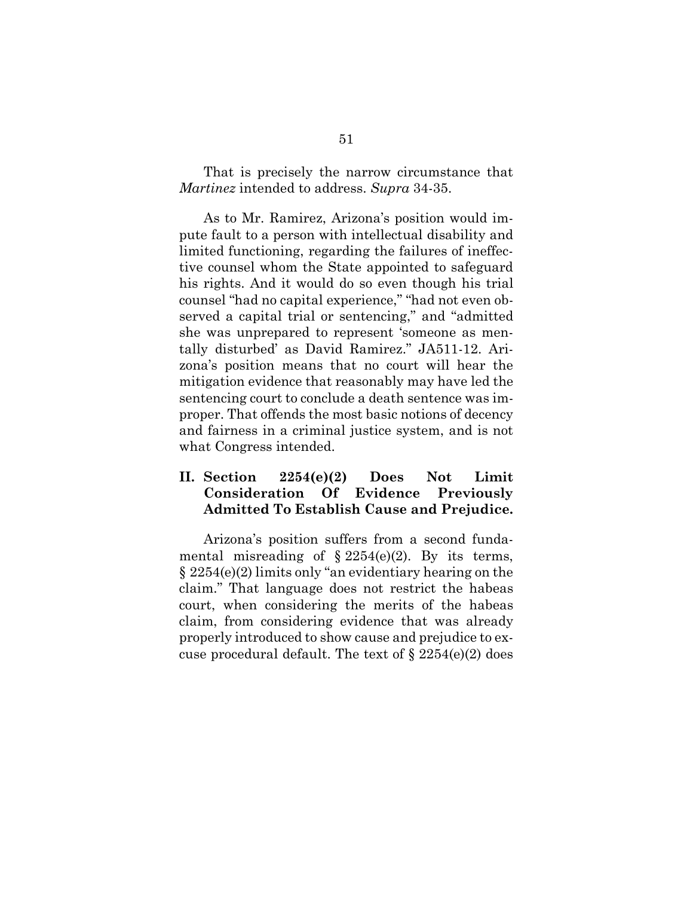That is precisely the narrow circumstance that *Martinez* intended to address. *Supra* 34-35.

As to Mr. Ramirez, Arizona's position would impute fault to a person with intellectual disability and limited functioning, regarding the failures of ineffective counsel whom the State appointed to safeguard his rights. And it would do so even though his trial counsel "had no capital experience," "had not even observed a capital trial or sentencing," and "admitted she was unprepared to represent 'someone as mentally disturbed' as David Ramirez." JA511-12. Arizona's position means that no court will hear the mitigation evidence that reasonably may have led the sentencing court to conclude a death sentence was improper. That offends the most basic notions of decency and fairness in a criminal justice system, and is not what Congress intended.

## II. Section 2254(e)(2) Does Not Limit Consideration Of Evidence Previously Admitted To Establish Cause and Prejudice.

Arizona's position suffers from a second fundamental misreading of § 2254(e)(2). By its terms, § 2254(e)(2) limits only "an evidentiary hearing on the claim." That language does not restrict the habeas court, when considering the merits of the habeas claim, from considering evidence that was already properly introduced to show cause and prejudice to excuse procedural default. The text of § 2254(e)(2) does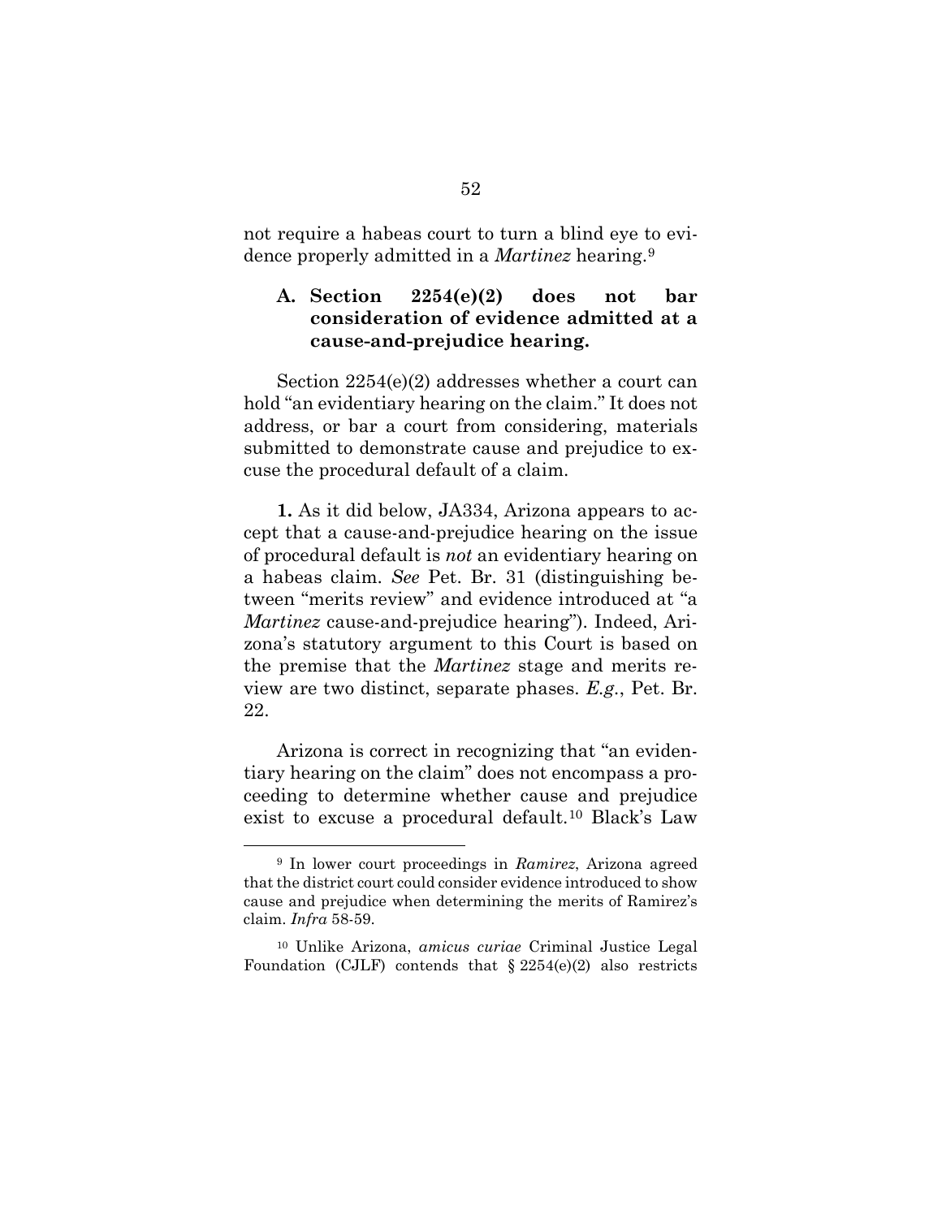not require a habeas court to turn a blind eye to evidence properly admitted in a *Martinez* hearing.[9]

### A. Section 2254(e)(2) does not bar consideration of evidence admitted at a cause-and-prejudice hearing.

Section 2254(e)(2) addresses whether a court can hold "an evidentiary hearing on the claim." It does not address, or bar a court from considering, materials submitted to demonstrate cause and prejudice to excuse the procedural default of a claim.

**1.** As it did below, JA334, Arizona appears to accept that a cause-and-prejudice hearing on the issue of procedural default is *not* an evidentiary hearing on a habeas claim. *See* Pet. Br. 31 (distinguishing between "merits review" and evidence introduced at "a *Martinez* cause-and-prejudice hearing"). Indeed, Arizona's statutory argument to this Court is based on the premise that the *Martinez* stage and merits review are two distinct, separate phases. *E.g.*, Pet. Br. 22.

Arizona is correct in recognizing that "an evidentiary hearing on the claim" does not encompass a proceeding to determine whether cause and prejudice exist to excuse a procedural default.[10] Black's Law

---

[9] In lower court proceedings in *Ramirez*, Arizona agreed that the district court could consider evidence introduced to show cause and prejudice when determining the merits of Ramirez's claim. *Infra* 58-59.

[10] Unlike Arizona, *amicus curiae* Criminal Justice Legal Foundation (CJLF) contends that § 2254(e)(2) also restricts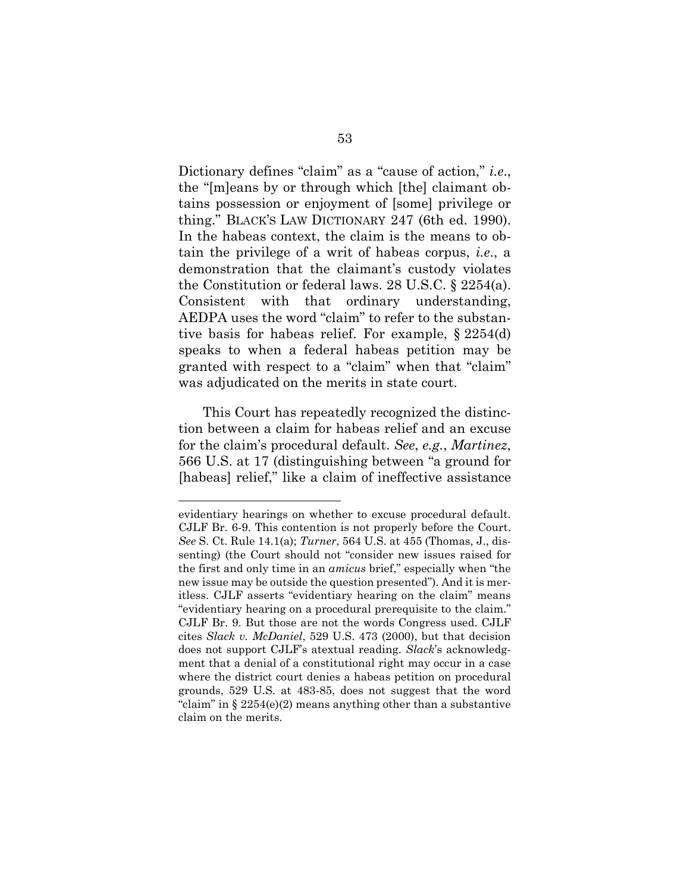Dictionary defines "claim" as a "cause of action," *i.e.*, the "[m]eans by or through which [the] claimant obtains possession or enjoyment of [some] privilege or thing." BLACK'S LAW DICTIONARY 247 (6th ed. 1990). In the habeas context, the claim is the means to obtain the privilege of a writ of habeas corpus, *i.e.*, a demonstration that the claimant's custody violates the Constitution or federal laws. 28 U.S.C. § 2254(a). Consistent with that ordinary understanding, AEDPA uses the word "claim" to refer to the substantive basis for habeas relief. For example, § 2254(d) speaks to when a federal habeas petition may be granted with respect to a "claim" when that "claim" was adjudicated on the merits in state court.

This Court has repeatedly recognized the distinction between a claim for habeas relief and an excuse for the claim's procedural default. *See*, *e.g.*, *Martinez*, 566 U.S. at 17 (distinguishing between "a ground for [habeas] relief," like a claim of ineffective assistance

---

evidentiary hearings on whether to excuse procedural default. CJLF Br. 6-9. This contention is not properly before the Court. *See* S. Ct. Rule 14.1(a); *Turner*, 564 U.S. at 455 (Thomas, J., dissenting) (the Court should not "consider new issues raised for the first and only time in an *amicus* brief," especially when "the new issue may be outside the question presented"). And it is meritless. CJLF asserts "evidentiary hearing on the claim" means "evidentiary hearing on a procedural prerequisite to the claim." CJLF Br. 9. But those are not the words Congress used. CJLF cites *Slack v. McDaniel*, 529 U.S. 473 (2000), but that decision does not support CJLF's atextual reading. *Slack*'s acknowledgment that a denial of a constitutional right may occur in a case where the district court denies a habeas petition on procedural grounds, 529 U.S. at 483-85, does not suggest that the word "claim" in § 2254(e)(2) means anything other than a substantive claim on the merits.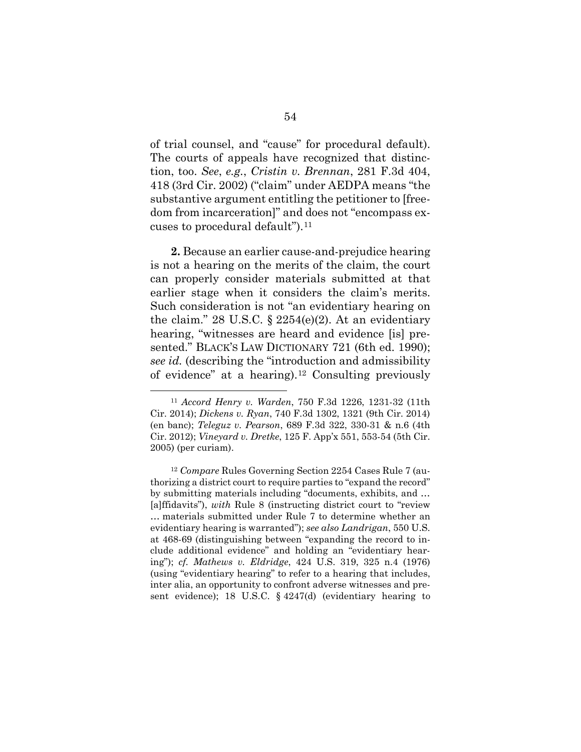of trial counsel, and "cause" for procedural default). The courts of appeals have recognized that distinction, too. *See*, *e.g.*, *Cristin v. Brennan*, 281 F.3d 404, 418 (3rd Cir. 2002) ("claim" under AEDPA means "the substantive argument entitling the petitioner to [freedom from incarceration]" and does not "encompass excuses to procedural default").[11]

**2.** Because an earlier cause-and-prejudice hearing is not a hearing on the merits of the claim, the court can properly consider materials submitted at that earlier stage when it considers the claim's merits. Such consideration is not "an evidentiary hearing on the claim." 28 U.S.C. § 2254(e)(2). At an evidentiary hearing, "witnesses are heard and evidence [is] presented." BLACK'S LAW DICTIONARY 721 (6th ed. 1990); *see id.* (describing the "introduction and admissibility of evidence" at a hearing).[12] Consulting previously

---

[11] *Accord Henry v. Warden*, 750 F.3d 1226, 1231-32 (11th Cir. 2014); *Dickens v. Ryan*, 740 F.3d 1302, 1321 (9th Cir. 2014) (en banc); *Teleguz v. Pearson*, 689 F.3d 322, 330-31 & n.6 (4th Cir. 2012); *Vineyard v. Dretke*, 125 F. App'x 551, 553-54 (5th Cir. 2005) (per curiam).

[12] *Compare* Rules Governing Section 2254 Cases Rule 7 (authorizing a district court to require parties to "expand the record" by submitting materials including "documents, exhibits, and … [a]ffidavits"), *with* Rule 8 (instructing district court to "review … materials submitted under Rule 7 to determine whether an evidentiary hearing is warranted"); *see also Landrigan*, 550 U.S. at 468-69 (distinguishing between "expanding the record to include additional evidence" and holding an "evidentiary hearing"); *cf. Mathews v. Eldridge*, 424 U.S. 319, 325 n.4 (1976) (using "evidentiary hearing" to refer to a hearing that includes, inter alia, an opportunity to confront adverse witnesses and present evidence); 18 U.S.C. § 4247(d) (evidentiary hearing to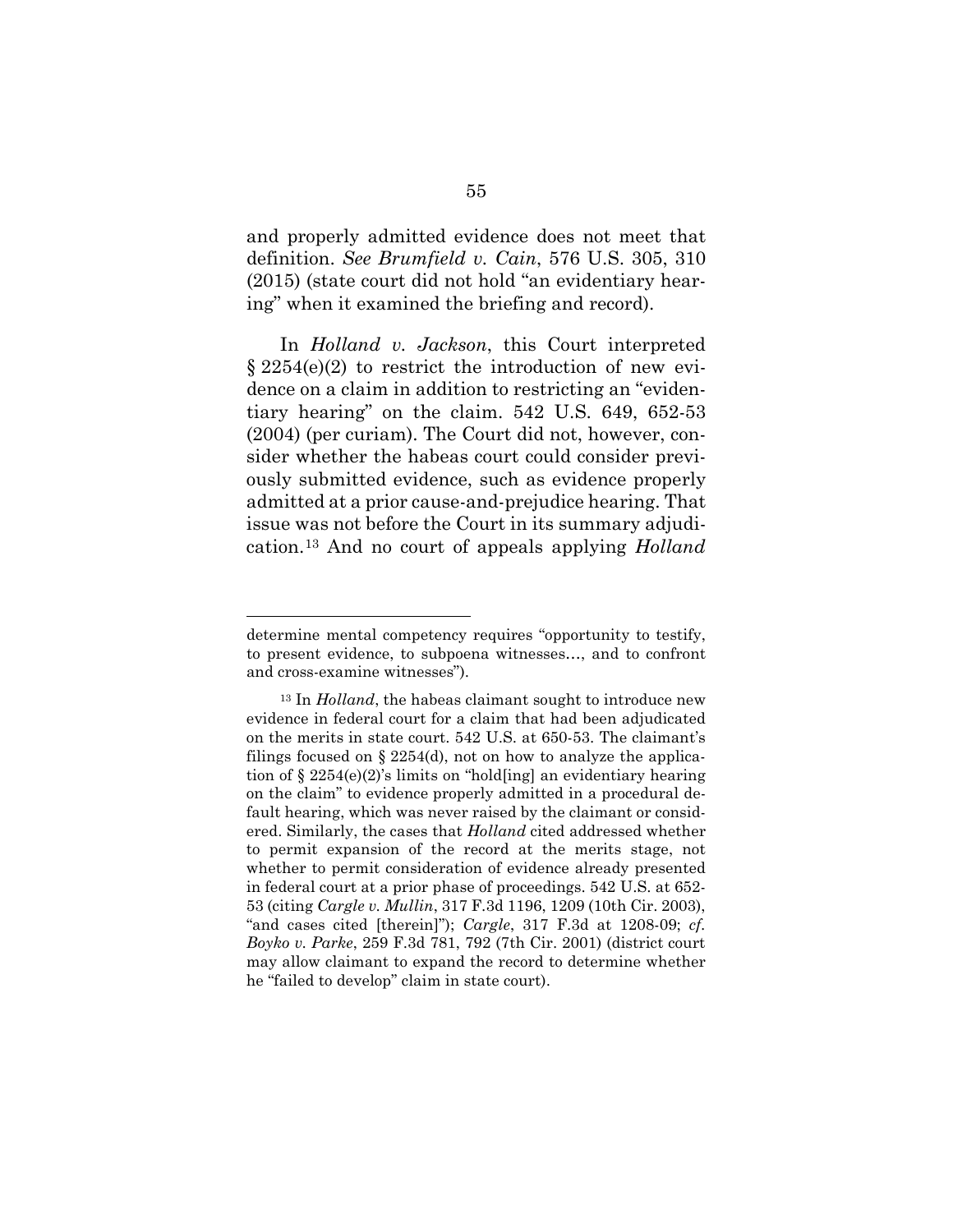and properly admitted evidence does not meet that definition. *See Brumfield v. Cain*, 576 U.S. 305, 310 (2015) (state court did not hold "an evidentiary hearing" when it examined the briefing and record).

In *Holland v. Jackson*, this Court interpreted § 2254(e)(2) to restrict the introduction of new evidence on a claim in addition to restricting an "evidentiary hearing" on the claim. 542 U.S. 649, 652-53 (2004) (per curiam). The Court did not, however, consider whether the habeas court could consider previously submitted evidence, such as evidence properly admitted at a prior cause-and-prejudice hearing. That issue was not before the Court in its summary adjudication.[13] And no court of appeals applying *Holland*

---

determine mental competency requires "opportunity to testify, to present evidence, to subpoena witnesses…, and to confront and cross-examine witnesses").

[13] In *Holland*, the habeas claimant sought to introduce new evidence in federal court for a claim that had been adjudicated on the merits in state court. 542 U.S. at 650-53. The claimant's filings focused on § 2254(d), not on how to analyze the application of § 2254(e)(2)'s limits on "hold[ing] an evidentiary hearing on the claim" to evidence properly admitted in a procedural default hearing, which was never raised by the claimant or considered. Similarly, the cases that *Holland* cited addressed whether to permit expansion of the record at the merits stage, not whether to permit consideration of evidence already presented in federal court at a prior phase of proceedings. 542 U.S. at 652-53 (citing *Cargle v. Mullin*, 317 F.3d 1196, 1209 (10th Cir. 2003), "and cases cited [therein]"); *Cargle*, 317 F.3d at 1208-09; *cf. Boyko v. Parke*, 259 F.3d 781, 792 (7th Cir. 2001) (district court may allow claimant to expand the record to determine whether he "failed to develop" claim in state court).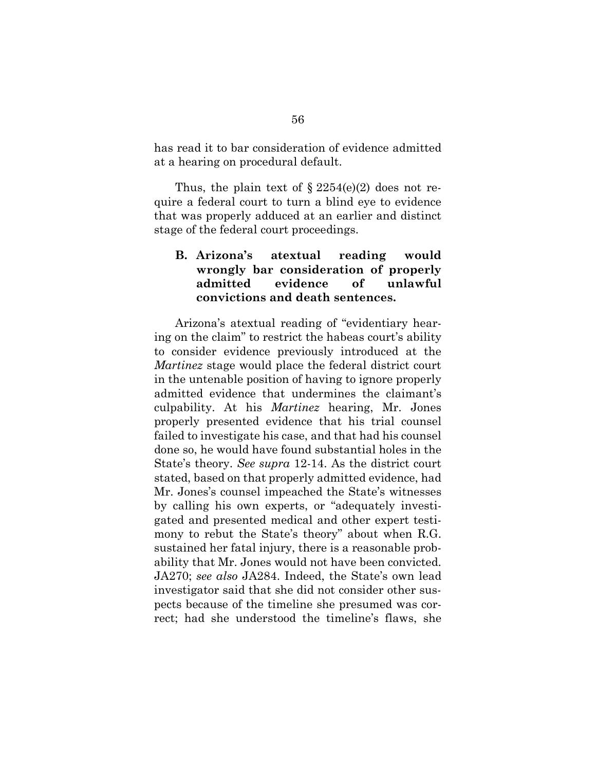has read it to bar consideration of evidence admitted at a hearing on procedural default.

Thus, the plain text of § 2254(e)(2) does not require a federal court to turn a blind eye to evidence that was properly adduced at an earlier and distinct stage of the federal court proceedings.

### B. Arizona's atextual reading would wrongly bar consideration of properly admitted evidence of unlawful convictions and death sentences.

Arizona's atextual reading of "evidentiary hearing on the claim" to restrict the habeas court's ability to consider evidence previously introduced at the *Martinez* stage would place the federal district court in the untenable position of having to ignore properly admitted evidence that undermines the claimant's culpability. At his *Martinez* hearing, Mr. Jones properly presented evidence that his trial counsel failed to investigate his case, and that had his counsel done so, he would have found substantial holes in the State's theory. *See supra* 12-14. As the district court stated, based on that properly admitted evidence, had Mr. Jones's counsel impeached the State's witnesses by calling his own experts, or "adequately investigated and presented medical and other expert testimony to rebut the State's theory" about when R.G. sustained her fatal injury, there is a reasonable probability that Mr. Jones would not have been convicted. JA270; *see also* JA284. Indeed, the State's own lead investigator said that she did not consider other suspects because of the timeline she presumed was correct; had she understood the timeline's flaws, she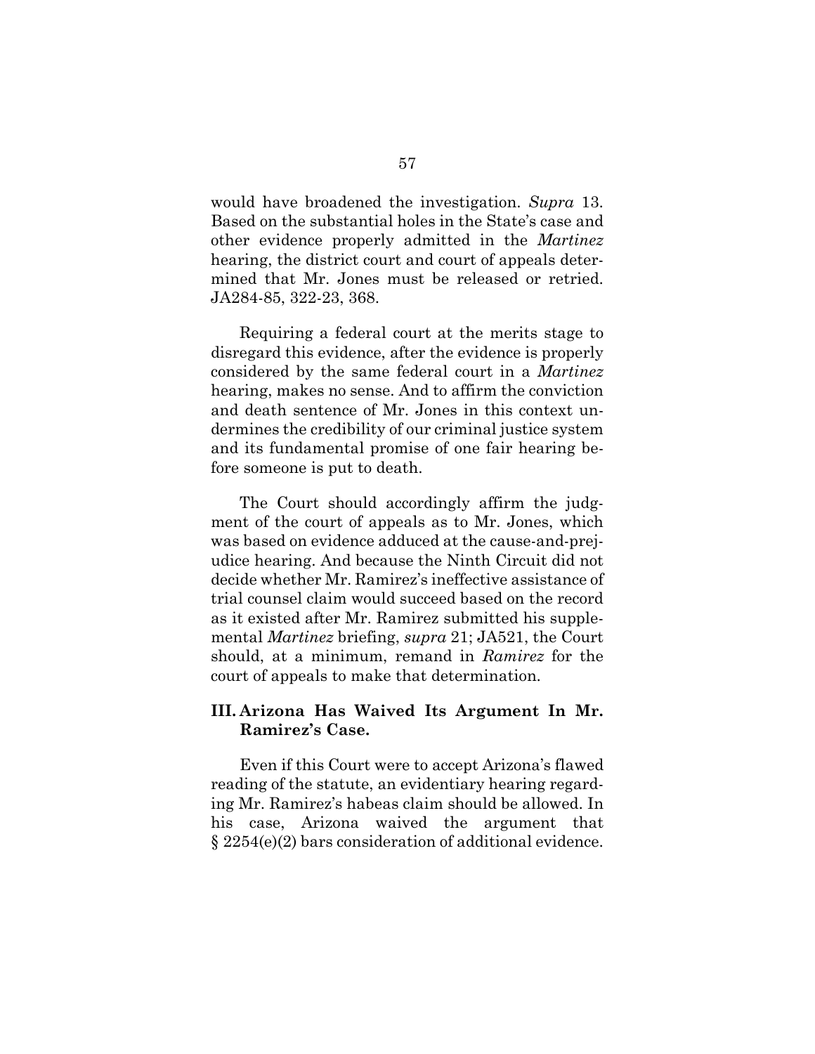would have broadened the investigation. *Supra* 13. Based on the substantial holes in the State's case and other evidence properly admitted in the *Martinez* hearing, the district court and court of appeals determined that Mr. Jones must be released or retried. JA284-85, 322-23, 368.

Requiring a federal court at the merits stage to disregard this evidence, after the evidence is properly considered by the same federal court in a *Martinez* hearing, makes no sense. And to affirm the conviction and death sentence of Mr. Jones in this context undermines the credibility of our criminal justice system and its fundamental promise of one fair hearing before someone is put to death.

The Court should accordingly affirm the judgment of the court of appeals as to Mr. Jones, which was based on evidence adduced at the cause-and-prejudice hearing. And because the Ninth Circuit did not decide whether Mr. Ramirez's ineffective assistance of trial counsel claim would succeed based on the record as it existed after Mr. Ramirez submitted his supplemental *Martinez* briefing, *supra* 21; JA521, the Court should, at a minimum, remand in *Ramirez* for the court of appeals to make that determination.

## III. Arizona Has Waived Its Argument In Mr. Ramirez's Case.

Even if this Court were to accept Arizona's flawed reading of the statute, an evidentiary hearing regarding Mr. Ramirez's habeas claim should be allowed. In his case, Arizona waived the argument that § 2254(e)(2) bars consideration of additional evidence.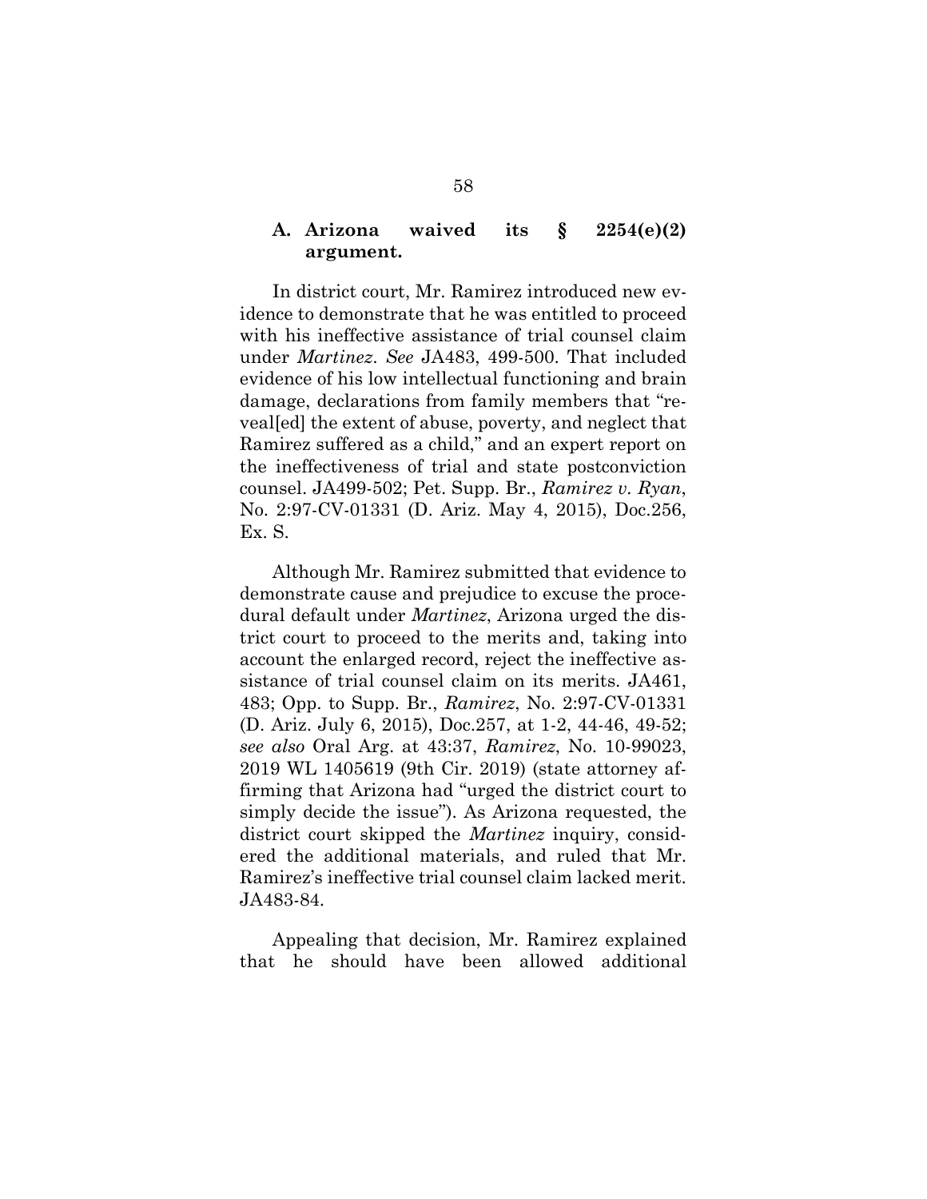### A. Arizona waived its § 2254(e)(2) argument.

In district court, Mr. Ramirez introduced new evidence to demonstrate that he was entitled to proceed with his ineffective assistance of trial counsel claim under *Martinez*. *See* JA483, 499-500. That included evidence of his low intellectual functioning and brain damage, declarations from family members that "reveal[ed] the extent of abuse, poverty, and neglect that Ramirez suffered as a child," and an expert report on the ineffectiveness of trial and state postconviction counsel. JA499-502; Pet. Supp. Br., *Ramirez v. Ryan*, No. 2:97-CV-01331 (D. Ariz. May 4, 2015), Doc.256, Ex. S.

Although Mr. Ramirez submitted that evidence to demonstrate cause and prejudice to excuse the procedural default under *Martinez*, Arizona urged the district court to proceed to the merits and, taking into account the enlarged record, reject the ineffective assistance of trial counsel claim on its merits. JA461, 483; Opp. to Supp. Br., *Ramirez*, No. 2:97-CV-01331 (D. Ariz. July 6, 2015), Doc.257, at 1-2, 44-46, 49-52; *see also* Oral Arg. at 43:37, *Ramirez*, No. 10-99023, 2019 WL 1405619 (9th Cir. 2019) (state attorney affirming that Arizona had "urged the district court to simply decide the issue"). As Arizona requested, the district court skipped the *Martinez* inquiry, considered the additional materials, and ruled that Mr. Ramirez's ineffective trial counsel claim lacked merit. JA483-84.

Appealing that decision, Mr. Ramirez explained that he should have been allowed additional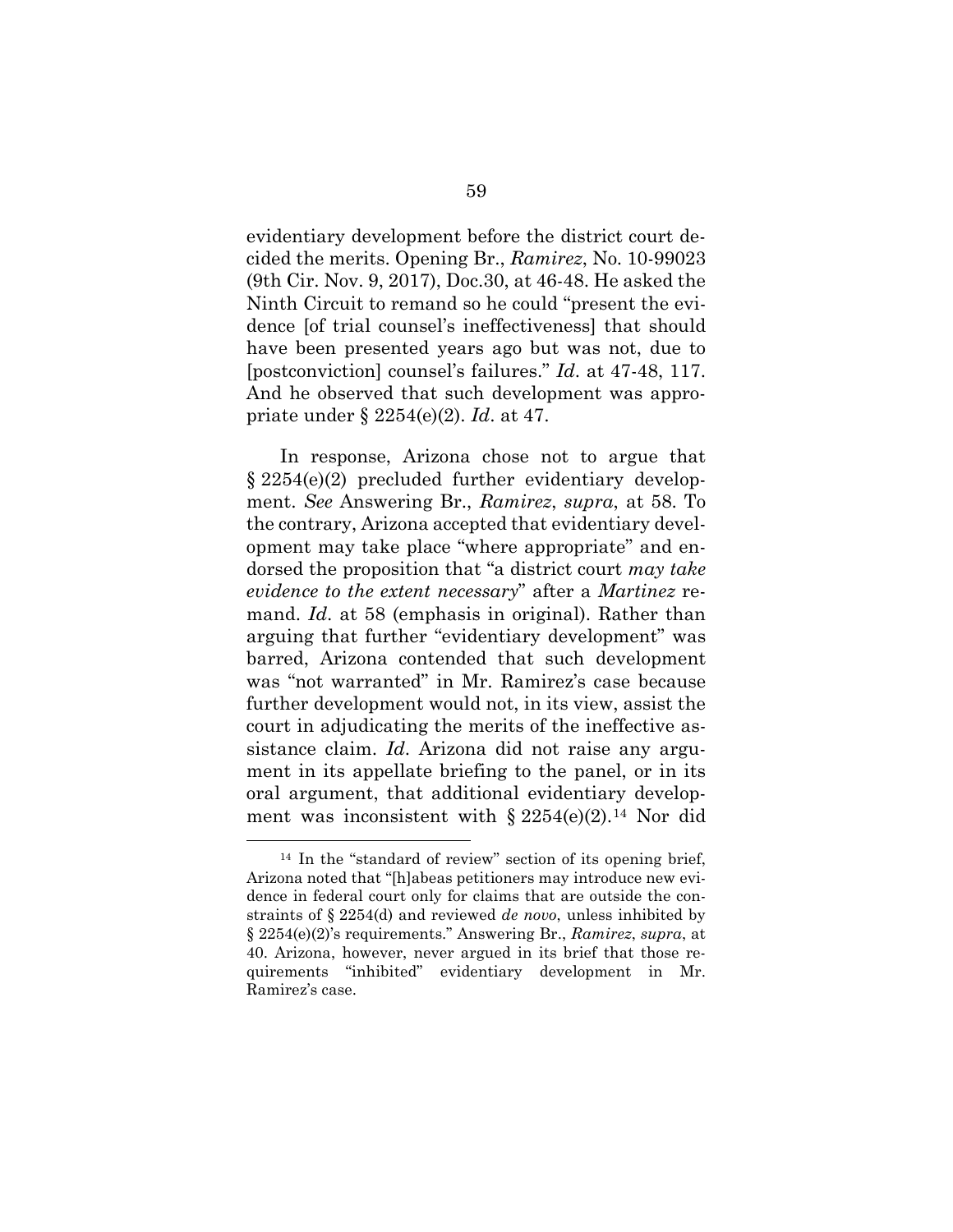evidentiary development before the district court decided the merits. Opening Br., *Ramirez*, No. 10-99023 (9th Cir. Nov. 9, 2017), Doc.30, at 46-48. He asked the Ninth Circuit to remand so he could "present the evidence [of trial counsel's ineffectiveness] that should have been presented years ago but was not, due to [postconviction] counsel's failures." *Id*. at 47-48, 117. And he observed that such development was appropriate under § 2254(e)(2). *Id*. at 47.

In response, Arizona chose not to argue that § 2254(e)(2) precluded further evidentiary development. *See* Answering Br., *Ramirez*, *supra*, at 58. To the contrary, Arizona accepted that evidentiary development may take place "where appropriate" and endorsed the proposition that "a district court *may take evidence to the extent necessary*" after a *Martinez* remand. *Id*. at 58 (emphasis in original). Rather than arguing that further "evidentiary development" was barred, Arizona contended that such development was "not warranted" in Mr. Ramirez's case because further development would not, in its view, assist the court in adjudicating the merits of the ineffective assistance claim. *Id*. Arizona did not raise any argument in its appellate briefing to the panel, or in its oral argument, that additional evidentiary development was inconsistent with § 2254(e)(2).[14] Nor did

[14] In the "standard of review" section of its opening brief, Arizona noted that "[h]abeas petitioners may introduce new evidence in federal court only for claims that are outside the constraints of § 2254(d) and reviewed *de novo*, unless inhibited by § 2254(e)(2)'s requirements." Answering Br., *Ramirez*, *supra*, at 40. Arizona, however, never argued in its brief that those requirements "inhibited" evidentiary development in Mr. Ramirez's case.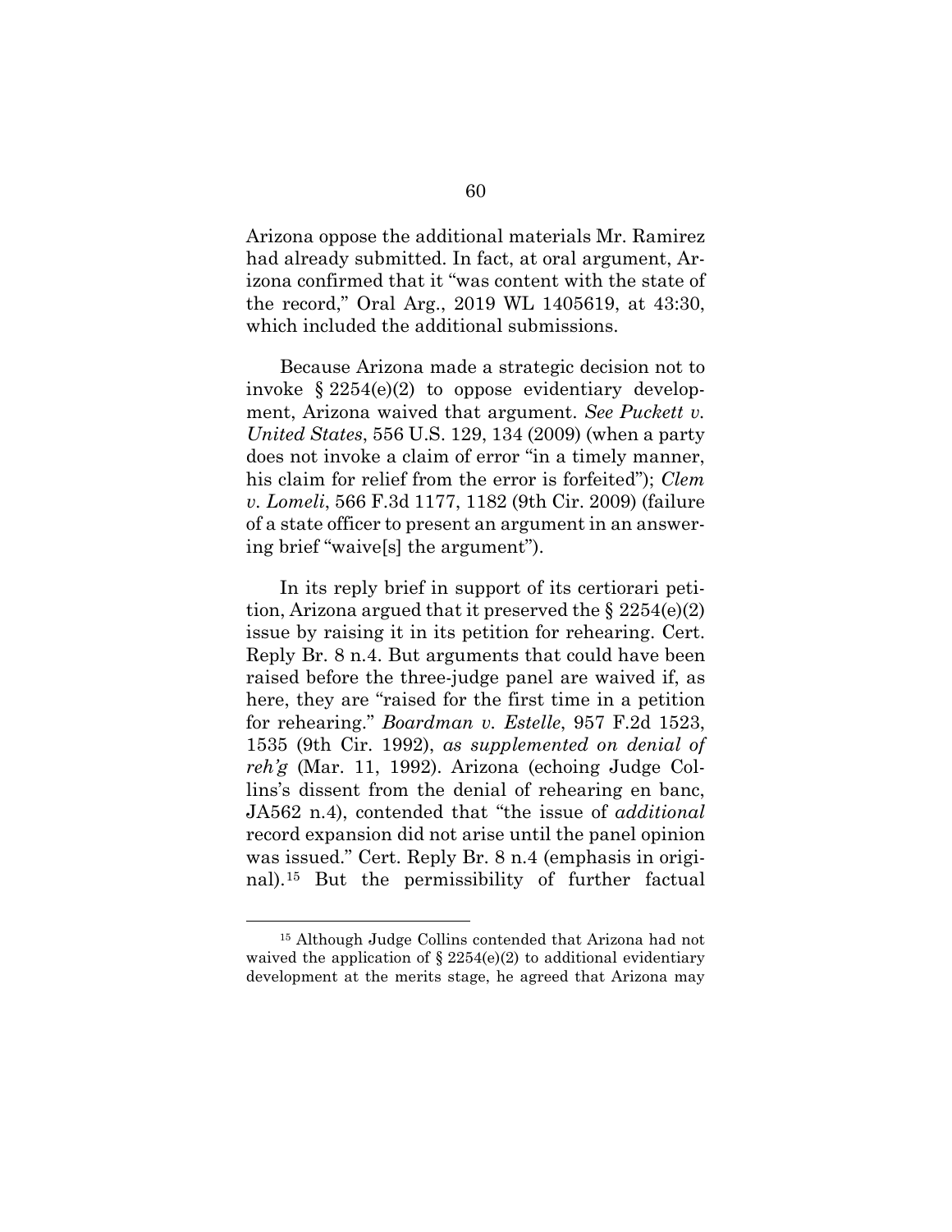Arizona oppose the additional materials Mr. Ramirez had already submitted. In fact, at oral argument, Arizona confirmed that it "was content with the state of the record," Oral Arg., 2019 WL 1405619, at 43:30, which included the additional submissions.

Because Arizona made a strategic decision not to invoke § 2254(e)(2) to oppose evidentiary development, Arizona waived that argument. *See Puckett v. United States*, 556 U.S. 129, 134 (2009) (when a party does not invoke a claim of error "in a timely manner, his claim for relief from the error is forfeited"); *Clem v. Lomeli*, 566 F.3d 1177, 1182 (9th Cir. 2009) (failure of a state officer to present an argument in an answering brief "waive[s] the argument").

In its reply brief in support of its certiorari petition, Arizona argued that it preserved the § 2254(e)(2) issue by raising it in its petition for rehearing. Cert. Reply Br. 8 n.4. But arguments that could have been raised before the three-judge panel are waived if, as here, they are "raised for the first time in a petition for rehearing." *Boardman v. Estelle*, 957 F.2d 1523, 1535 (9th Cir. 1992), *as supplemented on denial of reh'g* (Mar. 11, 1992). Arizona (echoing Judge Collins's dissent from the denial of rehearing en banc, JA562 n.4), contended that "the issue of *additional* record expansion did not arise until the panel opinion was issued." Cert. Reply Br. 8 n.4 (emphasis in original).[15] But the permissibility of further factual

[15] Although Judge Collins contended that Arizona had not waived the application of § 2254(e)(2) to additional evidentiary development at the merits stage, he agreed that Arizona may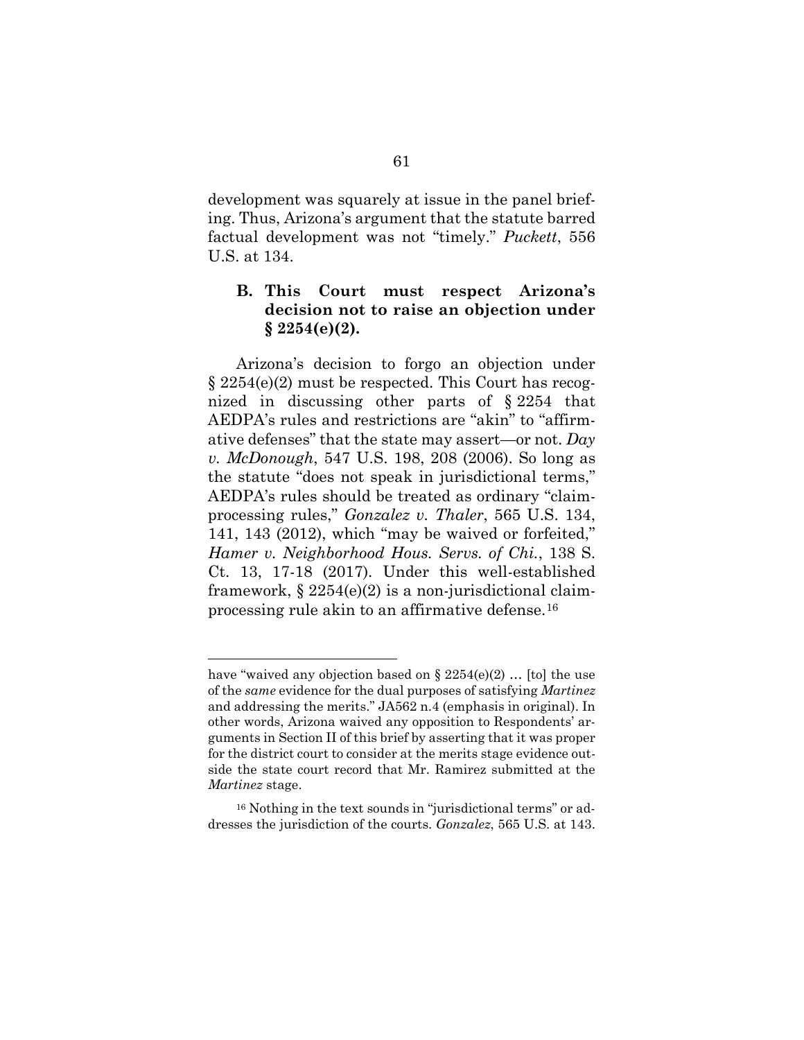development was squarely at issue in the panel briefing. Thus, Arizona's argument that the statute barred factual development was not "timely." *Puckett*, 556 U.S. at 134.

### B. This Court must respect Arizona's decision not to raise an objection under § 2254(e)(2).

Arizona's decision to forgo an objection under § 2254(e)(2) must be respected. This Court has recognized in discussing other parts of § 2254 that AEDPA's rules and restrictions are "akin" to "affirmative defenses" that the state may assert—or not. *Day v. McDonough*, 547 U.S. 198, 208 (2006). So long as the statute "does not speak in jurisdictional terms," AEDPA's rules should be treated as ordinary "claim-processing rules," *Gonzalez v. Thaler*, 565 U.S. 134, 141, 143 (2012), which "may be waived or forfeited," *Hamer v. Neighborhood Hous. Servs. of Chi.*, 138 S. Ct. 13, 17-18 (2017). Under this well-established framework, § 2254(e)(2) is a non-jurisdictional claim-processing rule akin to an affirmative defense.[16]

---

have "waived any objection based on § 2254(e)(2) … [to] the use of the *same* evidence for the dual purposes of satisfying *Martinez* and addressing the merits." JA562 n.4 (emphasis in original). In other words, Arizona waived any opposition to Respondents' arguments in Section II of this brief by asserting that it was proper for the district court to consider at the merits stage evidence outside the state court record that Mr. Ramirez submitted at the *Martinez* stage.

[16] Nothing in the text sounds in "jurisdictional terms" or addresses the jurisdiction of the courts. *Gonzalez*, 565 U.S. at 143.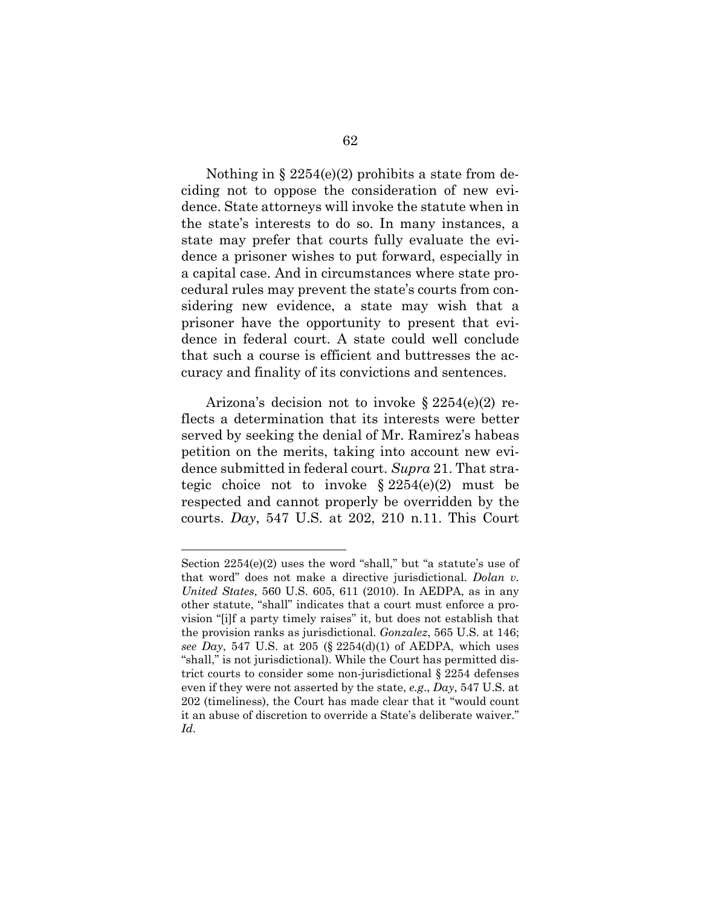Nothing in § 2254(e)(2) prohibits a state from deciding not to oppose the consideration of new evidence. State attorneys will invoke the statute when in the state's interests to do so. In many instances, a state may prefer that courts fully evaluate the evidence a prisoner wishes to put forward, especially in a capital case. And in circumstances where state procedural rules may prevent the state's courts from considering new evidence, a state may wish that a prisoner have the opportunity to present that evidence in federal court. A state could well conclude that such a course is efficient and buttresses the accuracy and finality of its convictions and sentences.

Arizona's decision not to invoke § 2254(e)(2) reflects a determination that its interests were better served by seeking the denial of Mr. Ramirez's habeas petition on the merits, taking into account new evidence submitted in federal court. *Supra* 21. That strategic choice not to invoke § 2254(e)(2) must be respected and cannot properly be overridden by the courts. *Day*, 547 U.S. at 202, 210 n.11. This Court

---

Section 2254(e)(2) uses the word "shall," but "a statute's use of that word" does not make a directive jurisdictional. *Dolan v. United States*, 560 U.S. 605, 611 (2010). In AEDPA, as in any other statute, "shall" indicates that a court must enforce a provision "[i]f a party timely raises" it, but does not establish that the provision ranks as jurisdictional. *Gonzalez*, 565 U.S. at 146; *see Day*, 547 U.S. at 205 (§ 2254(d)(1) of AEDPA, which uses "shall," is not jurisdictional). While the Court has permitted district courts to consider some non-jurisdictional § 2254 defenses even if they were not asserted by the state, *e.g.*, *Day*, 547 U.S. at 202 (timeliness), the Court has made clear that it "would count it an abuse of discretion to override a State's deliberate waiver." *Id.*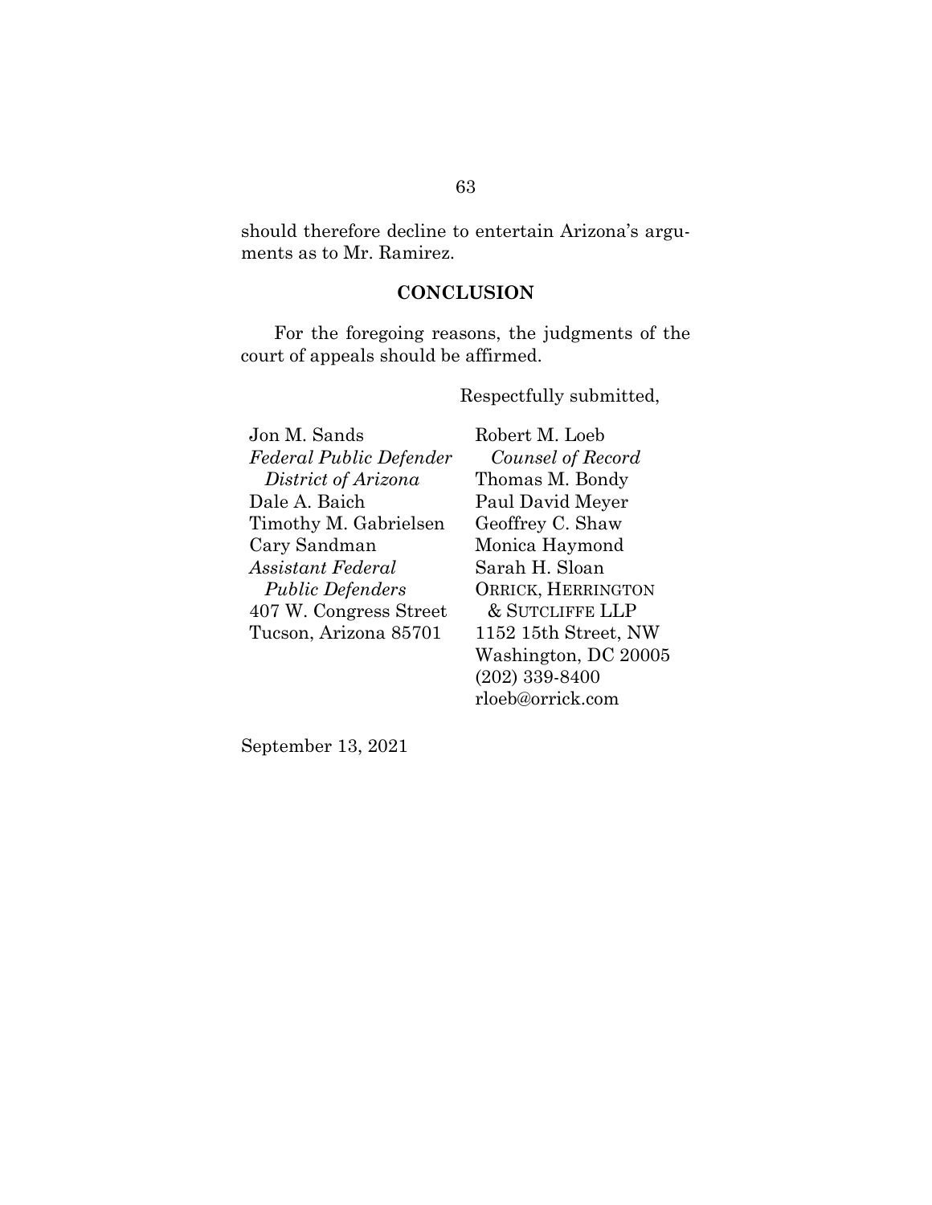should therefore decline to entertain Arizona's arguments as to Mr. Ramirez.

## CONCLUSION

For the foregoing reasons, the judgments of the court of appeals should be affirmed.

Respectfully submitted,

Jon M. Sands
*Federal Public Defender*
*District of Arizona*
Dale A. Baich
Timothy M. Gabrielsen
Cary Sandman
*Assistant Federal Public Defenders*
407 W. Congress Street
Tucson, Arizona 85701

Robert M. Loeb
*Counsel of Record*
Thomas M. Bondy
Paul David Meyer
Geoffrey C. Shaw
Monica Haymond
Sarah H. Sloan
ORRICK, HERRINGTON & SUTCLIFFE LLP
1152 15th Street, NW
Washington, DC 20005
(202) 339-8400
rloeb@orrick.com

September 13, 2021